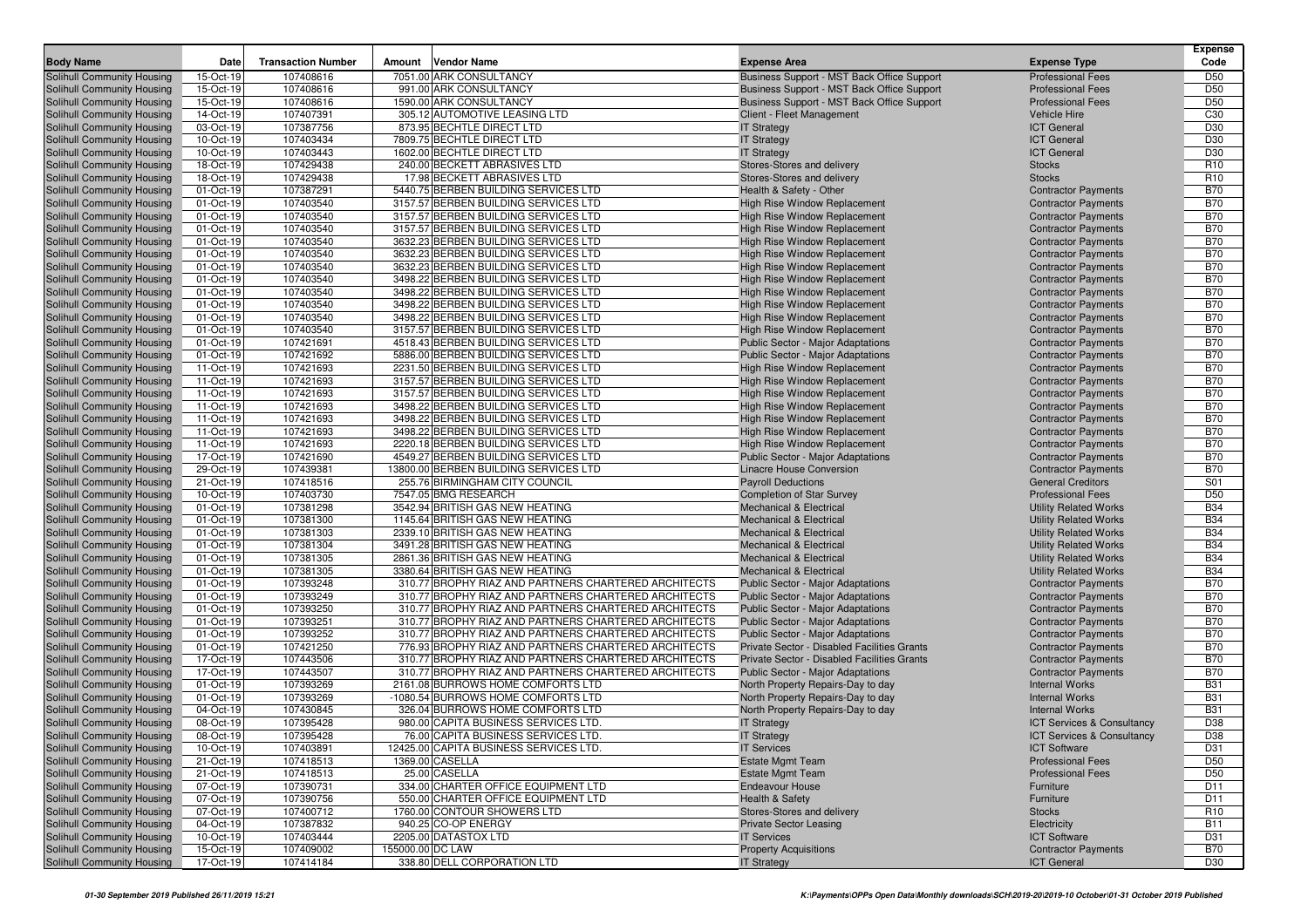| Body Name | Date | Transaction Number | Amount | Vendor Name | Expense Area | Expense Type | Expense Code |
|---|---|---|---|---|---|---|---|
| Solihull Community Housing | 15-Oct-19 | 107408616 | 7051.00 | ARK CONSULTANCY | Business Support - MST Back Office Support | Professional Fees | D50 |
| Solihull Community Housing | 15-Oct-19 | 107408616 | 991.00 | ARK CONSULTANCY | Business Support - MST Back Office Support | Professional Fees | D50 |
| Solihull Community Housing | 15-Oct-19 | 107408616 | 1590.00 | ARK CONSULTANCY | Business Support - MST Back Office Support | Professional Fees | D50 |
| Solihull Community Housing | 14-Oct-19 | 107407391 | 305.12 | AUTOMOTIVE LEASING LTD | Client - Fleet Management | Vehicle Hire | C30 |
| Solihull Community Housing | 03-Oct-19 | 107387756 | 873.95 | BECHTLE DIRECT LTD | IT Strategy | ICT General | D30 |
| Solihull Community Housing | 10-Oct-19 | 107403434 | 7809.75 | BECHTLE DIRECT LTD | IT Strategy | ICT General | D30 |
| Solihull Community Housing | 10-Oct-19 | 107403443 | 1602.00 | BECHTLE DIRECT LTD | IT Strategy | ICT General | D30 |
| Solihull Community Housing | 18-Oct-19 | 107429438 | 240.00 | BECKETT ABRASIVES LTD | Stores-Stores and delivery | Stocks | R10 |
| Solihull Community Housing | 18-Oct-19 | 107429438 | 17.98 | BECKETT ABRASIVES LTD | Stores-Stores and delivery | Stocks | R10 |
| Solihull Community Housing | 01-Oct-19 | 107387291 | 5440.75 | BERBEN BUILDING SERVICES LTD | Health & Safety - Other | Contractor Payments | B70 |
| Solihull Community Housing | 01-Oct-19 | 107403540 | 3157.57 | BERBEN BUILDING SERVICES LTD | High Rise Window Replacement | Contractor Payments | B70 |
| Solihull Community Housing | 01-Oct-19 | 107403540 | 3157.57 | BERBEN BUILDING SERVICES LTD | High Rise Window Replacement | Contractor Payments | B70 |
| Solihull Community Housing | 01-Oct-19 | 107403540 | 3157.57 | BERBEN BUILDING SERVICES LTD | High Rise Window Replacement | Contractor Payments | B70 |
| Solihull Community Housing | 01-Oct-19 | 107403540 | 3632.23 | BERBEN BUILDING SERVICES LTD | High Rise Window Replacement | Contractor Payments | B70 |
| Solihull Community Housing | 01-Oct-19 | 107403540 | 3632.23 | BERBEN BUILDING SERVICES LTD | High Rise Window Replacement | Contractor Payments | B70 |
| Solihull Community Housing | 01-Oct-19 | 107403540 | 3632.23 | BERBEN BUILDING SERVICES LTD | High Rise Window Replacement | Contractor Payments | B70 |
| Solihull Community Housing | 01-Oct-19 | 107403540 | 3498.22 | BERBEN BUILDING SERVICES LTD | High Rise Window Replacement | Contractor Payments | B70 |
| Solihull Community Housing | 01-Oct-19 | 107403540 | 3498.22 | BERBEN BUILDING SERVICES LTD | High Rise Window Replacement | Contractor Payments | B70 |
| Solihull Community Housing | 01-Oct-19 | 107403540 | 3498.22 | BERBEN BUILDING SERVICES LTD | High Rise Window Replacement | Contractor Payments | B70 |
| Solihull Community Housing | 01-Oct-19 | 107403540 | 3498.22 | BERBEN BUILDING SERVICES LTD | High Rise Window Replacement | Contractor Payments | B70 |
| Solihull Community Housing | 01-Oct-19 | 107403540 | 3157.57 | BERBEN BUILDING SERVICES LTD | High Rise Window Replacement | Contractor Payments | B70 |
| Solihull Community Housing | 01-Oct-19 | 107421691 | 4518.43 | BERBEN BUILDING SERVICES LTD | Public Sector - Major Adaptations | Contractor Payments | B70 |
| Solihull Community Housing | 01-Oct-19 | 107421692 | 5886.00 | BERBEN BUILDING SERVICES LTD | Public Sector - Major Adaptations | Contractor Payments | B70 |
| Solihull Community Housing | 11-Oct-19 | 107421693 | 2231.50 | BERBEN BUILDING SERVICES LTD | High Rise Window Replacement | Contractor Payments | B70 |
| Solihull Community Housing | 11-Oct-19 | 107421693 | 3157.57 | BERBEN BUILDING SERVICES LTD | High Rise Window Replacement | Contractor Payments | B70 |
| Solihull Community Housing | 11-Oct-19 | 107421693 | 3157.57 | BERBEN BUILDING SERVICES LTD | High Rise Window Replacement | Contractor Payments | B70 |
| Solihull Community Housing | 11-Oct-19 | 107421693 | 3498.22 | BERBEN BUILDING SERVICES LTD | High Rise Window Replacement | Contractor Payments | B70 |
| Solihull Community Housing | 11-Oct-19 | 107421693 | 3498.22 | BERBEN BUILDING SERVICES LTD | High Rise Window Replacement | Contractor Payments | B70 |
| Solihull Community Housing | 11-Oct-19 | 107421693 | 3498.22 | BERBEN BUILDING SERVICES LTD | High Rise Window Replacement | Contractor Payments | B70 |
| Solihull Community Housing | 11-Oct-19 | 107421693 | 2220.18 | BERBEN BUILDING SERVICES LTD | High Rise Window Replacement | Contractor Payments | B70 |
| Solihull Community Housing | 17-Oct-19 | 107421690 | 4549.27 | BERBEN BUILDING SERVICES LTD | Public Sector - Major Adaptations | Contractor Payments | B70 |
| Solihull Community Housing | 29-Oct-19 | 107439381 | 13800.00 | BERBEN BUILDING SERVICES LTD | Linacre House Conversion | Contractor Payments | B70 |
| Solihull Community Housing | 21-Oct-19 | 107418516 | 255.76 | BIRMINGHAM CITY COUNCIL | Payroll Deductions | General Creditors | S01 |
| Solihull Community Housing | 10-Oct-19 | 107403730 | 7547.05 | BMG RESEARCH | Completion of Star Survey | Professional Fees | D50 |
| Solihull Community Housing | 01-Oct-19 | 107381298 | 3542.94 | BRITISH GAS NEW HEATING | Mechanical & Electrical | Utility Related Works | B34 |
| Solihull Community Housing | 01-Oct-19 | 107381300 | 1145.64 | BRITISH GAS NEW HEATING | Mechanical & Electrical | Utility Related Works | B34 |
| Solihull Community Housing | 01-Oct-19 | 107381303 | 2339.10 | BRITISH GAS NEW HEATING | Mechanical & Electrical | Utility Related Works | B34 |
| Solihull Community Housing | 01-Oct-19 | 107381304 | 3491.28 | BRITISH GAS NEW HEATING | Mechanical & Electrical | Utility Related Works | B34 |
| Solihull Community Housing | 01-Oct-19 | 107381305 | 2861.36 | BRITISH GAS NEW HEATING | Mechanical & Electrical | Utility Related Works | B34 |
| Solihull Community Housing | 01-Oct-19 | 107381305 | 3380.64 | BRITISH GAS NEW HEATING | Mechanical & Electrical | Utility Related Works | B34 |
| Solihull Community Housing | 01-Oct-19 | 107393248 | 310.77 | BROPHY RIAZ AND PARTNERS CHARTERED ARCHITECTS | Public Sector - Major Adaptations | Contractor Payments | B70 |
| Solihull Community Housing | 01-Oct-19 | 107393249 | 310.77 | BROPHY RIAZ AND PARTNERS CHARTERED ARCHITECTS | Public Sector - Major Adaptations | Contractor Payments | B70 |
| Solihull Community Housing | 01-Oct-19 | 107393250 | 310.77 | BROPHY RIAZ AND PARTNERS CHARTERED ARCHITECTS | Public Sector - Major Adaptations | Contractor Payments | B70 |
| Solihull Community Housing | 01-Oct-19 | 107393251 | 310.77 | BROPHY RIAZ AND PARTNERS CHARTERED ARCHITECTS | Public Sector - Major Adaptations | Contractor Payments | B70 |
| Solihull Community Housing | 01-Oct-19 | 107393252 | 310.77 | BROPHY RIAZ AND PARTNERS CHARTERED ARCHITECTS | Public Sector - Major Adaptations | Contractor Payments | B70 |
| Solihull Community Housing | 01-Oct-19 | 107421250 | 776.93 | BROPHY RIAZ AND PARTNERS CHARTERED ARCHITECTS | Private Sector - Disabled Facilities Grants | Contractor Payments | B70 |
| Solihull Community Housing | 17-Oct-19 | 107443506 | 310.77 | BROPHY RIAZ AND PARTNERS CHARTERED ARCHITECTS | Private Sector - Disabled Facilities Grants | Contractor Payments | B70 |
| Solihull Community Housing | 17-Oct-19 | 107443507 | 310.77 | BROPHY RIAZ AND PARTNERS CHARTERED ARCHITECTS | Public Sector - Major Adaptations | Contractor Payments | B70 |
| Solihull Community Housing | 01-Oct-19 | 107393269 | 2161.08 | BURROWS HOME COMFORTS LTD | North Property Repairs-Day to day | Internal Works | B31 |
| Solihull Community Housing | 01-Oct-19 | 107393269 | -1080.54 | BURROWS HOME COMFORTS LTD | North Property Repairs-Day to day | Internal Works | B31 |
| Solihull Community Housing | 04-Oct-19 | 107430845 | 326.04 | BURROWS HOME COMFORTS LTD | North Property Repairs-Day to day | Internal Works | B31 |
| Solihull Community Housing | 08-Oct-19 | 107395428 | 980.00 | CAPITA BUSINESS SERVICES LTD. | IT Strategy | ICT Services & Consultancy | D38 |
| Solihull Community Housing | 08-Oct-19 | 107395428 | 76.00 | CAPITA BUSINESS SERVICES LTD. | IT Strategy | ICT Services & Consultancy | D38 |
| Solihull Community Housing | 10-Oct-19 | 107403891 | 12425.00 | CAPITA BUSINESS SERVICES LTD. | IT Services | ICT Software | D31 |
| Solihull Community Housing | 21-Oct-19 | 107418513 | 1369.00 | CASELLA | Estate Mgmt Team | Professional Fees | D50 |
| Solihull Community Housing | 21-Oct-19 | 107418513 | 25.00 | CASELLA | Estate Mgmt Team | Professional Fees | D50 |
| Solihull Community Housing | 07-Oct-19 | 107390731 | 334.00 | CHARTER OFFICE EQUIPMENT LTD | Endeavour House | Furniture | D11 |
| Solihull Community Housing | 07-Oct-19 | 107390756 | 550.00 | CHARTER OFFICE EQUIPMENT LTD | Health & Safety | Furniture | D11 |
| Solihull Community Housing | 07-Oct-19 | 107400712 | 1760.00 | CONTOUR SHOWERS LTD | Stores-Stores and delivery | Stocks | R10 |
| Solihull Community Housing | 04-Oct-19 | 107387832 | 940.25 | CO-OP ENERGY | Private Sector Leasing | Electricity | B11 |
| Solihull Community Housing | 10-Oct-19 | 107403444 | 2205.00 | DATASTOX LTD | IT Services | ICT Software | D31 |
| Solihull Community Housing | 15-Oct-19 | 107409002 | 155000.00 | DC LAW | Property Acquisitions | Contractor Payments | B70 |
| Solihull Community Housing | 17-Oct-19 | 107414184 | 338.80 | DELL CORPORATION LTD | IT Strategy | ICT General | D30 |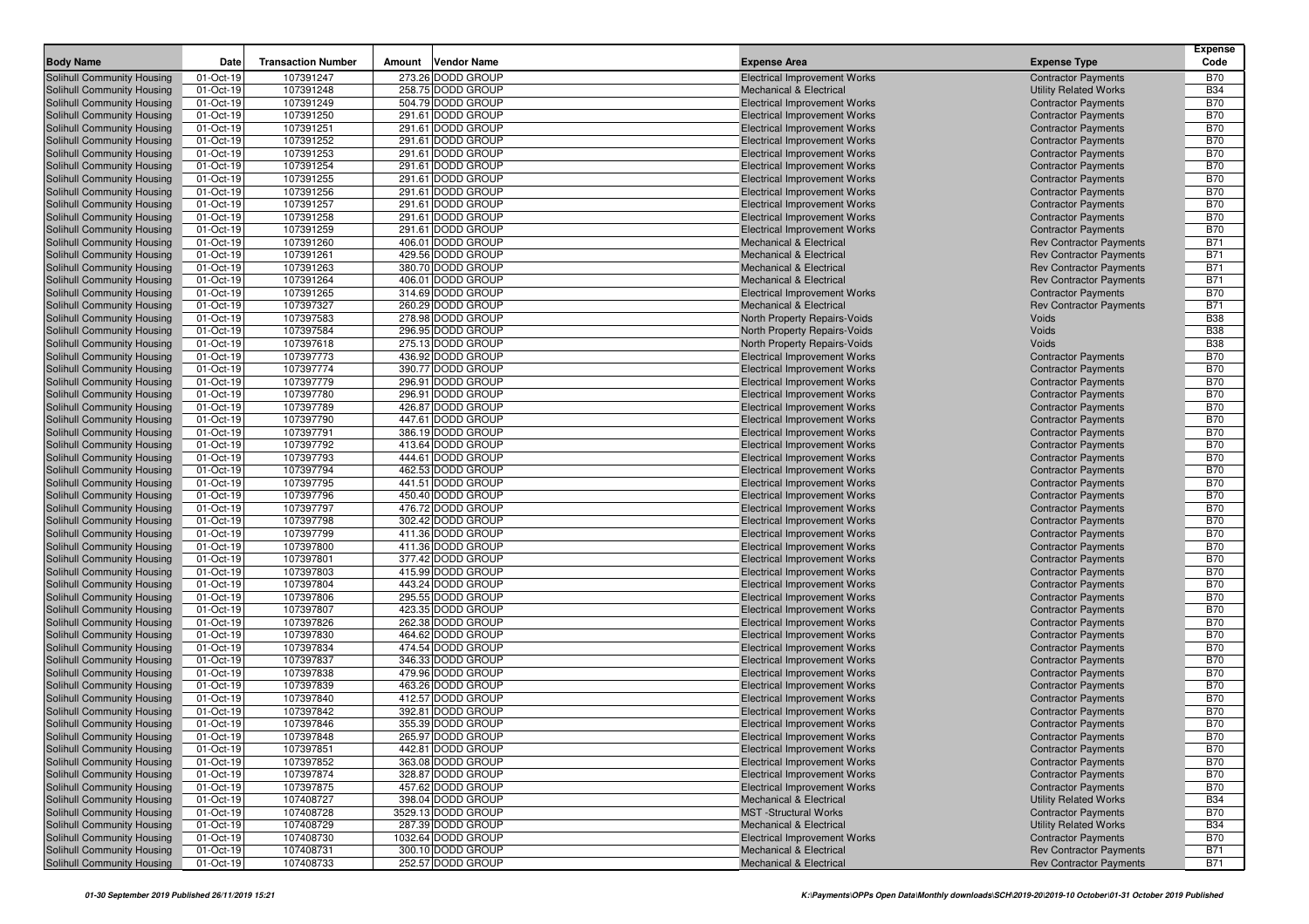| Body Name | Date | Transaction Number | Amount | Vendor Name | Expense Area | Expense Type | Expense Code |
|---|---|---|---|---|---|---|---|
| Solihull Community Housing | 01-Oct-19 | 107391247 | 273.26 | DODD GROUP | Electrical Improvement Works | Contractor Payments | B70 |
| Solihull Community Housing | 01-Oct-19 | 107391248 | 258.75 | DODD GROUP | Mechanical & Electrical | Utility Related Works | B34 |
| Solihull Community Housing | 01-Oct-19 | 107391249 | 504.79 | DODD GROUP | Electrical Improvement Works | Contractor Payments | B70 |
| Solihull Community Housing | 01-Oct-19 | 107391250 | 291.61 | DODD GROUP | Electrical Improvement Works | Contractor Payments | B70 |
| Solihull Community Housing | 01-Oct-19 | 107391251 | 291.61 | DODD GROUP | Electrical Improvement Works | Contractor Payments | B70 |
| Solihull Community Housing | 01-Oct-19 | 107391252 | 291.61 | DODD GROUP | Electrical Improvement Works | Contractor Payments | B70 |
| Solihull Community Housing | 01-Oct-19 | 107391253 | 291.61 | DODD GROUP | Electrical Improvement Works | Contractor Payments | B70 |
| Solihull Community Housing | 01-Oct-19 | 107391254 | 291.61 | DODD GROUP | Electrical Improvement Works | Contractor Payments | B70 |
| Solihull Community Housing | 01-Oct-19 | 107391255 | 291.61 | DODD GROUP | Electrical Improvement Works | Contractor Payments | B70 |
| Solihull Community Housing | 01-Oct-19 | 107391256 | 291.61 | DODD GROUP | Electrical Improvement Works | Contractor Payments | B70 |
| Solihull Community Housing | 01-Oct-19 | 107391257 | 291.61 | DODD GROUP | Electrical Improvement Works | Contractor Payments | B70 |
| Solihull Community Housing | 01-Oct-19 | 107391258 | 291.61 | DODD GROUP | Electrical Improvement Works | Contractor Payments | B70 |
| Solihull Community Housing | 01-Oct-19 | 107391259 | 291.61 | DODD GROUP | Electrical Improvement Works | Contractor Payments | B70 |
| Solihull Community Housing | 01-Oct-19 | 107391260 | 406.01 | DODD GROUP | Mechanical & Electrical | Rev Contractor Payments | B71 |
| Solihull Community Housing | 01-Oct-19 | 107391261 | 429.56 | DODD GROUP | Mechanical & Electrical | Rev Contractor Payments | B71 |
| Solihull Community Housing | 01-Oct-19 | 107391263 | 380.70 | DODD GROUP | Mechanical & Electrical | Rev Contractor Payments | B71 |
| Solihull Community Housing | 01-Oct-19 | 107391264 | 406.01 | DODD GROUP | Mechanical & Electrical | Rev Contractor Payments | B71 |
| Solihull Community Housing | 01-Oct-19 | 107391265 | 314.69 | DODD GROUP | Electrical Improvement Works | Contractor Payments | B70 |
| Solihull Community Housing | 01-Oct-19 | 107397327 | 260.29 | DODD GROUP | Mechanical & Electrical | Rev Contractor Payments | B71 |
| Solihull Community Housing | 01-Oct-19 | 107397583 | 278.98 | DODD GROUP | North Property Repairs-Voids | Voids | B38 |
| Solihull Community Housing | 01-Oct-19 | 107397584 | 296.95 | DODD GROUP | North Property Repairs-Voids | Voids | B38 |
| Solihull Community Housing | 01-Oct-19 | 107397618 | 275.13 | DODD GROUP | North Property Repairs-Voids | Voids | B38 |
| Solihull Community Housing | 01-Oct-19 | 107397773 | 436.92 | DODD GROUP | Electrical Improvement Works | Contractor Payments | B70 |
| Solihull Community Housing | 01-Oct-19 | 107397774 | 390.77 | DODD GROUP | Electrical Improvement Works | Contractor Payments | B70 |
| Solihull Community Housing | 01-Oct-19 | 107397779 | 296.91 | DODD GROUP | Electrical Improvement Works | Contractor Payments | B70 |
| Solihull Community Housing | 01-Oct-19 | 107397780 | 296.91 | DODD GROUP | Electrical Improvement Works | Contractor Payments | B70 |
| Solihull Community Housing | 01-Oct-19 | 107397789 | 426.87 | DODD GROUP | Electrical Improvement Works | Contractor Payments | B70 |
| Solihull Community Housing | 01-Oct-19 | 107397790 | 447.61 | DODD GROUP | Electrical Improvement Works | Contractor Payments | B70 |
| Solihull Community Housing | 01-Oct-19 | 107397791 | 386.19 | DODD GROUP | Electrical Improvement Works | Contractor Payments | B70 |
| Solihull Community Housing | 01-Oct-19 | 107397792 | 413.64 | DODD GROUP | Electrical Improvement Works | Contractor Payments | B70 |
| Solihull Community Housing | 01-Oct-19 | 107397793 | 444.61 | DODD GROUP | Electrical Improvement Works | Contractor Payments | B70 |
| Solihull Community Housing | 01-Oct-19 | 107397794 | 462.53 | DODD GROUP | Electrical Improvement Works | Contractor Payments | B70 |
| Solihull Community Housing | 01-Oct-19 | 107397795 | 441.51 | DODD GROUP | Electrical Improvement Works | Contractor Payments | B70 |
| Solihull Community Housing | 01-Oct-19 | 107397796 | 450.40 | DODD GROUP | Electrical Improvement Works | Contractor Payments | B70 |
| Solihull Community Housing | 01-Oct-19 | 107397797 | 476.72 | DODD GROUP | Electrical Improvement Works | Contractor Payments | B70 |
| Solihull Community Housing | 01-Oct-19 | 107397798 | 302.42 | DODD GROUP | Electrical Improvement Works | Contractor Payments | B70 |
| Solihull Community Housing | 01-Oct-19 | 107397799 | 411.36 | DODD GROUP | Electrical Improvement Works | Contractor Payments | B70 |
| Solihull Community Housing | 01-Oct-19 | 107397800 | 411.36 | DODD GROUP | Electrical Improvement Works | Contractor Payments | B70 |
| Solihull Community Housing | 01-Oct-19 | 107397801 | 377.42 | DODD GROUP | Electrical Improvement Works | Contractor Payments | B70 |
| Solihull Community Housing | 01-Oct-19 | 107397803 | 415.99 | DODD GROUP | Electrical Improvement Works | Contractor Payments | B70 |
| Solihull Community Housing | 01-Oct-19 | 107397804 | 443.24 | DODD GROUP | Electrical Improvement Works | Contractor Payments | B70 |
| Solihull Community Housing | 01-Oct-19 | 107397806 | 295.55 | DODD GROUP | Electrical Improvement Works | Contractor Payments | B70 |
| Solihull Community Housing | 01-Oct-19 | 107397807 | 423.35 | DODD GROUP | Electrical Improvement Works | Contractor Payments | B70 |
| Solihull Community Housing | 01-Oct-19 | 107397826 | 262.38 | DODD GROUP | Electrical Improvement Works | Contractor Payments | B70 |
| Solihull Community Housing | 01-Oct-19 | 107397830 | 464.62 | DODD GROUP | Electrical Improvement Works | Contractor Payments | B70 |
| Solihull Community Housing | 01-Oct-19 | 107397834 | 474.54 | DODD GROUP | Electrical Improvement Works | Contractor Payments | B70 |
| Solihull Community Housing | 01-Oct-19 | 107397837 | 346.33 | DODD GROUP | Electrical Improvement Works | Contractor Payments | B70 |
| Solihull Community Housing | 01-Oct-19 | 107397838 | 479.96 | DODD GROUP | Electrical Improvement Works | Contractor Payments | B70 |
| Solihull Community Housing | 01-Oct-19 | 107397839 | 463.26 | DODD GROUP | Electrical Improvement Works | Contractor Payments | B70 |
| Solihull Community Housing | 01-Oct-19 | 107397840 | 412.57 | DODD GROUP | Electrical Improvement Works | Contractor Payments | B70 |
| Solihull Community Housing | 01-Oct-19 | 107397842 | 392.81 | DODD GROUP | Electrical Improvement Works | Contractor Payments | B70 |
| Solihull Community Housing | 01-Oct-19 | 107397846 | 355.39 | DODD GROUP | Electrical Improvement Works | Contractor Payments | B70 |
| Solihull Community Housing | 01-Oct-19 | 107397848 | 265.97 | DODD GROUP | Electrical Improvement Works | Contractor Payments | B70 |
| Solihull Community Housing | 01-Oct-19 | 107397851 | 442.81 | DODD GROUP | Electrical Improvement Works | Contractor Payments | B70 |
| Solihull Community Housing | 01-Oct-19 | 107397852 | 363.08 | DODD GROUP | Electrical Improvement Works | Contractor Payments | B70 |
| Solihull Community Housing | 01-Oct-19 | 107397874 | 328.87 | DODD GROUP | Electrical Improvement Works | Contractor Payments | B70 |
| Solihull Community Housing | 01-Oct-19 | 107397875 | 457.62 | DODD GROUP | Electrical Improvement Works | Contractor Payments | B70 |
| Solihull Community Housing | 01-Oct-19 | 107408727 | 398.04 | DODD GROUP | Mechanical & Electrical | Utility Related Works | B34 |
| Solihull Community Housing | 01-Oct-19 | 107408728 | 3529.13 | DODD GROUP | MST -Structural Works | Contractor Payments | B70 |
| Solihull Community Housing | 01-Oct-19 | 107408729 | 287.39 | DODD GROUP | Mechanical & Electrical | Utility Related Works | B34 |
| Solihull Community Housing | 01-Oct-19 | 107408730 | 1032.64 | DODD GROUP | Electrical Improvement Works | Contractor Payments | B70 |
| Solihull Community Housing | 01-Oct-19 | 107408731 | 300.10 | DODD GROUP | Mechanical & Electrical | Rev Contractor Payments | B71 |
| Solihull Community Housing | 01-Oct-19 | 107408733 | 252.57 | DODD GROUP | Mechanical & Electrical | Rev Contractor Payments | B71 |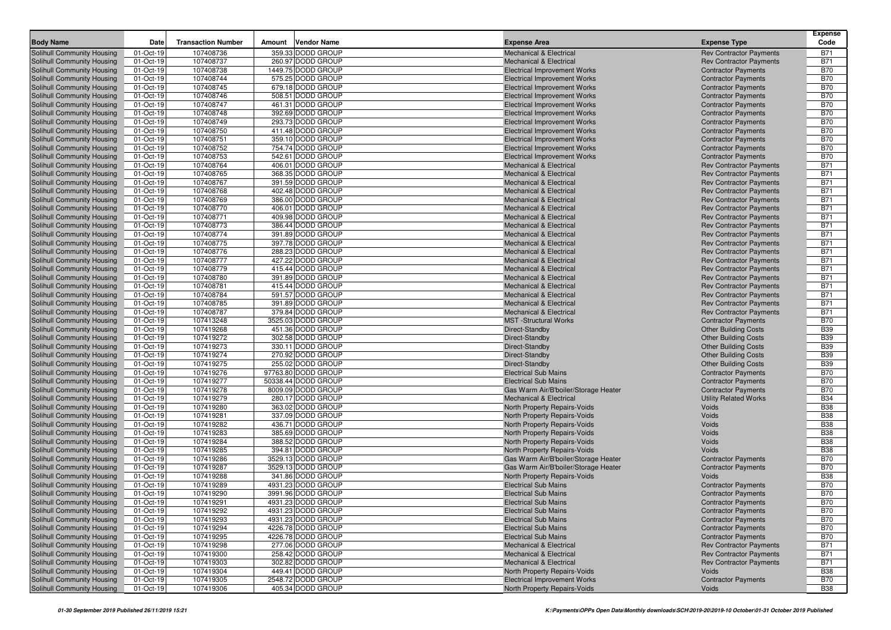| Body Name | Date | Transaction Number | Amount | Vendor Name | Expense Area | Expense Type | Expense Code |
|---|---|---|---|---|---|---|---|
| Solihull Community Housing | 01-Oct-19 | 107408736 | 359.33 | DODD GROUP | Mechanical & Electrical | Rev Contractor Payments | B71 |
| Solihull Community Housing | 01-Oct-19 | 107408737 | 260.97 | DODD GROUP | Mechanical & Electrical | Rev Contractor Payments | B71 |
| Solihull Community Housing | 01-Oct-19 | 107408738 | 1449.75 | DODD GROUP | Electrical Improvement Works | Contractor Payments | B70 |
| Solihull Community Housing | 01-Oct-19 | 107408744 | 575.25 | DODD GROUP | Electrical Improvement Works | Contractor Payments | B70 |
| Solihull Community Housing | 01-Oct-19 | 107408745 | 679.18 | DODD GROUP | Electrical Improvement Works | Contractor Payments | B70 |
| Solihull Community Housing | 01-Oct-19 | 107408746 | 508.51 | DODD GROUP | Electrical Improvement Works | Contractor Payments | B70 |
| Solihull Community Housing | 01-Oct-19 | 107408747 | 461.31 | DODD GROUP | Electrical Improvement Works | Contractor Payments | B70 |
| Solihull Community Housing | 01-Oct-19 | 107408748 | 392.69 | DODD GROUP | Electrical Improvement Works | Contractor Payments | B70 |
| Solihull Community Housing | 01-Oct-19 | 107408749 | 293.73 | DODD GROUP | Electrical Improvement Works | Contractor Payments | B70 |
| Solihull Community Housing | 01-Oct-19 | 107408750 | 411.48 | DODD GROUP | Electrical Improvement Works | Contractor Payments | B70 |
| Solihull Community Housing | 01-Oct-19 | 107408751 | 359.10 | DODD GROUP | Electrical Improvement Works | Contractor Payments | B70 |
| Solihull Community Housing | 01-Oct-19 | 107408752 | 754.74 | DODD GROUP | Electrical Improvement Works | Contractor Payments | B70 |
| Solihull Community Housing | 01-Oct-19 | 107408753 | 542.61 | DODD GROUP | Electrical Improvement Works | Contractor Payments | B70 |
| Solihull Community Housing | 01-Oct-19 | 107408764 | 406.01 | DODD GROUP | Mechanical & Electrical | Rev Contractor Payments | B71 |
| Solihull Community Housing | 01-Oct-19 | 107408765 | 368.35 | DODD GROUP | Mechanical & Electrical | Rev Contractor Payments | B71 |
| Solihull Community Housing | 01-Oct-19 | 107408767 | 391.59 | DODD GROUP | Mechanical & Electrical | Rev Contractor Payments | B71 |
| Solihull Community Housing | 01-Oct-19 | 107408768 | 402.48 | DODD GROUP | Mechanical & Electrical | Rev Contractor Payments | B71 |
| Solihull Community Housing | 01-Oct-19 | 107408769 | 386.00 | DODD GROUP | Mechanical & Electrical | Rev Contractor Payments | B71 |
| Solihull Community Housing | 01-Oct-19 | 107408770 | 406.01 | DODD GROUP | Mechanical & Electrical | Rev Contractor Payments | B71 |
| Solihull Community Housing | 01-Oct-19 | 107408771 | 409.98 | DODD GROUP | Mechanical & Electrical | Rev Contractor Payments | B71 |
| Solihull Community Housing | 01-Oct-19 | 107408773 | 386.44 | DODD GROUP | Mechanical & Electrical | Rev Contractor Payments | B71 |
| Solihull Community Housing | 01-Oct-19 | 107408774 | 391.89 | DODD GROUP | Mechanical & Electrical | Rev Contractor Payments | B71 |
| Solihull Community Housing | 01-Oct-19 | 107408775 | 397.78 | DODD GROUP | Mechanical & Electrical | Rev Contractor Payments | B71 |
| Solihull Community Housing | 01-Oct-19 | 107408776 | 288.23 | DODD GROUP | Mechanical & Electrical | Rev Contractor Payments | B71 |
| Solihull Community Housing | 01-Oct-19 | 107408777 | 427.22 | DODD GROUP | Mechanical & Electrical | Rev Contractor Payments | B71 |
| Solihull Community Housing | 01-Oct-19 | 107408779 | 415.44 | DODD GROUP | Mechanical & Electrical | Rev Contractor Payments | B71 |
| Solihull Community Housing | 01-Oct-19 | 107408780 | 391.89 | DODD GROUP | Mechanical & Electrical | Rev Contractor Payments | B71 |
| Solihull Community Housing | 01-Oct-19 | 107408781 | 415.44 | DODD GROUP | Mechanical & Electrical | Rev Contractor Payments | B71 |
| Solihull Community Housing | 01-Oct-19 | 107408784 | 591.57 | DODD GROUP | Mechanical & Electrical | Rev Contractor Payments | B71 |
| Solihull Community Housing | 01-Oct-19 | 107408785 | 391.89 | DODD GROUP | Mechanical & Electrical | Rev Contractor Payments | B71 |
| Solihull Community Housing | 01-Oct-19 | 107408787 | 379.84 | DODD GROUP | Mechanical & Electrical | Rev Contractor Payments | B71 |
| Solihull Community Housing | 01-Oct-19 | 107413248 | 3525.03 | DODD GROUP | MST -Structural Works | Contractor Payments | B70 |
| Solihull Community Housing | 01-Oct-19 | 107419268 | 451.36 | DODD GROUP | Direct-Standby | Other Building Costs | B39 |
| Solihull Community Housing | 01-Oct-19 | 107419272 | 302.58 | DODD GROUP | Direct-Standby | Other Building Costs | B39 |
| Solihull Community Housing | 01-Oct-19 | 107419273 | 330.11 | DODD GROUP | Direct-Standby | Other Building Costs | B39 |
| Solihull Community Housing | 01-Oct-19 | 107419274 | 270.92 | DODD GROUP | Direct-Standby | Other Building Costs | B39 |
| Solihull Community Housing | 01-Oct-19 | 107419275 | 255.02 | DODD GROUP | Direct-Standby | Other Building Costs | B39 |
| Solihull Community Housing | 01-Oct-19 | 107419276 | 97763.80 | DODD GROUP | Electrical Sub Mains | Contractor Payments | B70 |
| Solihull Community Housing | 01-Oct-19 | 107419277 | 50338.44 | DODD GROUP | Electrical Sub Mains | Contractor Payments | B70 |
| Solihull Community Housing | 01-Oct-19 | 107419278 | 8009.09 | DODD GROUP | Gas Warm Air/B'boiler/Storage Heater | Contractor Payments | B70 |
| Solihull Community Housing | 01-Oct-19 | 107419279 | 280.17 | DODD GROUP | Mechanical & Electrical | Utility Related Works | B34 |
| Solihull Community Housing | 01-Oct-19 | 107419280 | 363.02 | DODD GROUP | North Property Repairs-Voids | Voids | B38 |
| Solihull Community Housing | 01-Oct-19 | 107419281 | 337.09 | DODD GROUP | North Property Repairs-Voids | Voids | B38 |
| Solihull Community Housing | 01-Oct-19 | 107419282 | 436.71 | DODD GROUP | North Property Repairs-Voids | Voids | B38 |
| Solihull Community Housing | 01-Oct-19 | 107419283 | 385.69 | DODD GROUP | North Property Repairs-Voids | Voids | B38 |
| Solihull Community Housing | 01-Oct-19 | 107419284 | 388.52 | DODD GROUP | North Property Repairs-Voids | Voids | B38 |
| Solihull Community Housing | 01-Oct-19 | 107419285 | 394.81 | DODD GROUP | North Property Repairs-Voids | Voids | B38 |
| Solihull Community Housing | 01-Oct-19 | 107419286 | 3529.13 | DODD GROUP | Gas Warm Air/B'boiler/Storage Heater | Contractor Payments | B70 |
| Solihull Community Housing | 01-Oct-19 | 107419287 | 3529.13 | DODD GROUP | Gas Warm Air/B'boiler/Storage Heater | Contractor Payments | B70 |
| Solihull Community Housing | 01-Oct-19 | 107419288 | 341.86 | DODD GROUP | North Property Repairs-Voids | Voids | B38 |
| Solihull Community Housing | 01-Oct-19 | 107419289 | 4931.23 | DODD GROUP | Electrical Sub Mains | Contractor Payments | B70 |
| Solihull Community Housing | 01-Oct-19 | 107419290 | 3991.96 | DODD GROUP | Electrical Sub Mains | Contractor Payments | B70 |
| Solihull Community Housing | 01-Oct-19 | 107419291 | 4931.23 | DODD GROUP | Electrical Sub Mains | Contractor Payments | B70 |
| Solihull Community Housing | 01-Oct-19 | 107419292 | 4931.23 | DODD GROUP | Electrical Sub Mains | Contractor Payments | B70 |
| Solihull Community Housing | 01-Oct-19 | 107419293 | 4931.23 | DODD GROUP | Electrical Sub Mains | Contractor Payments | B70 |
| Solihull Community Housing | 01-Oct-19 | 107419294 | 4226.78 | DODD GROUP | Electrical Sub Mains | Contractor Payments | B70 |
| Solihull Community Housing | 01-Oct-19 | 107419295 | 4226.78 | DODD GROUP | Electrical Sub Mains | Contractor Payments | B70 |
| Solihull Community Housing | 01-Oct-19 | 107419298 | 277.06 | DODD GROUP | Mechanical & Electrical | Rev Contractor Payments | B71 |
| Solihull Community Housing | 01-Oct-19 | 107419300 | 258.42 | DODD GROUP | Mechanical & Electrical | Rev Contractor Payments | B71 |
| Solihull Community Housing | 01-Oct-19 | 107419303 | 302.82 | DODD GROUP | Mechanical & Electrical | Rev Contractor Payments | B71 |
| Solihull Community Housing | 01-Oct-19 | 107419304 | 449.41 | DODD GROUP | North Property Repairs-Voids | Voids | B38 |
| Solihull Community Housing | 01-Oct-19 | 107419305 | 2548.72 | DODD GROUP | Electrical Improvement Works | Contractor Payments | B70 |
| Solihull Community Housing | 01-Oct-19 | 107419306 | 405.34 | DODD GROUP | North Property Repairs-Voids | Voids | B38 |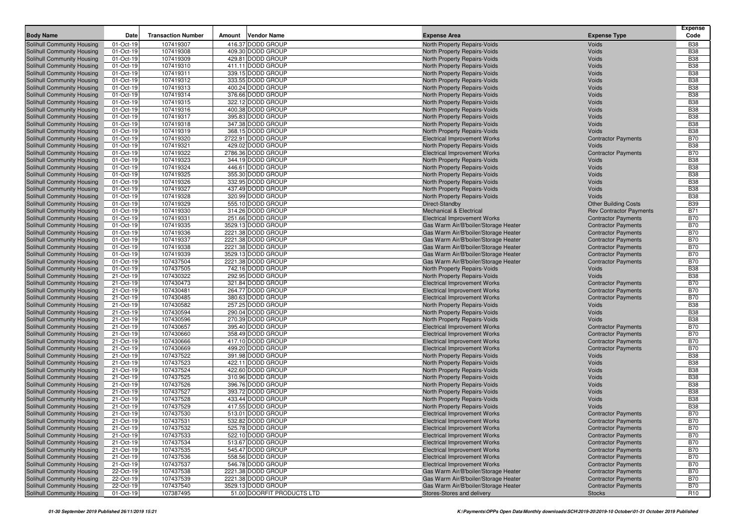| Body Name | Date | Transaction Number | Amount | Vendor Name | Expense Area | Expense Type | Expense Code |
|---|---|---|---|---|---|---|---|
| Solihull Community Housing | 01-Oct-19 | 107419307 | 416.37 | DODD GROUP | North Property Repairs-Voids | Voids | B38 |
| Solihull Community Housing | 01-Oct-19 | 107419308 | 409.30 | DODD GROUP | North Property Repairs-Voids | Voids | B38 |
| Solihull Community Housing | 01-Oct-19 | 107419309 | 429.81 | DODD GROUP | North Property Repairs-Voids | Voids | B38 |
| Solihull Community Housing | 01-Oct-19 | 107419310 | 411.11 | DODD GROUP | North Property Repairs-Voids | Voids | B38 |
| Solihull Community Housing | 01-Oct-19 | 107419311 | 339.15 | DODD GROUP | North Property Repairs-Voids | Voids | B38 |
| Solihull Community Housing | 01-Oct-19 | 107419312 | 333.55 | DODD GROUP | North Property Repairs-Voids | Voids | B38 |
| Solihull Community Housing | 01-Oct-19 | 107419313 | 400.24 | DODD GROUP | North Property Repairs-Voids | Voids | B38 |
| Solihull Community Housing | 01-Oct-19 | 107419314 | 376.66 | DODD GROUP | North Property Repairs-Voids | Voids | B38 |
| Solihull Community Housing | 01-Oct-19 | 107419315 | 322.12 | DODD GROUP | North Property Repairs-Voids | Voids | B38 |
| Solihull Community Housing | 01-Oct-19 | 107419316 | 400.38 | DODD GROUP | North Property Repairs-Voids | Voids | B38 |
| Solihull Community Housing | 01-Oct-19 | 107419317 | 395.83 | DODD GROUP | North Property Repairs-Voids | Voids | B38 |
| Solihull Community Housing | 01-Oct-19 | 107419318 | 347.38 | DODD GROUP | North Property Repairs-Voids | Voids | B38 |
| Solihull Community Housing | 01-Oct-19 | 107419319 | 368.15 | DODD GROUP | North Property Repairs-Voids | Voids | B38 |
| Solihull Community Housing | 01-Oct-19 | 107419320 | 2722.91 | DODD GROUP | Electrical Improvement Works | Contractor Payments | B70 |
| Solihull Community Housing | 01-Oct-19 | 107419321 | 429.02 | DODD GROUP | North Property Repairs-Voids | Voids | B38 |
| Solihull Community Housing | 01-Oct-19 | 107419322 | 2786.36 | DODD GROUP | Electrical Improvement Works | Contractor Payments | B70 |
| Solihull Community Housing | 01-Oct-19 | 107419323 | 344.19 | DODD GROUP | North Property Repairs-Voids | Voids | B38 |
| Solihull Community Housing | 01-Oct-19 | 107419324 | 446.61 | DODD GROUP | North Property Repairs-Voids | Voids | B38 |
| Solihull Community Housing | 01-Oct-19 | 107419325 | 355.30 | DODD GROUP | North Property Repairs-Voids | Voids | B38 |
| Solihull Community Housing | 01-Oct-19 | 107419326 | 332.95 | DODD GROUP | North Property Repairs-Voids | Voids | B38 |
| Solihull Community Housing | 01-Oct-19 | 107419327 | 437.49 | DODD GROUP | North Property Repairs-Voids | Voids | B38 |
| Solihull Community Housing | 01-Oct-19 | 107419328 | 320.99 | DODD GROUP | North Property Repairs-Voids | Voids | B38 |
| Solihull Community Housing | 01-Oct-19 | 107419329 | 555.10 | DODD GROUP | Direct-Standby | Other Building Costs | B39 |
| Solihull Community Housing | 01-Oct-19 | 107419330 | 314.26 | DODD GROUP | Mechanical & Electrical | Rev Contractor Payments | B71 |
| Solihull Community Housing | 01-Oct-19 | 107419331 | 251.66 | DODD GROUP | Electrical Improvement Works | Contractor Payments | B70 |
| Solihull Community Housing | 01-Oct-19 | 107419335 | 3529.13 | DODD GROUP | Gas Warm Air/B'boiler/Storage Heater | Contractor Payments | B70 |
| Solihull Community Housing | 01-Oct-19 | 107419336 | 2221.38 | DODD GROUP | Gas Warm Air/B'boiler/Storage Heater | Contractor Payments | B70 |
| Solihull Community Housing | 01-Oct-19 | 107419337 | 2221.38 | DODD GROUP | Gas Warm Air/B'boiler/Storage Heater | Contractor Payments | B70 |
| Solihull Community Housing | 01-Oct-19 | 107419338 | 2221.38 | DODD GROUP | Gas Warm Air/B'boiler/Storage Heater | Contractor Payments | B70 |
| Solihull Community Housing | 01-Oct-19 | 107419339 | 3529.13 | DODD GROUP | Gas Warm Air/B'boiler/Storage Heater | Contractor Payments | B70 |
| Solihull Community Housing | 01-Oct-19 | 107437504 | 2221.38 | DODD GROUP | Gas Warm Air/B'boiler/Storage Heater | Contractor Payments | B70 |
| Solihull Community Housing | 01-Oct-19 | 107437505 | 742.16 | DODD GROUP | North Property Repairs-Voids | Voids | B38 |
| Solihull Community Housing | 21-Oct-19 | 107430322 | 292.95 | DODD GROUP | North Property Repairs-Voids | Voids | B38 |
| Solihull Community Housing | 21-Oct-19 | 107430473 | 321.84 | DODD GROUP | Electrical Improvement Works | Contractor Payments | B70 |
| Solihull Community Housing | 21-Oct-19 | 107430481 | 264.77 | DODD GROUP | Electrical Improvement Works | Contractor Payments | B70 |
| Solihull Community Housing | 21-Oct-19 | 107430485 | 380.63 | DODD GROUP | Electrical Improvement Works | Contractor Payments | B70 |
| Solihull Community Housing | 21-Oct-19 | 107430582 | 257.25 | DODD GROUP | North Property Repairs-Voids | Voids | B38 |
| Solihull Community Housing | 21-Oct-19 | 107430594 | 290.04 | DODD GROUP | North Property Repairs-Voids | Voids | B38 |
| Solihull Community Housing | 21-Oct-19 | 107430596 | 270.39 | DODD GROUP | North Property Repairs-Voids | Voids | B38 |
| Solihull Community Housing | 21-Oct-19 | 107430657 | 395.40 | DODD GROUP | Electrical Improvement Works | Contractor Payments | B70 |
| Solihull Community Housing | 21-Oct-19 | 107430660 | 358.49 | DODD GROUP | Electrical Improvement Works | Contractor Payments | B70 |
| Solihull Community Housing | 21-Oct-19 | 107430666 | 417.10 | DODD GROUP | Electrical Improvement Works | Contractor Payments | B70 |
| Solihull Community Housing | 21-Oct-19 | 107430669 | 499.20 | DODD GROUP | Electrical Improvement Works | Contractor Payments | B70 |
| Solihull Community Housing | 21-Oct-19 | 107437522 | 391.98 | DODD GROUP | North Property Repairs-Voids | Voids | B38 |
| Solihull Community Housing | 21-Oct-19 | 107437523 | 422.11 | DODD GROUP | North Property Repairs-Voids | Voids | B38 |
| Solihull Community Housing | 21-Oct-19 | 107437524 | 422.60 | DODD GROUP | North Property Repairs-Voids | Voids | B38 |
| Solihull Community Housing | 21-Oct-19 | 107437525 | 310.96 | DODD GROUP | North Property Repairs-Voids | Voids | B38 |
| Solihull Community Housing | 21-Oct-19 | 107437526 | 396.76 | DODD GROUP | North Property Repairs-Voids | Voids | B38 |
| Solihull Community Housing | 21-Oct-19 | 107437527 | 393.72 | DODD GROUP | North Property Repairs-Voids | Voids | B38 |
| Solihull Community Housing | 21-Oct-19 | 107437528 | 433.44 | DODD GROUP | North Property Repairs-Voids | Voids | B38 |
| Solihull Community Housing | 21-Oct-19 | 107437529 | 417.55 | DODD GROUP | North Property Repairs-Voids | Voids | B38 |
| Solihull Community Housing | 21-Oct-19 | 107437530 | 513.01 | DODD GROUP | Electrical Improvement Works | Contractor Payments | B70 |
| Solihull Community Housing | 21-Oct-19 | 107437531 | 532.82 | DODD GROUP | Electrical Improvement Works | Contractor Payments | B70 |
| Solihull Community Housing | 21-Oct-19 | 107437532 | 525.78 | DODD GROUP | Electrical Improvement Works | Contractor Payments | B70 |
| Solihull Community Housing | 21-Oct-19 | 107437533 | 522.10 | DODD GROUP | Electrical Improvement Works | Contractor Payments | B70 |
| Solihull Community Housing | 21-Oct-19 | 107437534 | 513.67 | DODD GROUP | Electrical Improvement Works | Contractor Payments | B70 |
| Solihull Community Housing | 21-Oct-19 | 107437535 | 545.47 | DODD GROUP | Electrical Improvement Works | Contractor Payments | B70 |
| Solihull Community Housing | 21-Oct-19 | 107437536 | 558.56 | DODD GROUP | Electrical Improvement Works | Contractor Payments | B70 |
| Solihull Community Housing | 21-Oct-19 | 107437537 | 546.78 | DODD GROUP | Electrical Improvement Works | Contractor Payments | B70 |
| Solihull Community Housing | 22-Oct-19 | 107437538 | 2221.38 | DODD GROUP | Gas Warm Air/B'boiler/Storage Heater | Contractor Payments | B70 |
| Solihull Community Housing | 22-Oct-19 | 107437539 | 2221.38 | DODD GROUP | Gas Warm Air/B'boiler/Storage Heater | Contractor Payments | B70 |
| Solihull Community Housing | 22-Oct-19 | 107437540 | 3529.13 | DODD GROUP | Gas Warm Air/B'boiler/Storage Heater | Contractor Payments | B70 |
| Solihull Community Housing | 01-Oct-19 | 107387495 | 51.00 | DOORFIT PRODUCTS LTD | Stores-Stores and delivery | Stocks | R10 |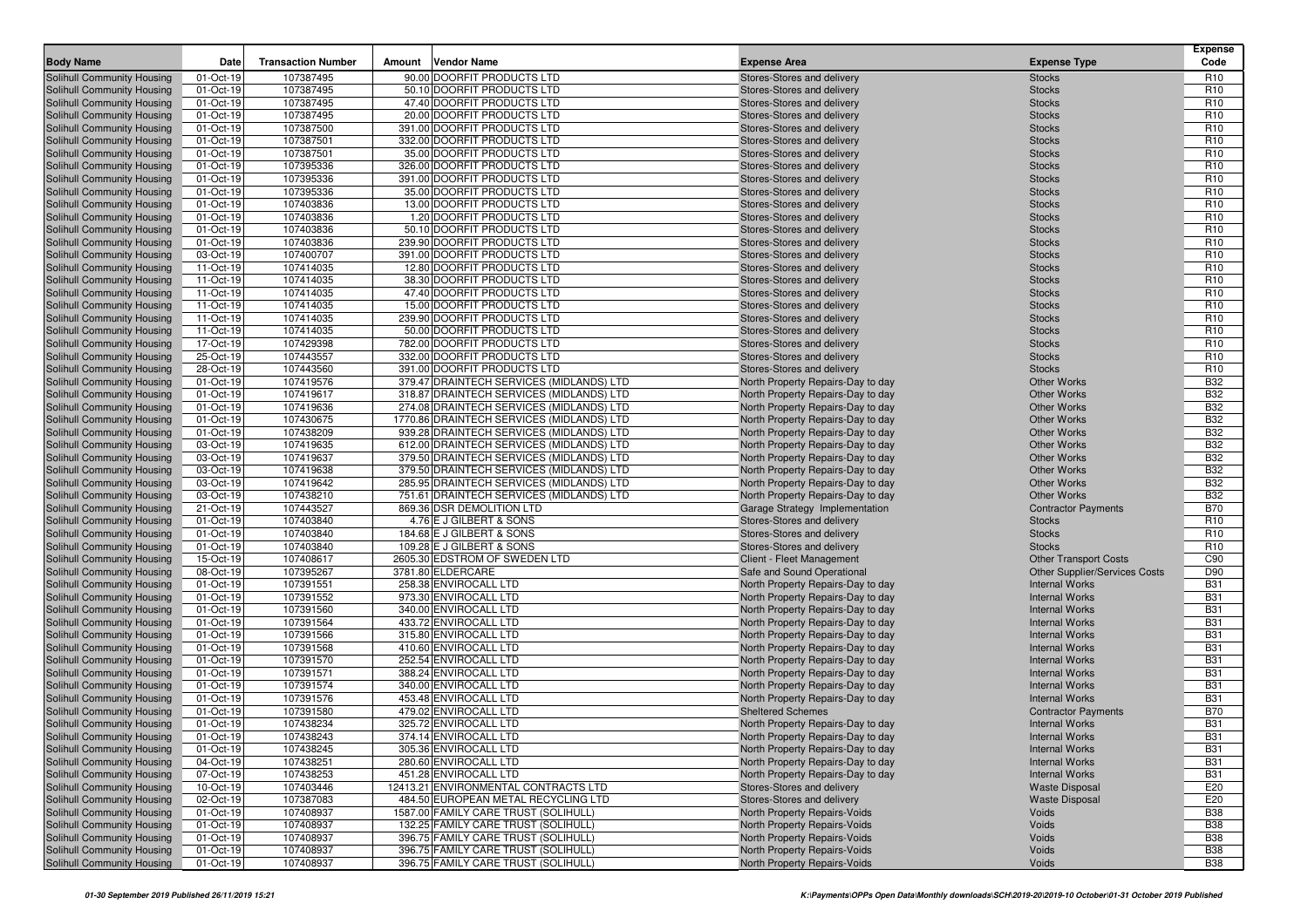| Body Name | Date | Transaction Number | Amount | Vendor Name | Expense Area | Expense Type | Expense Code |
|---|---|---|---|---|---|---|---|
| Solihull Community Housing | 01-Oct-19 | 107387495 | 90.00 | DOORFIT PRODUCTS LTD | Stores-Stores and delivery | Stocks | R10 |
| Solihull Community Housing | 01-Oct-19 | 107387495 | 50.10 | DOORFIT PRODUCTS LTD | Stores-Stores and delivery | Stocks | R10 |
| Solihull Community Housing | 01-Oct-19 | 107387495 | 47.40 | DOORFIT PRODUCTS LTD | Stores-Stores and delivery | Stocks | R10 |
| Solihull Community Housing | 01-Oct-19 | 107387495 | 20.00 | DOORFIT PRODUCTS LTD | Stores-Stores and delivery | Stocks | R10 |
| Solihull Community Housing | 01-Oct-19 | 107387500 | 391.00 | DOORFIT PRODUCTS LTD | Stores-Stores and delivery | Stocks | R10 |
| Solihull Community Housing | 01-Oct-19 | 107387501 | 332.00 | DOORFIT PRODUCTS LTD | Stores-Stores and delivery | Stocks | R10 |
| Solihull Community Housing | 01-Oct-19 | 107387501 | 35.00 | DOORFIT PRODUCTS LTD | Stores-Stores and delivery | Stocks | R10 |
| Solihull Community Housing | 01-Oct-19 | 107395336 | 326.00 | DOORFIT PRODUCTS LTD | Stores-Stores and delivery | Stocks | R10 |
| Solihull Community Housing | 01-Oct-19 | 107395336 | 391.00 | DOORFIT PRODUCTS LTD | Stores-Stores and delivery | Stocks | R10 |
| Solihull Community Housing | 01-Oct-19 | 107395336 | 35.00 | DOORFIT PRODUCTS LTD | Stores-Stores and delivery | Stocks | R10 |
| Solihull Community Housing | 01-Oct-19 | 107403836 | 13.00 | DOORFIT PRODUCTS LTD | Stores-Stores and delivery | Stocks | R10 |
| Solihull Community Housing | 01-Oct-19 | 107403836 | 1.20 | DOORFIT PRODUCTS LTD | Stores-Stores and delivery | Stocks | R10 |
| Solihull Community Housing | 01-Oct-19 | 107403836 | 50.10 | DOORFIT PRODUCTS LTD | Stores-Stores and delivery | Stocks | R10 |
| Solihull Community Housing | 01-Oct-19 | 107403836 | 239.90 | DOORFIT PRODUCTS LTD | Stores-Stores and delivery | Stocks | R10 |
| Solihull Community Housing | 03-Oct-19 | 107400707 | 391.00 | DOORFIT PRODUCTS LTD | Stores-Stores and delivery | Stocks | R10 |
| Solihull Community Housing | 11-Oct-19 | 107414035 | 12.80 | DOORFIT PRODUCTS LTD | Stores-Stores and delivery | Stocks | R10 |
| Solihull Community Housing | 11-Oct-19 | 107414035 | 38.30 | DOORFIT PRODUCTS LTD | Stores-Stores and delivery | Stocks | R10 |
| Solihull Community Housing | 11-Oct-19 | 107414035 | 47.40 | DOORFIT PRODUCTS LTD | Stores-Stores and delivery | Stocks | R10 |
| Solihull Community Housing | 11-Oct-19 | 107414035 | 15.00 | DOORFIT PRODUCTS LTD | Stores-Stores and delivery | Stocks | R10 |
| Solihull Community Housing | 11-Oct-19 | 107414035 | 239.90 | DOORFIT PRODUCTS LTD | Stores-Stores and delivery | Stocks | R10 |
| Solihull Community Housing | 11-Oct-19 | 107414035 | 50.00 | DOORFIT PRODUCTS LTD | Stores-Stores and delivery | Stocks | R10 |
| Solihull Community Housing | 17-Oct-19 | 107429398 | 782.00 | DOORFIT PRODUCTS LTD | Stores-Stores and delivery | Stocks | R10 |
| Solihull Community Housing | 25-Oct-19 | 107443557 | 332.00 | DOORFIT PRODUCTS LTD | Stores-Stores and delivery | Stocks | R10 |
| Solihull Community Housing | 28-Oct-19 | 107443560 | 391.00 | DOORFIT PRODUCTS LTD | Stores-Stores and delivery | Stocks | R10 |
| Solihull Community Housing | 01-Oct-19 | 107419576 | 379.47 | DRAINTECH SERVICES (MIDLANDS) LTD | North Property Repairs-Day to day | Other Works | B32 |
| Solihull Community Housing | 01-Oct-19 | 107419617 | 318.87 | DRAINTECH SERVICES (MIDLANDS) LTD | North Property Repairs-Day to day | Other Works | B32 |
| Solihull Community Housing | 01-Oct-19 | 107419636 | 274.08 | DRAINTECH SERVICES (MIDLANDS) LTD | North Property Repairs-Day to day | Other Works | B32 |
| Solihull Community Housing | 01-Oct-19 | 107430675 | 1770.86 | DRAINTECH SERVICES (MIDLANDS) LTD | North Property Repairs-Day to day | Other Works | B32 |
| Solihull Community Housing | 01-Oct-19 | 107438209 | 939.28 | DRAINTECH SERVICES (MIDLANDS) LTD | North Property Repairs-Day to day | Other Works | B32 |
| Solihull Community Housing | 03-Oct-19 | 107419635 | 612.00 | DRAINTECH SERVICES (MIDLANDS) LTD | North Property Repairs-Day to day | Other Works | B32 |
| Solihull Community Housing | 03-Oct-19 | 107419637 | 379.50 | DRAINTECH SERVICES (MIDLANDS) LTD | North Property Repairs-Day to day | Other Works | B32 |
| Solihull Community Housing | 03-Oct-19 | 107419638 | 379.50 | DRAINTECH SERVICES (MIDLANDS) LTD | North Property Repairs-Day to day | Other Works | B32 |
| Solihull Community Housing | 03-Oct-19 | 107419642 | 285.95 | DRAINTECH SERVICES (MIDLANDS) LTD | North Property Repairs-Day to day | Other Works | B32 |
| Solihull Community Housing | 03-Oct-19 | 107438210 | 751.61 | DRAINTECH SERVICES (MIDLANDS) LTD | North Property Repairs-Day to day | Other Works | B32 |
| Solihull Community Housing | 21-Oct-19 | 107443527 | 869.36 | DSR DEMOLITION LTD | Garage Strategy Implementation | Contractor Payments | B70 |
| Solihull Community Housing | 01-Oct-19 | 107403840 | 4.76 | E J GILBERT & SONS | Stores-Stores and delivery | Stocks | R10 |
| Solihull Community Housing | 01-Oct-19 | 107403840 | 184.68 | E J GILBERT & SONS | Stores-Stores and delivery | Stocks | R10 |
| Solihull Community Housing | 01-Oct-19 | 107403840 | 109.28 | E J GILBERT & SONS | Stores-Stores and delivery | Stocks | R10 |
| Solihull Community Housing | 15-Oct-19 | 107408617 | 2605.30 | EDSTROM OF SWEDEN LTD | Client - Fleet Management | Other Transport Costs | C90 |
| Solihull Community Housing | 08-Oct-19 | 107395267 | 3781.80 | ELDERCARE | Safe and Sound Operational | Other Supplier/Services Costs | D90 |
| Solihull Community Housing | 01-Oct-19 | 107391551 | 258.38 | ENVIROCALL LTD | North Property Repairs-Day to day | Internal Works | B31 |
| Solihull Community Housing | 01-Oct-19 | 107391552 | 973.30 | ENVIROCALL LTD | North Property Repairs-Day to day | Internal Works | B31 |
| Solihull Community Housing | 01-Oct-19 | 107391560 | 340.00 | ENVIROCALL LTD | North Property Repairs-Day to day | Internal Works | B31 |
| Solihull Community Housing | 01-Oct-19 | 107391564 | 433.72 | ENVIROCALL LTD | North Property Repairs-Day to day | Internal Works | B31 |
| Solihull Community Housing | 01-Oct-19 | 107391566 | 315.80 | ENVIROCALL LTD | North Property Repairs-Day to day | Internal Works | B31 |
| Solihull Community Housing | 01-Oct-19 | 107391568 | 410.60 | ENVIROCALL LTD | North Property Repairs-Day to day | Internal Works | B31 |
| Solihull Community Housing | 01-Oct-19 | 107391570 | 252.54 | ENVIROCALL LTD | North Property Repairs-Day to day | Internal Works | B31 |
| Solihull Community Housing | 01-Oct-19 | 107391571 | 388.24 | ENVIROCALL LTD | North Property Repairs-Day to day | Internal Works | B31 |
| Solihull Community Housing | 01-Oct-19 | 107391574 | 340.00 | ENVIROCALL LTD | North Property Repairs-Day to day | Internal Works | B31 |
| Solihull Community Housing | 01-Oct-19 | 107391576 | 453.48 | ENVIROCALL LTD | North Property Repairs-Day to day | Internal Works | B31 |
| Solihull Community Housing | 01-Oct-19 | 107391580 | 479.02 | ENVIROCALL LTD | Sheltered Schemes | Contractor Payments | B70 |
| Solihull Community Housing | 01-Oct-19 | 107438234 | 325.72 | ENVIROCALL LTD | North Property Repairs-Day to day | Internal Works | B31 |
| Solihull Community Housing | 01-Oct-19 | 107438243 | 374.14 | ENVIROCALL LTD | North Property Repairs-Day to day | Internal Works | B31 |
| Solihull Community Housing | 01-Oct-19 | 107438245 | 305.36 | ENVIROCALL LTD | North Property Repairs-Day to day | Internal Works | B31 |
| Solihull Community Housing | 04-Oct-19 | 107438251 | 280.60 | ENVIROCALL LTD | North Property Repairs-Day to day | Internal Works | B31 |
| Solihull Community Housing | 07-Oct-19 | 107438253 | 451.28 | ENVIROCALL LTD | North Property Repairs-Day to day | Internal Works | B31 |
| Solihull Community Housing | 10-Oct-19 | 107403446 | 12413.21 | ENVIRONMENTAL CONTRACTS LTD | Stores-Stores and delivery | Waste Disposal | E20 |
| Solihull Community Housing | 02-Oct-19 | 107387083 | 484.50 | EUROPEAN METAL RECYCLING LTD | Stores-Stores and delivery | Waste Disposal | E20 |
| Solihull Community Housing | 01-Oct-19 | 107408937 | 1587.00 | FAMILY CARE TRUST (SOLIHULL) | North Property Repairs-Voids | Voids | B38 |
| Solihull Community Housing | 01-Oct-19 | 107408937 | 132.25 | FAMILY CARE TRUST (SOLIHULL) | North Property Repairs-Voids | Voids | B38 |
| Solihull Community Housing | 01-Oct-19 | 107408937 | 396.75 | FAMILY CARE TRUST (SOLIHULL) | North Property Repairs-Voids | Voids | B38 |
| Solihull Community Housing | 01-Oct-19 | 107408937 | 396.75 | FAMILY CARE TRUST (SOLIHULL) | North Property Repairs-Voids | Voids | B38 |
| Solihull Community Housing | 01-Oct-19 | 107408937 | 396.75 | FAMILY CARE TRUST (SOLIHULL) | North Property Repairs-Voids | Voids | B38 |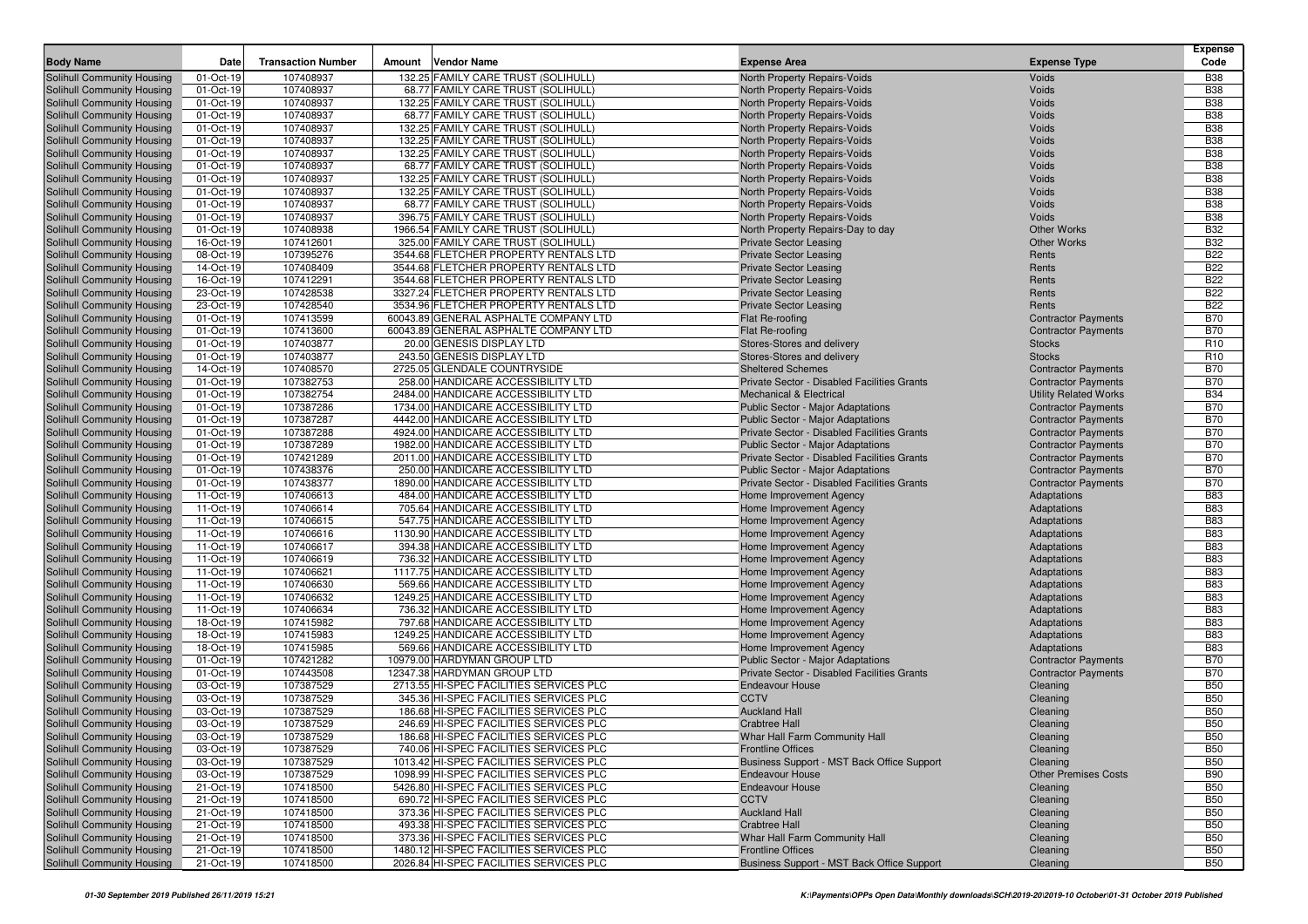| Body Name | Date | Transaction Number | Amount | Vendor Name | Expense Area | Expense Type | Expense Code |
|---|---|---|---|---|---|---|---|
| Solihull Community Housing | 01-Oct-19 | 107408937 | 132.25 | FAMILY CARE TRUST (SOLIHULL) | North Property Repairs-Voids | Voids | B38 |
| Solihull Community Housing | 01-Oct-19 | 107408937 | 68.77 | FAMILY CARE TRUST (SOLIHULL) | North Property Repairs-Voids | Voids | B38 |
| Solihull Community Housing | 01-Oct-19 | 107408937 | 132.25 | FAMILY CARE TRUST (SOLIHULL) | North Property Repairs-Voids | Voids | B38 |
| Solihull Community Housing | 01-Oct-19 | 107408937 | 68.77 | FAMILY CARE TRUST (SOLIHULL) | North Property Repairs-Voids | Voids | B38 |
| Solihull Community Housing | 01-Oct-19 | 107408937 | 132.25 | FAMILY CARE TRUST (SOLIHULL) | North Property Repairs-Voids | Voids | B38 |
| Solihull Community Housing | 01-Oct-19 | 107408937 | 132.25 | FAMILY CARE TRUST (SOLIHULL) | North Property Repairs-Voids | Voids | B38 |
| Solihull Community Housing | 01-Oct-19 | 107408937 | 132.25 | FAMILY CARE TRUST (SOLIHULL) | North Property Repairs-Voids | Voids | B38 |
| Solihull Community Housing | 01-Oct-19 | 107408937 | 68.77 | FAMILY CARE TRUST (SOLIHULL) | North Property Repairs-Voids | Voids | B38 |
| Solihull Community Housing | 01-Oct-19 | 107408937 | 132.25 | FAMILY CARE TRUST (SOLIHULL) | North Property Repairs-Voids | Voids | B38 |
| Solihull Community Housing | 01-Oct-19 | 107408937 | 132.25 | FAMILY CARE TRUST (SOLIHULL) | North Property Repairs-Voids | Voids | B38 |
| Solihull Community Housing | 01-Oct-19 | 107408937 | 68.77 | FAMILY CARE TRUST (SOLIHULL) | North Property Repairs-Voids | Voids | B38 |
| Solihull Community Housing | 01-Oct-19 | 107408937 | 396.75 | FAMILY CARE TRUST (SOLIHULL) | North Property Repairs-Voids | Voids | B38 |
| Solihull Community Housing | 01-Oct-19 | 107408938 | 1966.54 | FAMILY CARE TRUST (SOLIHULL) | North Property Repairs-Day to day | Other Works | B32 |
| Solihull Community Housing | 16-Oct-19 | 107412601 | 325.00 | FAMILY CARE TRUST (SOLIHULL) | Private Sector Leasing | Other Works | B32 |
| Solihull Community Housing | 08-Oct-19 | 107395276 | 3544.68 | FLETCHER PROPERTY RENTALS LTD | Private Sector Leasing | Rents | B22 |
| Solihull Community Housing | 14-Oct-19 | 107408409 | 3544.68 | FLETCHER PROPERTY RENTALS LTD | Private Sector Leasing | Rents | B22 |
| Solihull Community Housing | 16-Oct-19 | 107412291 | 3544.68 | FLETCHER PROPERTY RENTALS LTD | Private Sector Leasing | Rents | B22 |
| Solihull Community Housing | 23-Oct-19 | 107428538 | 3327.24 | FLETCHER PROPERTY RENTALS LTD | Private Sector Leasing | Rents | B22 |
| Solihull Community Housing | 23-Oct-19 | 107428540 | 3534.96 | FLETCHER PROPERTY RENTALS LTD | Private Sector Leasing | Rents | B22 |
| Solihull Community Housing | 01-Oct-19 | 107413599 | 60043.89 | GENERAL ASPHALTE COMPANY LTD | Flat Re-roofing | Contractor Payments | B70 |
| Solihull Community Housing | 01-Oct-19 | 107413600 | 60043.89 | GENERAL ASPHALTE COMPANY LTD | Flat Re-roofing | Contractor Payments | B70 |
| Solihull Community Housing | 01-Oct-19 | 107403877 | 20.00 | GENESIS DISPLAY LTD | Stores-Stores and delivery | Stocks | R10 |
| Solihull Community Housing | 01-Oct-19 | 107403877 | 243.50 | GENESIS DISPLAY LTD | Stores-Stores and delivery | Stocks | R10 |
| Solihull Community Housing | 14-Oct-19 | 107408570 | 2725.05 | GLENDALE COUNTRYSIDE | Sheltered Schemes | Contractor Payments | B70 |
| Solihull Community Housing | 01-Oct-19 | 107382753 | 258.00 | HANDICARE ACCESSIBILITY LTD | Private Sector - Disabled Facilities Grants | Contractor Payments | B70 |
| Solihull Community Housing | 01-Oct-19 | 107382754 | 2484.00 | HANDICARE ACCESSIBILITY LTD | Mechanical & Electrical | Utility Related Works | B34 |
| Solihull Community Housing | 01-Oct-19 | 107387286 | 1734.00 | HANDICARE ACCESSIBILITY LTD | Public Sector - Major Adaptations | Contractor Payments | B70 |
| Solihull Community Housing | 01-Oct-19 | 107387287 | 4442.00 | HANDICARE ACCESSIBILITY LTD | Public Sector - Major Adaptations | Contractor Payments | B70 |
| Solihull Community Housing | 01-Oct-19 | 107387288 | 4924.00 | HANDICARE ACCESSIBILITY LTD | Private Sector - Disabled Facilities Grants | Contractor Payments | B70 |
| Solihull Community Housing | 01-Oct-19 | 107387289 | 1982.00 | HANDICARE ACCESSIBILITY LTD | Public Sector - Major Adaptations | Contractor Payments | B70 |
| Solihull Community Housing | 01-Oct-19 | 107421289 | 2011.00 | HANDICARE ACCESSIBILITY LTD | Private Sector - Disabled Facilities Grants | Contractor Payments | B70 |
| Solihull Community Housing | 01-Oct-19 | 107438376 | 250.00 | HANDICARE ACCESSIBILITY LTD | Public Sector - Major Adaptations | Contractor Payments | B70 |
| Solihull Community Housing | 01-Oct-19 | 107438377 | 1890.00 | HANDICARE ACCESSIBILITY LTD | Private Sector - Disabled Facilities Grants | Contractor Payments | B70 |
| Solihull Community Housing | 11-Oct-19 | 107406613 | 484.00 | HANDICARE ACCESSIBILITY LTD | Home Improvement Agency | Adaptations | B83 |
| Solihull Community Housing | 11-Oct-19 | 107406614 | 705.64 | HANDICARE ACCESSIBILITY LTD | Home Improvement Agency | Adaptations | B83 |
| Solihull Community Housing | 11-Oct-19 | 107406615 | 547.75 | HANDICARE ACCESSIBILITY LTD | Home Improvement Agency | Adaptations | B83 |
| Solihull Community Housing | 11-Oct-19 | 107406616 | 1130.90 | HANDICARE ACCESSIBILITY LTD | Home Improvement Agency | Adaptations | B83 |
| Solihull Community Housing | 11-Oct-19 | 107406617 | 394.38 | HANDICARE ACCESSIBILITY LTD | Home Improvement Agency | Adaptations | B83 |
| Solihull Community Housing | 11-Oct-19 | 107406619 | 736.32 | HANDICARE ACCESSIBILITY LTD | Home Improvement Agency | Adaptations | B83 |
| Solihull Community Housing | 11-Oct-19 | 107406621 | 1117.75 | HANDICARE ACCESSIBILITY LTD | Home Improvement Agency | Adaptations | B83 |
| Solihull Community Housing | 11-Oct-19 | 107406630 | 569.66 | HANDICARE ACCESSIBILITY LTD | Home Improvement Agency | Adaptations | B83 |
| Solihull Community Housing | 11-Oct-19 | 107406632 | 1249.25 | HANDICARE ACCESSIBILITY LTD | Home Improvement Agency | Adaptations | B83 |
| Solihull Community Housing | 11-Oct-19 | 107406634 | 736.32 | HANDICARE ACCESSIBILITY LTD | Home Improvement Agency | Adaptations | B83 |
| Solihull Community Housing | 18-Oct-19 | 107415982 | 797.68 | HANDICARE ACCESSIBILITY LTD | Home Improvement Agency | Adaptations | B83 |
| Solihull Community Housing | 18-Oct-19 | 107415983 | 1249.25 | HANDICARE ACCESSIBILITY LTD | Home Improvement Agency | Adaptations | B83 |
| Solihull Community Housing | 18-Oct-19 | 107415985 | 569.66 | HANDICARE ACCESSIBILITY LTD | Home Improvement Agency | Adaptations | B83 |
| Solihull Community Housing | 01-Oct-19 | 107421282 | 10979.00 | HARDYMAN GROUP LTD | Public Sector - Major Adaptations | Contractor Payments | B70 |
| Solihull Community Housing | 01-Oct-19 | 107443508 | 12347.38 | HARDYMAN GROUP LTD | Private Sector - Disabled Facilities Grants | Contractor Payments | B70 |
| Solihull Community Housing | 03-Oct-19 | 107387529 | 2713.55 | HI-SPEC FACILITIES SERVICES PLC | Endeavour House | Cleaning | B50 |
| Solihull Community Housing | 03-Oct-19 | 107387529 | 345.36 | HI-SPEC FACILITIES SERVICES PLC | CCTV | Cleaning | B50 |
| Solihull Community Housing | 03-Oct-19 | 107387529 | 186.68 | HI-SPEC FACILITIES SERVICES PLC | Auckland Hall | Cleaning | B50 |
| Solihull Community Housing | 03-Oct-19 | 107387529 | 246.69 | HI-SPEC FACILITIES SERVICES PLC | Crabtree Hall | Cleaning | B50 |
| Solihull Community Housing | 03-Oct-19 | 107387529 | 186.68 | HI-SPEC FACILITIES SERVICES PLC | Whar Hall Farm Community Hall | Cleaning | B50 |
| Solihull Community Housing | 03-Oct-19 | 107387529 | 740.06 | HI-SPEC FACILITIES SERVICES PLC | Frontline Offices | Cleaning | B50 |
| Solihull Community Housing | 03-Oct-19 | 107387529 | 1013.42 | HI-SPEC FACILITIES SERVICES PLC | Business Support - MST Back Office Support | Cleaning | B50 |
| Solihull Community Housing | 03-Oct-19 | 107387529 | 1098.99 | HI-SPEC FACILITIES SERVICES PLC | Endeavour House | Other Premises Costs | B90 |
| Solihull Community Housing | 21-Oct-19 | 107418500 | 5426.80 | HI-SPEC FACILITIES SERVICES PLC | Endeavour House | Cleaning | B50 |
| Solihull Community Housing | 21-Oct-19 | 107418500 | 690.72 | HI-SPEC FACILITIES SERVICES PLC | CCTV | Cleaning | B50 |
| Solihull Community Housing | 21-Oct-19 | 107418500 | 373.36 | HI-SPEC FACILITIES SERVICES PLC | Auckland Hall | Cleaning | B50 |
| Solihull Community Housing | 21-Oct-19 | 107418500 | 493.38 | HI-SPEC FACILITIES SERVICES PLC | Crabtree Hall | Cleaning | B50 |
| Solihull Community Housing | 21-Oct-19 | 107418500 | 373.36 | HI-SPEC FACILITIES SERVICES PLC | Whar Hall Farm Community Hall | Cleaning | B50 |
| Solihull Community Housing | 21-Oct-19 | 107418500 | 1480.12 | HI-SPEC FACILITIES SERVICES PLC | Frontline Offices | Cleaning | B50 |
| Solihull Community Housing | 21-Oct-19 | 107418500 | 2026.84 | HI-SPEC FACILITIES SERVICES PLC | Business Support - MST Back Office Support | Cleaning | B50 |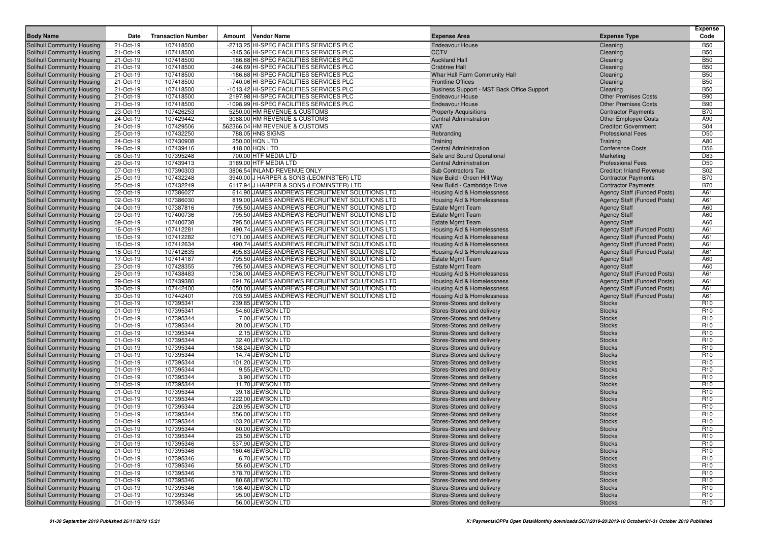| Body Name | Date | Transaction Number | Amount | Vendor Name | Expense Area | Expense Type | Expense Code |
|---|---|---|---|---|---|---|---|
| Solihull Community Housing | 21-Oct-19 | 107418500 | -2713.25 | HI-SPEC FACILITIES SERVICES PLC | Endeavour House | Cleaning | B50 |
| Solihull Community Housing | 21-Oct-19 | 107418500 | -345.36 | HI-SPEC FACILITIES SERVICES PLC | CCTV | Cleaning | B50 |
| Solihull Community Housing | 21-Oct-19 | 107418500 | -186.68 | HI-SPEC FACILITIES SERVICES PLC | Auckland Hall | Cleaning | B50 |
| Solihull Community Housing | 21-Oct-19 | 107418500 | -246.69 | HI-SPEC FACILITIES SERVICES PLC | Crabtree Hall | Cleaning | B50 |
| Solihull Community Housing | 21-Oct-19 | 107418500 | -186.68 | HI-SPEC FACILITIES SERVICES PLC | Whar Hall Farm Community Hall | Cleaning | B50 |
| Solihull Community Housing | 21-Oct-19 | 107418500 | -740.06 | HI-SPEC FACILITIES SERVICES PLC | Frontline Offices | Cleaning | B50 |
| Solihull Community Housing | 21-Oct-19 | 107418500 | -1013.42 | HI-SPEC FACILITIES SERVICES PLC | Business Support - MST Back Office Support | Cleaning | B50 |
| Solihull Community Housing | 21-Oct-19 | 107418500 | 2197.98 | HI-SPEC FACILITIES SERVICES PLC | Endeavour House | Other Premises Costs | B90 |
| Solihull Community Housing | 21-Oct-19 | 107418500 | -1098.99 | HI-SPEC FACILITIES SERVICES PLC | Endeavour House | Other Premises Costs | B90 |
| Solihull Community Housing | 23-Oct-19 | 107426253 | 5250.00 | HM REVENUE & CUSTOMS | Property Acquisitions | Contractor Payments | B70 |
| Solihull Community Housing | 24-Oct-19 | 107429442 | 3088.00 | HM REVENUE & CUSTOMS | Central Administration | Other Employee Costs | A90 |
| Solihull Community Housing | 24-Oct-19 | 107429506 | 562366.04 | HM REVENUE & CUSTOMS | VAT | Creditor: Government | S04 |
| Solihull Community Housing | 25-Oct-19 | 107432250 | 788.05 | HNS SIGNS | Rebranding | Professional Fees | D50 |
| Solihull Community Housing | 24-Oct-19 | 107430908 | 250.00 | HQN LTD | Training | Training | A80 |
| Solihull Community Housing | 29-Oct-19 | 107439416 | 418.00 | HQN LTD | Central Administration | Conference Costs | D56 |
| Solihull Community Housing | 08-Oct-19 | 107395248 | 700.00 | HTF MEDIA LTD | Safe and Sound Operational | Marketing | D83 |
| Solihull Community Housing | 29-Oct-19 | 107439413 | 3189.00 | HTF MEDIA LTD | Central Administration | Professional Fees | D50 |
| Solihull Community Housing | 07-Oct-19 | 107390303 | 3806.54 | INLAND REVENUE ONLY | Sub Contractors Tax | Creditor: Inland Revenue | S02 |
| Solihull Community Housing | 25-Oct-19 | 107432248 | 3940.00 | J HARPER & SONS (LEOMINSTER) LTD | New Build - Green Hill Way | Contractor Payments | B70 |
| Solihull Community Housing | 25-Oct-19 | 107432249 | 6117.94 | J HARPER & SONS (LEOMINSTER) LTD | New Build - Cambridge Drive | Contractor Payments | B70 |
| Solihull Community Housing | 02-Oct-19 | 107386027 | 614.90 | JAMES ANDREWS RECRUITMENT SOLUTIONS LTD | Housing Aid & Homelessness | Agency Staff (Funded Posts) | A61 |
| Solihull Community Housing | 02-Oct-19 | 107386030 | 819.00 | JAMES ANDREWS RECRUITMENT SOLUTIONS LTD | Housing Aid & Homelessness | Agency Staff (Funded Posts) | A61 |
| Solihull Community Housing | 04-Oct-19 | 107387816 | 795.50 | JAMES ANDREWS RECRUITMENT SOLUTIONS LTD | Estate Mgmt Team | Agency Staff | A60 |
| Solihull Community Housing | 09-Oct-19 | 107400736 | 795.50 | JAMES ANDREWS RECRUITMENT SOLUTIONS LTD | Estate Mgmt Team | Agency Staff | A60 |
| Solihull Community Housing | 09-Oct-19 | 107400738 | 795.50 | JAMES ANDREWS RECRUITMENT SOLUTIONS LTD | Estate Mgmt Team | Agency Staff | A60 |
| Solihull Community Housing | 16-Oct-19 | 107412281 | 490.74 | JAMES ANDREWS RECRUITMENT SOLUTIONS LTD | Housing Aid & Homelessness | Agency Staff (Funded Posts) | A61 |
| Solihull Community Housing | 16-Oct-19 | 107412282 | 1071.00 | JAMES ANDREWS RECRUITMENT SOLUTIONS LTD | Housing Aid & Homelessness | Agency Staff (Funded Posts) | A61 |
| Solihull Community Housing | 16-Oct-19 | 107412634 | 490.74 | JAMES ANDREWS RECRUITMENT SOLUTIONS LTD | Housing Aid & Homelessness | Agency Staff (Funded Posts) | A61 |
| Solihull Community Housing | 16-Oct-19 | 107412635 | 495.63 | JAMES ANDREWS RECRUITMENT SOLUTIONS LTD | Housing Aid & Homelessness | Agency Staff (Funded Posts) | A61 |
| Solihull Community Housing | 17-Oct-19 | 107414187 | 795.50 | JAMES ANDREWS RECRUITMENT SOLUTIONS LTD | Estate Mgmt Team | Agency Staff | A60 |
| Solihull Community Housing | 23-Oct-19 | 107428355 | 795.50 | JAMES ANDREWS RECRUITMENT SOLUTIONS LTD | Estate Mgmt Team | Agency Staff | A60 |
| Solihull Community Housing | 29-Oct-19 | 107438483 | 1036.00 | JAMES ANDREWS RECRUITMENT SOLUTIONS LTD | Housing Aid & Homelessness | Agency Staff (Funded Posts) | A61 |
| Solihull Community Housing | 29-Oct-19 | 107439380 | 691.76 | JAMES ANDREWS RECRUITMENT SOLUTIONS LTD | Housing Aid & Homelessness | Agency Staff (Funded Posts) | A61 |
| Solihull Community Housing | 30-Oct-19 | 107442400 | 1050.00 | JAMES ANDREWS RECRUITMENT SOLUTIONS LTD | Housing Aid & Homelessness | Agency Staff (Funded Posts) | A61 |
| Solihull Community Housing | 30-Oct-19 | 107442401 | 703.59 | JAMES ANDREWS RECRUITMENT SOLUTIONS LTD | Housing Aid & Homelessness | Agency Staff (Funded Posts) | A61 |
| Solihull Community Housing | 01-Oct-19 | 107395341 | 239.85 | JEWSON LTD | Stores-Stores and delivery | Stocks | R10 |
| Solihull Community Housing | 01-Oct-19 | 107395341 | 54.60 | JEWSON LTD | Stores-Stores and delivery | Stocks | R10 |
| Solihull Community Housing | 01-Oct-19 | 107395344 | 7.00 | JEWSON LTD | Stores-Stores and delivery | Stocks | R10 |
| Solihull Community Housing | 01-Oct-19 | 107395344 | 20.00 | JEWSON LTD | Stores-Stores and delivery | Stocks | R10 |
| Solihull Community Housing | 01-Oct-19 | 107395344 | 2.15 | JEWSON LTD | Stores-Stores and delivery | Stocks | R10 |
| Solihull Community Housing | 01-Oct-19 | 107395344 | 32.40 | JEWSON LTD | Stores-Stores and delivery | Stocks | R10 |
| Solihull Community Housing | 01-Oct-19 | 107395344 | 158.24 | JEWSON LTD | Stores-Stores and delivery | Stocks | R10 |
| Solihull Community Housing | 01-Oct-19 | 107395344 | 14.74 | JEWSON LTD | Stores-Stores and delivery | Stocks | R10 |
| Solihull Community Housing | 01-Oct-19 | 107395344 | 101.20 | JEWSON LTD | Stores-Stores and delivery | Stocks | R10 |
| Solihull Community Housing | 01-Oct-19 | 107395344 | 9.55 | JEWSON LTD | Stores-Stores and delivery | Stocks | R10 |
| Solihull Community Housing | 01-Oct-19 | 107395344 | 3.90 | JEWSON LTD | Stores-Stores and delivery | Stocks | R10 |
| Solihull Community Housing | 01-Oct-19 | 107395344 | 11.70 | JEWSON LTD | Stores-Stores and delivery | Stocks | R10 |
| Solihull Community Housing | 01-Oct-19 | 107395344 | 39.18 | JEWSON LTD | Stores-Stores and delivery | Stocks | R10 |
| Solihull Community Housing | 01-Oct-19 | 107395344 | 1222.00 | JEWSON LTD | Stores-Stores and delivery | Stocks | R10 |
| Solihull Community Housing | 01-Oct-19 | 107395344 | 220.95 | JEWSON LTD | Stores-Stores and delivery | Stocks | R10 |
| Solihull Community Housing | 01-Oct-19 | 107395344 | 556.00 | JEWSON LTD | Stores-Stores and delivery | Stocks | R10 |
| Solihull Community Housing | 01-Oct-19 | 107395344 | 103.20 | JEWSON LTD | Stores-Stores and delivery | Stocks | R10 |
| Solihull Community Housing | 01-Oct-19 | 107395344 | 60.00 | JEWSON LTD | Stores-Stores and delivery | Stocks | R10 |
| Solihull Community Housing | 01-Oct-19 | 107395344 | 23.50 | JEWSON LTD | Stores-Stores and delivery | Stocks | R10 |
| Solihull Community Housing | 01-Oct-19 | 107395346 | 537.90 | JEWSON LTD | Stores-Stores and delivery | Stocks | R10 |
| Solihull Community Housing | 01-Oct-19 | 107395346 | 160.46 | JEWSON LTD | Stores-Stores and delivery | Stocks | R10 |
| Solihull Community Housing | 01-Oct-19 | 107395346 | 6.70 | JEWSON LTD | Stores-Stores and delivery | Stocks | R10 |
| Solihull Community Housing | 01-Oct-19 | 107395346 | 55.60 | JEWSON LTD | Stores-Stores and delivery | Stocks | R10 |
| Solihull Community Housing | 01-Oct-19 | 107395346 | 578.70 | JEWSON LTD | Stores-Stores and delivery | Stocks | R10 |
| Solihull Community Housing | 01-Oct-19 | 107395346 | 80.68 | JEWSON LTD | Stores-Stores and delivery | Stocks | R10 |
| Solihull Community Housing | 01-Oct-19 | 107395346 | 198.40 | JEWSON LTD | Stores-Stores and delivery | Stocks | R10 |
| Solihull Community Housing | 01-Oct-19 | 107395346 | 95.00 | JEWSON LTD | Stores-Stores and delivery | Stocks | R10 |
| Solihull Community Housing | 01-Oct-19 | 107395346 | 56.00 | JEWSON LTD | Stores-Stores and delivery | Stocks | R10 |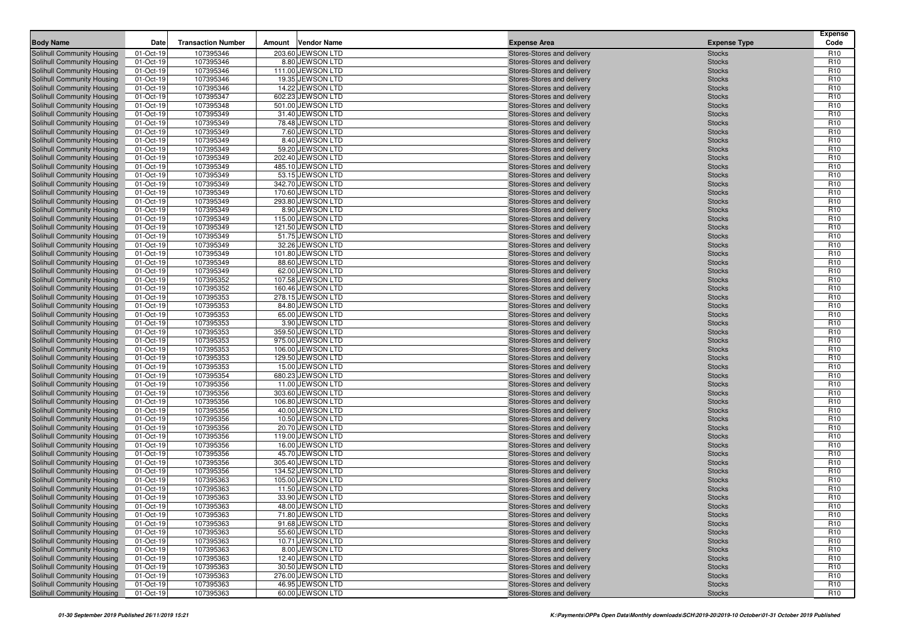| Body Name | Date | Transaction Number | Amount | Vendor Name | Expense Area | Expense Type | Expense Code |
|---|---|---|---|---|---|---|---|
| Solihull Community Housing | 01-Oct-19 | 107395346 | 203.60 | JEWSON LTD | Stores-Stores and delivery | Stocks | R10 |
| Solihull Community Housing | 01-Oct-19 | 107395346 | 8.80 | JEWSON LTD | Stores-Stores and delivery | Stocks | R10 |
| Solihull Community Housing | 01-Oct-19 | 107395346 | 111.00 | JEWSON LTD | Stores-Stores and delivery | Stocks | R10 |
| Solihull Community Housing | 01-Oct-19 | 107395346 | 19.35 | JEWSON LTD | Stores-Stores and delivery | Stocks | R10 |
| Solihull Community Housing | 01-Oct-19 | 107395346 | 14.22 | JEWSON LTD | Stores-Stores and delivery | Stocks | R10 |
| Solihull Community Housing | 01-Oct-19 | 107395347 | 602.23 | JEWSON LTD | Stores-Stores and delivery | Stocks | R10 |
| Solihull Community Housing | 01-Oct-19 | 107395348 | 501.00 | JEWSON LTD | Stores-Stores and delivery | Stocks | R10 |
| Solihull Community Housing | 01-Oct-19 | 107395349 | 31.40 | JEWSON LTD | Stores-Stores and delivery | Stocks | R10 |
| Solihull Community Housing | 01-Oct-19 | 107395349 | 78.48 | JEWSON LTD | Stores-Stores and delivery | Stocks | R10 |
| Solihull Community Housing | 01-Oct-19 | 107395349 | 7.60 | JEWSON LTD | Stores-Stores and delivery | Stocks | R10 |
| Solihull Community Housing | 01-Oct-19 | 107395349 | 8.40 | JEWSON LTD | Stores-Stores and delivery | Stocks | R10 |
| Solihull Community Housing | 01-Oct-19 | 107395349 | 59.20 | JEWSON LTD | Stores-Stores and delivery | Stocks | R10 |
| Solihull Community Housing | 01-Oct-19 | 107395349 | 202.40 | JEWSON LTD | Stores-Stores and delivery | Stocks | R10 |
| Solihull Community Housing | 01-Oct-19 | 107395349 | 485.10 | JEWSON LTD | Stores-Stores and delivery | Stocks | R10 |
| Solihull Community Housing | 01-Oct-19 | 107395349 | 53.15 | JEWSON LTD | Stores-Stores and delivery | Stocks | R10 |
| Solihull Community Housing | 01-Oct-19 | 107395349 | 342.70 | JEWSON LTD | Stores-Stores and delivery | Stocks | R10 |
| Solihull Community Housing | 01-Oct-19 | 107395349 | 170.60 | JEWSON LTD | Stores-Stores and delivery | Stocks | R10 |
| Solihull Community Housing | 01-Oct-19 | 107395349 | 293.80 | JEWSON LTD | Stores-Stores and delivery | Stocks | R10 |
| Solihull Community Housing | 01-Oct-19 | 107395349 | 8.90 | JEWSON LTD | Stores-Stores and delivery | Stocks | R10 |
| Solihull Community Housing | 01-Oct-19 | 107395349 | 115.00 | JEWSON LTD | Stores-Stores and delivery | Stocks | R10 |
| Solihull Community Housing | 01-Oct-19 | 107395349 | 121.50 | JEWSON LTD | Stores-Stores and delivery | Stocks | R10 |
| Solihull Community Housing | 01-Oct-19 | 107395349 | 51.75 | JEWSON LTD | Stores-Stores and delivery | Stocks | R10 |
| Solihull Community Housing | 01-Oct-19 | 107395349 | 32.26 | JEWSON LTD | Stores-Stores and delivery | Stocks | R10 |
| Solihull Community Housing | 01-Oct-19 | 107395349 | 101.80 | JEWSON LTD | Stores-Stores and delivery | Stocks | R10 |
| Solihull Community Housing | 01-Oct-19 | 107395349 | 88.60 | JEWSON LTD | Stores-Stores and delivery | Stocks | R10 |
| Solihull Community Housing | 01-Oct-19 | 107395349 | 62.00 | JEWSON LTD | Stores-Stores and delivery | Stocks | R10 |
| Solihull Community Housing | 01-Oct-19 | 107395352 | 107.58 | JEWSON LTD | Stores-Stores and delivery | Stocks | R10 |
| Solihull Community Housing | 01-Oct-19 | 107395352 | 160.46 | JEWSON LTD | Stores-Stores and delivery | Stocks | R10 |
| Solihull Community Housing | 01-Oct-19 | 107395353 | 278.15 | JEWSON LTD | Stores-Stores and delivery | Stocks | R10 |
| Solihull Community Housing | 01-Oct-19 | 107395353 | 84.80 | JEWSON LTD | Stores-Stores and delivery | Stocks | R10 |
| Solihull Community Housing | 01-Oct-19 | 107395353 | 65.00 | JEWSON LTD | Stores-Stores and delivery | Stocks | R10 |
| Solihull Community Housing | 01-Oct-19 | 107395353 | 3.90 | JEWSON LTD | Stores-Stores and delivery | Stocks | R10 |
| Solihull Community Housing | 01-Oct-19 | 107395353 | 359.50 | JEWSON LTD | Stores-Stores and delivery | Stocks | R10 |
| Solihull Community Housing | 01-Oct-19 | 107395353 | 975.00 | JEWSON LTD | Stores-Stores and delivery | Stocks | R10 |
| Solihull Community Housing | 01-Oct-19 | 107395353 | 106.00 | JEWSON LTD | Stores-Stores and delivery | Stocks | R10 |
| Solihull Community Housing | 01-Oct-19 | 107395353 | 129.50 | JEWSON LTD | Stores-Stores and delivery | Stocks | R10 |
| Solihull Community Housing | 01-Oct-19 | 107395353 | 15.00 | JEWSON LTD | Stores-Stores and delivery | Stocks | R10 |
| Solihull Community Housing | 01-Oct-19 | 107395354 | 680.23 | JEWSON LTD | Stores-Stores and delivery | Stocks | R10 |
| Solihull Community Housing | 01-Oct-19 | 107395356 | 11.00 | JEWSON LTD | Stores-Stores and delivery | Stocks | R10 |
| Solihull Community Housing | 01-Oct-19 | 107395356 | 303.60 | JEWSON LTD | Stores-Stores and delivery | Stocks | R10 |
| Solihull Community Housing | 01-Oct-19 | 107395356 | 106.80 | JEWSON LTD | Stores-Stores and delivery | Stocks | R10 |
| Solihull Community Housing | 01-Oct-19 | 107395356 | 40.00 | JEWSON LTD | Stores-Stores and delivery | Stocks | R10 |
| Solihull Community Housing | 01-Oct-19 | 107395356 | 10.50 | JEWSON LTD | Stores-Stores and delivery | Stocks | R10 |
| Solihull Community Housing | 01-Oct-19 | 107395356 | 20.70 | JEWSON LTD | Stores-Stores and delivery | Stocks | R10 |
| Solihull Community Housing | 01-Oct-19 | 107395356 | 119.00 | JEWSON LTD | Stores-Stores and delivery | Stocks | R10 |
| Solihull Community Housing | 01-Oct-19 | 107395356 | 16.00 | JEWSON LTD | Stores-Stores and delivery | Stocks | R10 |
| Solihull Community Housing | 01-Oct-19 | 107395356 | 45.70 | JEWSON LTD | Stores-Stores and delivery | Stocks | R10 |
| Solihull Community Housing | 01-Oct-19 | 107395356 | 305.40 | JEWSON LTD | Stores-Stores and delivery | Stocks | R10 |
| Solihull Community Housing | 01-Oct-19 | 107395356 | 134.52 | JEWSON LTD | Stores-Stores and delivery | Stocks | R10 |
| Solihull Community Housing | 01-Oct-19 | 107395363 | 105.00 | JEWSON LTD | Stores-Stores and delivery | Stocks | R10 |
| Solihull Community Housing | 01-Oct-19 | 107395363 | 11.50 | JEWSON LTD | Stores-Stores and delivery | Stocks | R10 |
| Solihull Community Housing | 01-Oct-19 | 107395363 | 33.90 | JEWSON LTD | Stores-Stores and delivery | Stocks | R10 |
| Solihull Community Housing | 01-Oct-19 | 107395363 | 48.00 | JEWSON LTD | Stores-Stores and delivery | Stocks | R10 |
| Solihull Community Housing | 01-Oct-19 | 107395363 | 71.80 | JEWSON LTD | Stores-Stores and delivery | Stocks | R10 |
| Solihull Community Housing | 01-Oct-19 | 107395363 | 91.68 | JEWSON LTD | Stores-Stores and delivery | Stocks | R10 |
| Solihull Community Housing | 01-Oct-19 | 107395363 | 55.60 | JEWSON LTD | Stores-Stores and delivery | Stocks | R10 |
| Solihull Community Housing | 01-Oct-19 | 107395363 | 10.71 | JEWSON LTD | Stores-Stores and delivery | Stocks | R10 |
| Solihull Community Housing | 01-Oct-19 | 107395363 | 8.00 | JEWSON LTD | Stores-Stores and delivery | Stocks | R10 |
| Solihull Community Housing | 01-Oct-19 | 107395363 | 12.40 | JEWSON LTD | Stores-Stores and delivery | Stocks | R10 |
| Solihull Community Housing | 01-Oct-19 | 107395363 | 30.50 | JEWSON LTD | Stores-Stores and delivery | Stocks | R10 |
| Solihull Community Housing | 01-Oct-19 | 107395363 | 276.00 | JEWSON LTD | Stores-Stores and delivery | Stocks | R10 |
| Solihull Community Housing | 01-Oct-19 | 107395363 | 46.95 | JEWSON LTD | Stores-Stores and delivery | Stocks | R10 |
| Solihull Community Housing | 01-Oct-19 | 107395363 | 60.00 | JEWSON LTD | Stores-Stores and delivery | Stocks | R10 |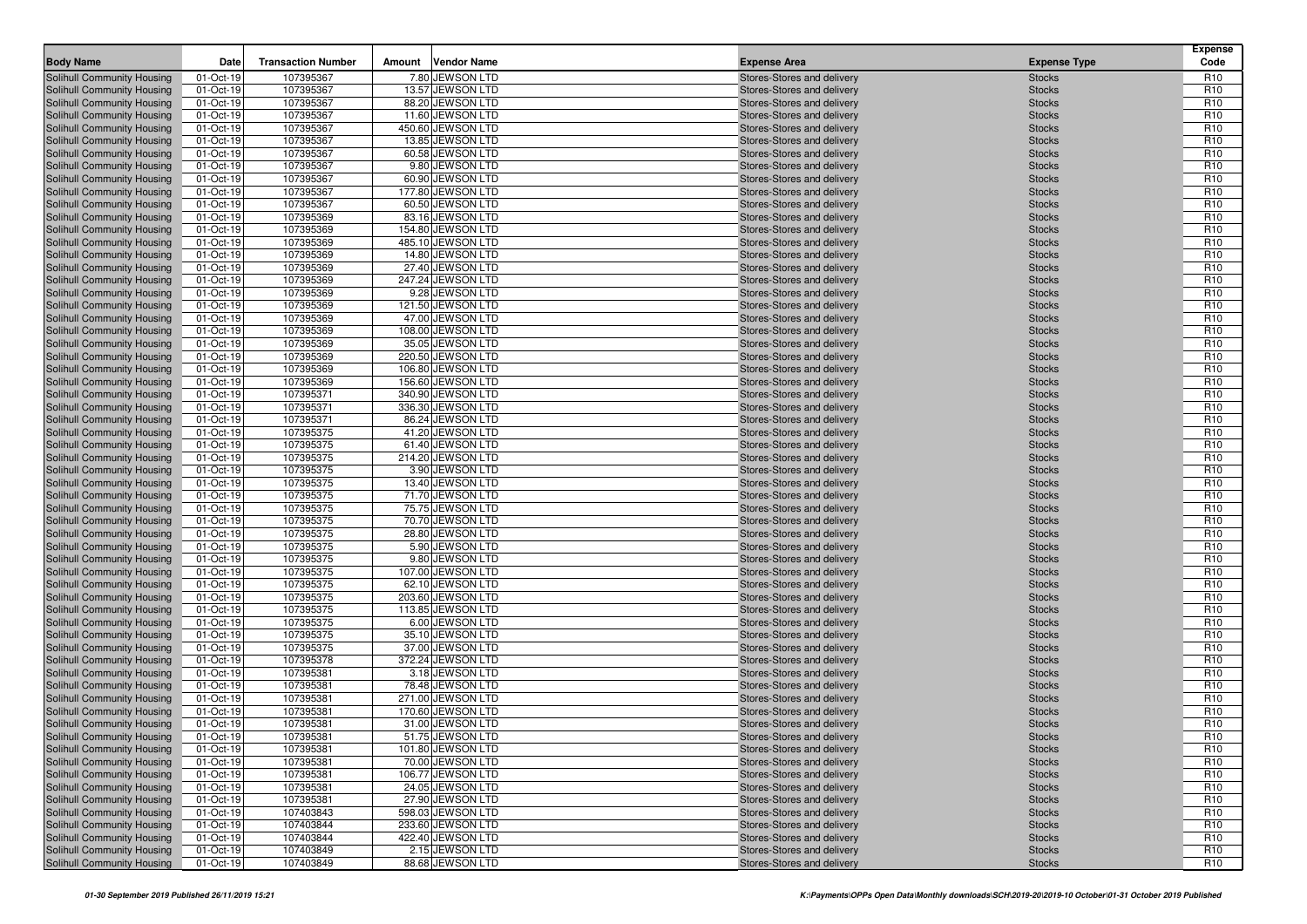| Body Name | Date | Transaction Number | Amount | Vendor Name | Expense Area | Expense Type | Expense Code |
|---|---|---|---|---|---|---|---|
| Solihull Community Housing | 01-Oct-19 | 107395367 | 7.80 | JEWSON LTD | Stores-Stores and delivery | Stocks | R10 |
| Solihull Community Housing | 01-Oct-19 | 107395367 | 13.57 | JEWSON LTD | Stores-Stores and delivery | Stocks | R10 |
| Solihull Community Housing | 01-Oct-19 | 107395367 | 88.20 | JEWSON LTD | Stores-Stores and delivery | Stocks | R10 |
| Solihull Community Housing | 01-Oct-19 | 107395367 | 11.60 | JEWSON LTD | Stores-Stores and delivery | Stocks | R10 |
| Solihull Community Housing | 01-Oct-19 | 107395367 | 450.60 | JEWSON LTD | Stores-Stores and delivery | Stocks | R10 |
| Solihull Community Housing | 01-Oct-19 | 107395367 | 13.85 | JEWSON LTD | Stores-Stores and delivery | Stocks | R10 |
| Solihull Community Housing | 01-Oct-19 | 107395367 | 60.58 | JEWSON LTD | Stores-Stores and delivery | Stocks | R10 |
| Solihull Community Housing | 01-Oct-19 | 107395367 | 9.80 | JEWSON LTD | Stores-Stores and delivery | Stocks | R10 |
| Solihull Community Housing | 01-Oct-19 | 107395367 | 60.90 | JEWSON LTD | Stores-Stores and delivery | Stocks | R10 |
| Solihull Community Housing | 01-Oct-19 | 107395367 | 177.80 | JEWSON LTD | Stores-Stores and delivery | Stocks | R10 |
| Solihull Community Housing | 01-Oct-19 | 107395367 | 60.50 | JEWSON LTD | Stores-Stores and delivery | Stocks | R10 |
| Solihull Community Housing | 01-Oct-19 | 107395369 | 83.16 | JEWSON LTD | Stores-Stores and delivery | Stocks | R10 |
| Solihull Community Housing | 01-Oct-19 | 107395369 | 154.80 | JEWSON LTD | Stores-Stores and delivery | Stocks | R10 |
| Solihull Community Housing | 01-Oct-19 | 107395369 | 485.10 | JEWSON LTD | Stores-Stores and delivery | Stocks | R10 |
| Solihull Community Housing | 01-Oct-19 | 107395369 | 14.80 | JEWSON LTD | Stores-Stores and delivery | Stocks | R10 |
| Solihull Community Housing | 01-Oct-19 | 107395369 | 27.40 | JEWSON LTD | Stores-Stores and delivery | Stocks | R10 |
| Solihull Community Housing | 01-Oct-19 | 107395369 | 247.24 | JEWSON LTD | Stores-Stores and delivery | Stocks | R10 |
| Solihull Community Housing | 01-Oct-19 | 107395369 | 9.28 | JEWSON LTD | Stores-Stores and delivery | Stocks | R10 |
| Solihull Community Housing | 01-Oct-19 | 107395369 | 121.50 | JEWSON LTD | Stores-Stores and delivery | Stocks | R10 |
| Solihull Community Housing | 01-Oct-19 | 107395369 | 47.00 | JEWSON LTD | Stores-Stores and delivery | Stocks | R10 |
| Solihull Community Housing | 01-Oct-19 | 107395369 | 108.00 | JEWSON LTD | Stores-Stores and delivery | Stocks | R10 |
| Solihull Community Housing | 01-Oct-19 | 107395369 | 35.05 | JEWSON LTD | Stores-Stores and delivery | Stocks | R10 |
| Solihull Community Housing | 01-Oct-19 | 107395369 | 220.50 | JEWSON LTD | Stores-Stores and delivery | Stocks | R10 |
| Solihull Community Housing | 01-Oct-19 | 107395369 | 106.80 | JEWSON LTD | Stores-Stores and delivery | Stocks | R10 |
| Solihull Community Housing | 01-Oct-19 | 107395369 | 156.60 | JEWSON LTD | Stores-Stores and delivery | Stocks | R10 |
| Solihull Community Housing | 01-Oct-19 | 107395371 | 340.90 | JEWSON LTD | Stores-Stores and delivery | Stocks | R10 |
| Solihull Community Housing | 01-Oct-19 | 107395371 | 336.30 | JEWSON LTD | Stores-Stores and delivery | Stocks | R10 |
| Solihull Community Housing | 01-Oct-19 | 107395371 | 86.24 | JEWSON LTD | Stores-Stores and delivery | Stocks | R10 |
| Solihull Community Housing | 01-Oct-19 | 107395375 | 41.20 | JEWSON LTD | Stores-Stores and delivery | Stocks | R10 |
| Solihull Community Housing | 01-Oct-19 | 107395375 | 61.40 | JEWSON LTD | Stores-Stores and delivery | Stocks | R10 |
| Solihull Community Housing | 01-Oct-19 | 107395375 | 214.20 | JEWSON LTD | Stores-Stores and delivery | Stocks | R10 |
| Solihull Community Housing | 01-Oct-19 | 107395375 | 3.90 | JEWSON LTD | Stores-Stores and delivery | Stocks | R10 |
| Solihull Community Housing | 01-Oct-19 | 107395375 | 13.40 | JEWSON LTD | Stores-Stores and delivery | Stocks | R10 |
| Solihull Community Housing | 01-Oct-19 | 107395375 | 71.70 | JEWSON LTD | Stores-Stores and delivery | Stocks | R10 |
| Solihull Community Housing | 01-Oct-19 | 107395375 | 75.75 | JEWSON LTD | Stores-Stores and delivery | Stocks | R10 |
| Solihull Community Housing | 01-Oct-19 | 107395375 | 70.70 | JEWSON LTD | Stores-Stores and delivery | Stocks | R10 |
| Solihull Community Housing | 01-Oct-19 | 107395375 | 28.80 | JEWSON LTD | Stores-Stores and delivery | Stocks | R10 |
| Solihull Community Housing | 01-Oct-19 | 107395375 | 5.90 | JEWSON LTD | Stores-Stores and delivery | Stocks | R10 |
| Solihull Community Housing | 01-Oct-19 | 107395375 | 9.80 | JEWSON LTD | Stores-Stores and delivery | Stocks | R10 |
| Solihull Community Housing | 01-Oct-19 | 107395375 | 107.00 | JEWSON LTD | Stores-Stores and delivery | Stocks | R10 |
| Solihull Community Housing | 01-Oct-19 | 107395375 | 62.10 | JEWSON LTD | Stores-Stores and delivery | Stocks | R10 |
| Solihull Community Housing | 01-Oct-19 | 107395375 | 203.60 | JEWSON LTD | Stores-Stores and delivery | Stocks | R10 |
| Solihull Community Housing | 01-Oct-19 | 107395375 | 113.85 | JEWSON LTD | Stores-Stores and delivery | Stocks | R10 |
| Solihull Community Housing | 01-Oct-19 | 107395375 | 6.00 | JEWSON LTD | Stores-Stores and delivery | Stocks | R10 |
| Solihull Community Housing | 01-Oct-19 | 107395375 | 35.10 | JEWSON LTD | Stores-Stores and delivery | Stocks | R10 |
| Solihull Community Housing | 01-Oct-19 | 107395375 | 37.00 | JEWSON LTD | Stores-Stores and delivery | Stocks | R10 |
| Solihull Community Housing | 01-Oct-19 | 107395378 | 372.24 | JEWSON LTD | Stores-Stores and delivery | Stocks | R10 |
| Solihull Community Housing | 01-Oct-19 | 107395381 | 3.18 | JEWSON LTD | Stores-Stores and delivery | Stocks | R10 |
| Solihull Community Housing | 01-Oct-19 | 107395381 | 78.48 | JEWSON LTD | Stores-Stores and delivery | Stocks | R10 |
| Solihull Community Housing | 01-Oct-19 | 107395381 | 271.00 | JEWSON LTD | Stores-Stores and delivery | Stocks | R10 |
| Solihull Community Housing | 01-Oct-19 | 107395381 | 170.60 | JEWSON LTD | Stores-Stores and delivery | Stocks | R10 |
| Solihull Community Housing | 01-Oct-19 | 107395381 | 31.00 | JEWSON LTD | Stores-Stores and delivery | Stocks | R10 |
| Solihull Community Housing | 01-Oct-19 | 107395381 | 51.75 | JEWSON LTD | Stores-Stores and delivery | Stocks | R10 |
| Solihull Community Housing | 01-Oct-19 | 107395381 | 101.80 | JEWSON LTD | Stores-Stores and delivery | Stocks | R10 |
| Solihull Community Housing | 01-Oct-19 | 107395381 | 70.00 | JEWSON LTD | Stores-Stores and delivery | Stocks | R10 |
| Solihull Community Housing | 01-Oct-19 | 107395381 | 106.77 | JEWSON LTD | Stores-Stores and delivery | Stocks | R10 |
| Solihull Community Housing | 01-Oct-19 | 107395381 | 24.05 | JEWSON LTD | Stores-Stores and delivery | Stocks | R10 |
| Solihull Community Housing | 01-Oct-19 | 107395381 | 27.90 | JEWSON LTD | Stores-Stores and delivery | Stocks | R10 |
| Solihull Community Housing | 01-Oct-19 | 107403843 | 598.03 | JEWSON LTD | Stores-Stores and delivery | Stocks | R10 |
| Solihull Community Housing | 01-Oct-19 | 107403844 | 233.60 | JEWSON LTD | Stores-Stores and delivery | Stocks | R10 |
| Solihull Community Housing | 01-Oct-19 | 107403844 | 422.40 | JEWSON LTD | Stores-Stores and delivery | Stocks | R10 |
| Solihull Community Housing | 01-Oct-19 | 107403849 | 2.15 | JEWSON LTD | Stores-Stores and delivery | Stocks | R10 |
| Solihull Community Housing | 01-Oct-19 | 107403849 | 88.68 | JEWSON LTD | Stores-Stores and delivery | Stocks | R10 |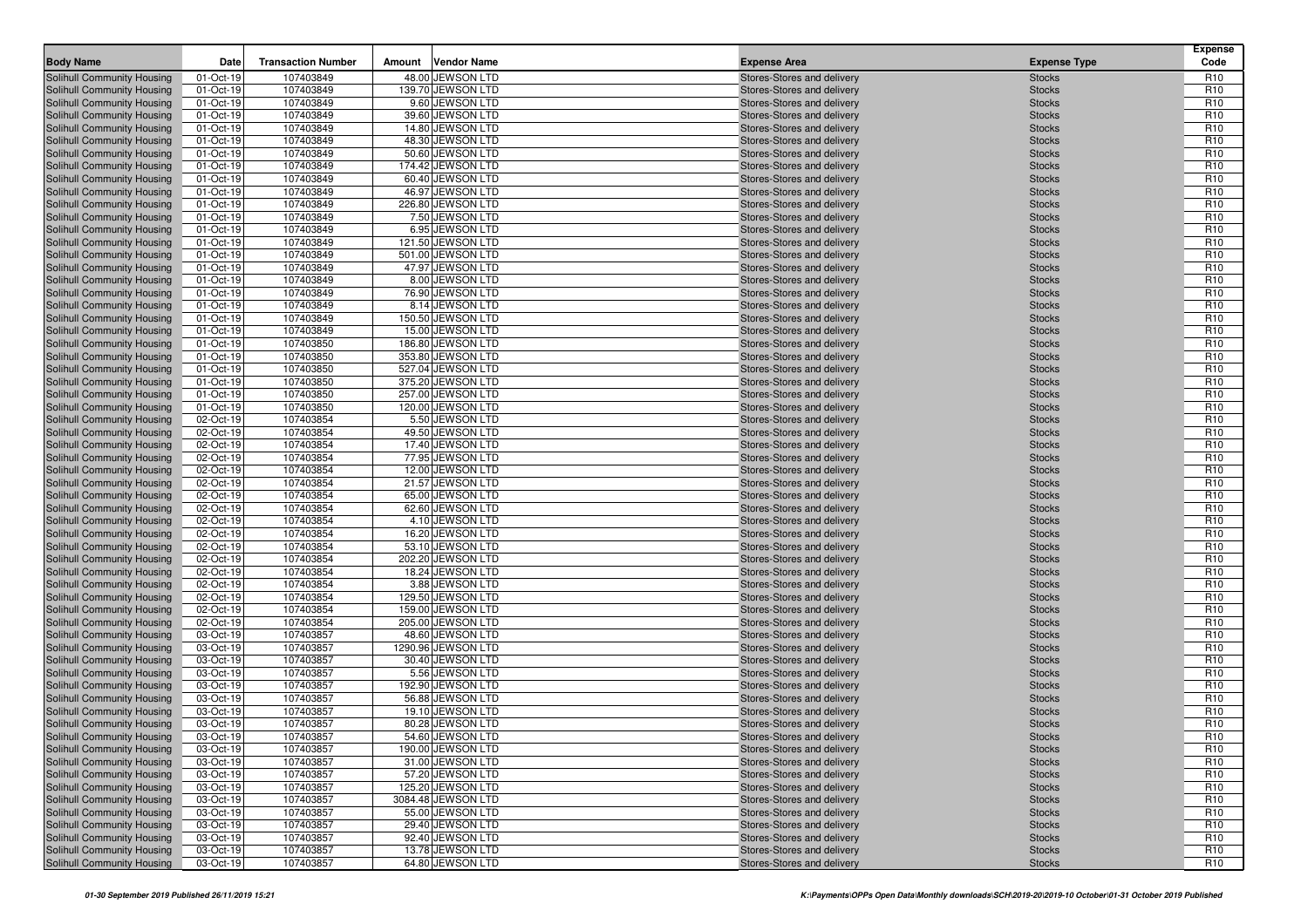| Body Name | Date | Transaction Number | Amount | Vendor Name | Expense Area | Expense Type | Expense Code |
|---|---|---|---|---|---|---|---|
| Solihull Community Housing | 01-Oct-19 | 107403849 | 48.00 | JEWSON LTD | Stores-Stores and delivery | Stocks | R10 |
| Solihull Community Housing | 01-Oct-19 | 107403849 | 139.70 | JEWSON LTD | Stores-Stores and delivery | Stocks | R10 |
| Solihull Community Housing | 01-Oct-19 | 107403849 | 9.60 | JEWSON LTD | Stores-Stores and delivery | Stocks | R10 |
| Solihull Community Housing | 01-Oct-19 | 107403849 | 39.60 | JEWSON LTD | Stores-Stores and delivery | Stocks | R10 |
| Solihull Community Housing | 01-Oct-19 | 107403849 | 14.80 | JEWSON LTD | Stores-Stores and delivery | Stocks | R10 |
| Solihull Community Housing | 01-Oct-19 | 107403849 | 48.30 | JEWSON LTD | Stores-Stores and delivery | Stocks | R10 |
| Solihull Community Housing | 01-Oct-19 | 107403849 | 50.60 | JEWSON LTD | Stores-Stores and delivery | Stocks | R10 |
| Solihull Community Housing | 01-Oct-19 | 107403849 | 174.42 | JEWSON LTD | Stores-Stores and delivery | Stocks | R10 |
| Solihull Community Housing | 01-Oct-19 | 107403849 | 60.40 | JEWSON LTD | Stores-Stores and delivery | Stocks | R10 |
| Solihull Community Housing | 01-Oct-19 | 107403849 | 46.97 | JEWSON LTD | Stores-Stores and delivery | Stocks | R10 |
| Solihull Community Housing | 01-Oct-19 | 107403849 | 226.80 | JEWSON LTD | Stores-Stores and delivery | Stocks | R10 |
| Solihull Community Housing | 01-Oct-19 | 107403849 | 7.50 | JEWSON LTD | Stores-Stores and delivery | Stocks | R10 |
| Solihull Community Housing | 01-Oct-19 | 107403849 | 6.95 | JEWSON LTD | Stores-Stores and delivery | Stocks | R10 |
| Solihull Community Housing | 01-Oct-19 | 107403849 | 121.50 | JEWSON LTD | Stores-Stores and delivery | Stocks | R10 |
| Solihull Community Housing | 01-Oct-19 | 107403849 | 501.00 | JEWSON LTD | Stores-Stores and delivery | Stocks | R10 |
| Solihull Community Housing | 01-Oct-19 | 107403849 | 47.97 | JEWSON LTD | Stores-Stores and delivery | Stocks | R10 |
| Solihull Community Housing | 01-Oct-19 | 107403849 | 8.00 | JEWSON LTD | Stores-Stores and delivery | Stocks | R10 |
| Solihull Community Housing | 01-Oct-19 | 107403849 | 76.90 | JEWSON LTD | Stores-Stores and delivery | Stocks | R10 |
| Solihull Community Housing | 01-Oct-19 | 107403849 | 8.14 | JEWSON LTD | Stores-Stores and delivery | Stocks | R10 |
| Solihull Community Housing | 01-Oct-19 | 107403849 | 150.50 | JEWSON LTD | Stores-Stores and delivery | Stocks | R10 |
| Solihull Community Housing | 01-Oct-19 | 107403849 | 15.00 | JEWSON LTD | Stores-Stores and delivery | Stocks | R10 |
| Solihull Community Housing | 01-Oct-19 | 107403850 | 186.80 | JEWSON LTD | Stores-Stores and delivery | Stocks | R10 |
| Solihull Community Housing | 01-Oct-19 | 107403850 | 353.80 | JEWSON LTD | Stores-Stores and delivery | Stocks | R10 |
| Solihull Community Housing | 01-Oct-19 | 107403850 | 527.04 | JEWSON LTD | Stores-Stores and delivery | Stocks | R10 |
| Solihull Community Housing | 01-Oct-19 | 107403850 | 375.20 | JEWSON LTD | Stores-Stores and delivery | Stocks | R10 |
| Solihull Community Housing | 01-Oct-19 | 107403850 | 257.00 | JEWSON LTD | Stores-Stores and delivery | Stocks | R10 |
| Solihull Community Housing | 01-Oct-19 | 107403850 | 120.00 | JEWSON LTD | Stores-Stores and delivery | Stocks | R10 |
| Solihull Community Housing | 02-Oct-19 | 107403854 | 5.50 | JEWSON LTD | Stores-Stores and delivery | Stocks | R10 |
| Solihull Community Housing | 02-Oct-19 | 107403854 | 49.50 | JEWSON LTD | Stores-Stores and delivery | Stocks | R10 |
| Solihull Community Housing | 02-Oct-19 | 107403854 | 17.40 | JEWSON LTD | Stores-Stores and delivery | Stocks | R10 |
| Solihull Community Housing | 02-Oct-19 | 107403854 | 77.95 | JEWSON LTD | Stores-Stores and delivery | Stocks | R10 |
| Solihull Community Housing | 02-Oct-19 | 107403854 | 12.00 | JEWSON LTD | Stores-Stores and delivery | Stocks | R10 |
| Solihull Community Housing | 02-Oct-19 | 107403854 | 21.57 | JEWSON LTD | Stores-Stores and delivery | Stocks | R10 |
| Solihull Community Housing | 02-Oct-19 | 107403854 | 65.00 | JEWSON LTD | Stores-Stores and delivery | Stocks | R10 |
| Solihull Community Housing | 02-Oct-19 | 107403854 | 62.60 | JEWSON LTD | Stores-Stores and delivery | Stocks | R10 |
| Solihull Community Housing | 02-Oct-19 | 107403854 | 4.10 | JEWSON LTD | Stores-Stores and delivery | Stocks | R10 |
| Solihull Community Housing | 02-Oct-19 | 107403854 | 16.20 | JEWSON LTD | Stores-Stores and delivery | Stocks | R10 |
| Solihull Community Housing | 02-Oct-19 | 107403854 | 53.10 | JEWSON LTD | Stores-Stores and delivery | Stocks | R10 |
| Solihull Community Housing | 02-Oct-19 | 107403854 | 202.20 | JEWSON LTD | Stores-Stores and delivery | Stocks | R10 |
| Solihull Community Housing | 02-Oct-19 | 107403854 | 18.24 | JEWSON LTD | Stores-Stores and delivery | Stocks | R10 |
| Solihull Community Housing | 02-Oct-19 | 107403854 | 3.88 | JEWSON LTD | Stores-Stores and delivery | Stocks | R10 |
| Solihull Community Housing | 02-Oct-19 | 107403854 | 129.50 | JEWSON LTD | Stores-Stores and delivery | Stocks | R10 |
| Solihull Community Housing | 02-Oct-19 | 107403854 | 159.00 | JEWSON LTD | Stores-Stores and delivery | Stocks | R10 |
| Solihull Community Housing | 02-Oct-19 | 107403854 | 205.00 | JEWSON LTD | Stores-Stores and delivery | Stocks | R10 |
| Solihull Community Housing | 03-Oct-19 | 107403857 | 48.60 | JEWSON LTD | Stores-Stores and delivery | Stocks | R10 |
| Solihull Community Housing | 03-Oct-19 | 107403857 | 1290.96 | JEWSON LTD | Stores-Stores and delivery | Stocks | R10 |
| Solihull Community Housing | 03-Oct-19 | 107403857 | 30.40 | JEWSON LTD | Stores-Stores and delivery | Stocks | R10 |
| Solihull Community Housing | 03-Oct-19 | 107403857 | 5.56 | JEWSON LTD | Stores-Stores and delivery | Stocks | R10 |
| Solihull Community Housing | 03-Oct-19 | 107403857 | 192.90 | JEWSON LTD | Stores-Stores and delivery | Stocks | R10 |
| Solihull Community Housing | 03-Oct-19 | 107403857 | 56.88 | JEWSON LTD | Stores-Stores and delivery | Stocks | R10 |
| Solihull Community Housing | 03-Oct-19 | 107403857 | 19.10 | JEWSON LTD | Stores-Stores and delivery | Stocks | R10 |
| Solihull Community Housing | 03-Oct-19 | 107403857 | 80.28 | JEWSON LTD | Stores-Stores and delivery | Stocks | R10 |
| Solihull Community Housing | 03-Oct-19 | 107403857 | 54.60 | JEWSON LTD | Stores-Stores and delivery | Stocks | R10 |
| Solihull Community Housing | 03-Oct-19 | 107403857 | 190.00 | JEWSON LTD | Stores-Stores and delivery | Stocks | R10 |
| Solihull Community Housing | 03-Oct-19 | 107403857 | 31.00 | JEWSON LTD | Stores-Stores and delivery | Stocks | R10 |
| Solihull Community Housing | 03-Oct-19 | 107403857 | 57.20 | JEWSON LTD | Stores-Stores and delivery | Stocks | R10 |
| Solihull Community Housing | 03-Oct-19 | 107403857 | 125.20 | JEWSON LTD | Stores-Stores and delivery | Stocks | R10 |
| Solihull Community Housing | 03-Oct-19 | 107403857 | 3084.48 | JEWSON LTD | Stores-Stores and delivery | Stocks | R10 |
| Solihull Community Housing | 03-Oct-19 | 107403857 | 55.00 | JEWSON LTD | Stores-Stores and delivery | Stocks | R10 |
| Solihull Community Housing | 03-Oct-19 | 107403857 | 29.40 | JEWSON LTD | Stores-Stores and delivery | Stocks | R10 |
| Solihull Community Housing | 03-Oct-19 | 107403857 | 92.40 | JEWSON LTD | Stores-Stores and delivery | Stocks | R10 |
| Solihull Community Housing | 03-Oct-19 | 107403857 | 13.78 | JEWSON LTD | Stores-Stores and delivery | Stocks | R10 |
| Solihull Community Housing | 03-Oct-19 | 107403857 | 64.80 | JEWSON LTD | Stores-Stores and delivery | Stocks | R10 |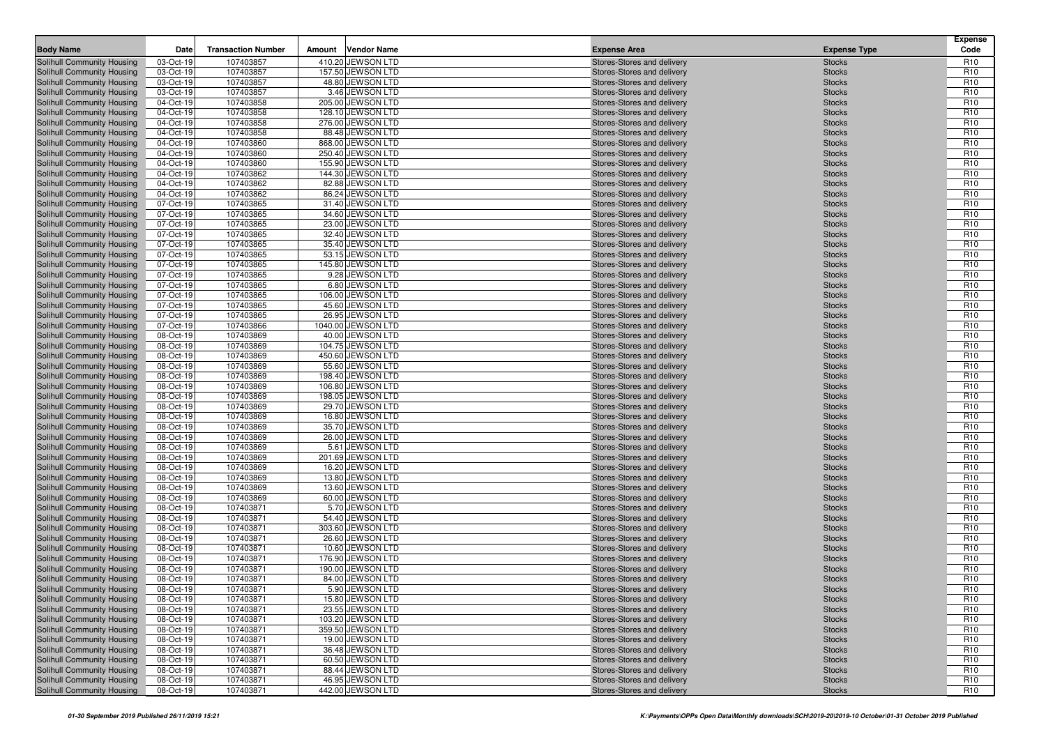| Body Name | Date | Transaction Number | Amount | Vendor Name | Expense Area | Expense Type | Expense Code |
|---|---|---|---|---|---|---|---|
| Solihull Community Housing | 03-Oct-19 | 107403857 | 410.20 | JEWSON LTD | Stores-Stores and delivery | Stocks | R10 |
| Solihull Community Housing | 03-Oct-19 | 107403857 | 157.50 | JEWSON LTD | Stores-Stores and delivery | Stocks | R10 |
| Solihull Community Housing | 03-Oct-19 | 107403857 | 48.80 | JEWSON LTD | Stores-Stores and delivery | Stocks | R10 |
| Solihull Community Housing | 03-Oct-19 | 107403857 | 3.46 | JEWSON LTD | Stores-Stores and delivery | Stocks | R10 |
| Solihull Community Housing | 04-Oct-19 | 107403858 | 205.00 | JEWSON LTD | Stores-Stores and delivery | Stocks | R10 |
| Solihull Community Housing | 04-Oct-19 | 107403858 | 128.10 | JEWSON LTD | Stores-Stores and delivery | Stocks | R10 |
| Solihull Community Housing | 04-Oct-19 | 107403858 | 276.00 | JEWSON LTD | Stores-Stores and delivery | Stocks | R10 |
| Solihull Community Housing | 04-Oct-19 | 107403858 | 88.48 | JEWSON LTD | Stores-Stores and delivery | Stocks | R10 |
| Solihull Community Housing | 04-Oct-19 | 107403860 | 868.00 | JEWSON LTD | Stores-Stores and delivery | Stocks | R10 |
| Solihull Community Housing | 04-Oct-19 | 107403860 | 250.40 | JEWSON LTD | Stores-Stores and delivery | Stocks | R10 |
| Solihull Community Housing | 04-Oct-19 | 107403860 | 155.90 | JEWSON LTD | Stores-Stores and delivery | Stocks | R10 |
| Solihull Community Housing | 04-Oct-19 | 107403862 | 144.30 | JEWSON LTD | Stores-Stores and delivery | Stocks | R10 |
| Solihull Community Housing | 04-Oct-19 | 107403862 | 82.88 | JEWSON LTD | Stores-Stores and delivery | Stocks | R10 |
| Solihull Community Housing | 04-Oct-19 | 107403862 | 86.24 | JEWSON LTD | Stores-Stores and delivery | Stocks | R10 |
| Solihull Community Housing | 07-Oct-19 | 107403865 | 31.40 | JEWSON LTD | Stores-Stores and delivery | Stocks | R10 |
| Solihull Community Housing | 07-Oct-19 | 107403865 | 34.60 | JEWSON LTD | Stores-Stores and delivery | Stocks | R10 |
| Solihull Community Housing | 07-Oct-19 | 107403865 | 23.00 | JEWSON LTD | Stores-Stores and delivery | Stocks | R10 |
| Solihull Community Housing | 07-Oct-19 | 107403865 | 32.40 | JEWSON LTD | Stores-Stores and delivery | Stocks | R10 |
| Solihull Community Housing | 07-Oct-19 | 107403865 | 35.40 | JEWSON LTD | Stores-Stores and delivery | Stocks | R10 |
| Solihull Community Housing | 07-Oct-19 | 107403865 | 53.15 | JEWSON LTD | Stores-Stores and delivery | Stocks | R10 |
| Solihull Community Housing | 07-Oct-19 | 107403865 | 145.80 | JEWSON LTD | Stores-Stores and delivery | Stocks | R10 |
| Solihull Community Housing | 07-Oct-19 | 107403865 | 9.28 | JEWSON LTD | Stores-Stores and delivery | Stocks | R10 |
| Solihull Community Housing | 07-Oct-19 | 107403865 | 6.80 | JEWSON LTD | Stores-Stores and delivery | Stocks | R10 |
| Solihull Community Housing | 07-Oct-19 | 107403865 | 106.00 | JEWSON LTD | Stores-Stores and delivery | Stocks | R10 |
| Solihull Community Housing | 07-Oct-19 | 107403865 | 45.60 | JEWSON LTD | Stores-Stores and delivery | Stocks | R10 |
| Solihull Community Housing | 07-Oct-19 | 107403865 | 26.95 | JEWSON LTD | Stores-Stores and delivery | Stocks | R10 |
| Solihull Community Housing | 07-Oct-19 | 107403866 | 1040.00 | JEWSON LTD | Stores-Stores and delivery | Stocks | R10 |
| Solihull Community Housing | 08-Oct-19 | 107403869 | 40.00 | JEWSON LTD | Stores-Stores and delivery | Stocks | R10 |
| Solihull Community Housing | 08-Oct-19 | 107403869 | 104.75 | JEWSON LTD | Stores-Stores and delivery | Stocks | R10 |
| Solihull Community Housing | 08-Oct-19 | 107403869 | 450.60 | JEWSON LTD | Stores-Stores and delivery | Stocks | R10 |
| Solihull Community Housing | 08-Oct-19 | 107403869 | 55.60 | JEWSON LTD | Stores-Stores and delivery | Stocks | R10 |
| Solihull Community Housing | 08-Oct-19 | 107403869 | 198.40 | JEWSON LTD | Stores-Stores and delivery | Stocks | R10 |
| Solihull Community Housing | 08-Oct-19 | 107403869 | 106.80 | JEWSON LTD | Stores-Stores and delivery | Stocks | R10 |
| Solihull Community Housing | 08-Oct-19 | 107403869 | 198.05 | JEWSON LTD | Stores-Stores and delivery | Stocks | R10 |
| Solihull Community Housing | 08-Oct-19 | 107403869 | 29.70 | JEWSON LTD | Stores-Stores and delivery | Stocks | R10 |
| Solihull Community Housing | 08-Oct-19 | 107403869 | 16.80 | JEWSON LTD | Stores-Stores and delivery | Stocks | R10 |
| Solihull Community Housing | 08-Oct-19 | 107403869 | 35.70 | JEWSON LTD | Stores-Stores and delivery | Stocks | R10 |
| Solihull Community Housing | 08-Oct-19 | 107403869 | 26.00 | JEWSON LTD | Stores-Stores and delivery | Stocks | R10 |
| Solihull Community Housing | 08-Oct-19 | 107403869 | 5.61 | JEWSON LTD | Stores-Stores and delivery | Stocks | R10 |
| Solihull Community Housing | 08-Oct-19 | 107403869 | 201.69 | JEWSON LTD | Stores-Stores and delivery | Stocks | R10 |
| Solihull Community Housing | 08-Oct-19 | 107403869 | 16.20 | JEWSON LTD | Stores-Stores and delivery | Stocks | R10 |
| Solihull Community Housing | 08-Oct-19 | 107403869 | 13.80 | JEWSON LTD | Stores-Stores and delivery | Stocks | R10 |
| Solihull Community Housing | 08-Oct-19 | 107403869 | 13.60 | JEWSON LTD | Stores-Stores and delivery | Stocks | R10 |
| Solihull Community Housing | 08-Oct-19 | 107403869 | 60.00 | JEWSON LTD | Stores-Stores and delivery | Stocks | R10 |
| Solihull Community Housing | 08-Oct-19 | 107403871 | 5.70 | JEWSON LTD | Stores-Stores and delivery | Stocks | R10 |
| Solihull Community Housing | 08-Oct-19 | 107403871 | 54.40 | JEWSON LTD | Stores-Stores and delivery | Stocks | R10 |
| Solihull Community Housing | 08-Oct-19 | 107403871 | 303.60 | JEWSON LTD | Stores-Stores and delivery | Stocks | R10 |
| Solihull Community Housing | 08-Oct-19 | 107403871 | 26.60 | JEWSON LTD | Stores-Stores and delivery | Stocks | R10 |
| Solihull Community Housing | 08-Oct-19 | 107403871 | 10.60 | JEWSON LTD | Stores-Stores and delivery | Stocks | R10 |
| Solihull Community Housing | 08-Oct-19 | 107403871 | 176.90 | JEWSON LTD | Stores-Stores and delivery | Stocks | R10 |
| Solihull Community Housing | 08-Oct-19 | 107403871 | 190.00 | JEWSON LTD | Stores-Stores and delivery | Stocks | R10 |
| Solihull Community Housing | 08-Oct-19 | 107403871 | 84.00 | JEWSON LTD | Stores-Stores and delivery | Stocks | R10 |
| Solihull Community Housing | 08-Oct-19 | 107403871 | 5.90 | JEWSON LTD | Stores-Stores and delivery | Stocks | R10 |
| Solihull Community Housing | 08-Oct-19 | 107403871 | 15.80 | JEWSON LTD | Stores-Stores and delivery | Stocks | R10 |
| Solihull Community Housing | 08-Oct-19 | 107403871 | 23.55 | JEWSON LTD | Stores-Stores and delivery | Stocks | R10 |
| Solihull Community Housing | 08-Oct-19 | 107403871 | 103.20 | JEWSON LTD | Stores-Stores and delivery | Stocks | R10 |
| Solihull Community Housing | 08-Oct-19 | 107403871 | 359.50 | JEWSON LTD | Stores-Stores and delivery | Stocks | R10 |
| Solihull Community Housing | 08-Oct-19 | 107403871 | 19.00 | JEWSON LTD | Stores-Stores and delivery | Stocks | R10 |
| Solihull Community Housing | 08-Oct-19 | 107403871 | 36.48 | JEWSON LTD | Stores-Stores and delivery | Stocks | R10 |
| Solihull Community Housing | 08-Oct-19 | 107403871 | 60.50 | JEWSON LTD | Stores-Stores and delivery | Stocks | R10 |
| Solihull Community Housing | 08-Oct-19 | 107403871 | 88.44 | JEWSON LTD | Stores-Stores and delivery | Stocks | R10 |
| Solihull Community Housing | 08-Oct-19 | 107403871 | 46.95 | JEWSON LTD | Stores-Stores and delivery | Stocks | R10 |
| Solihull Community Housing | 08-Oct-19 | 107403871 | 442.00 | JEWSON LTD | Stores-Stores and delivery | Stocks | R10 |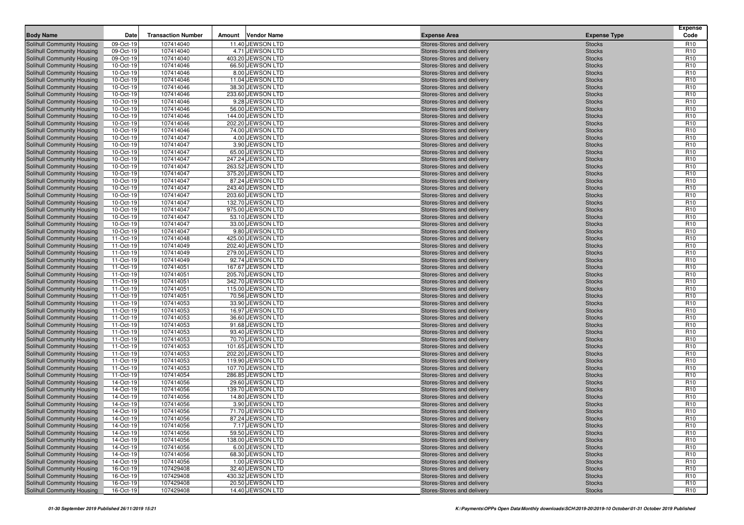| Body Name | Date | Transaction Number | Amount | Vendor Name | Expense Area | Expense Type | Expense Code |
|---|---|---|---|---|---|---|---|
| Solihull Community Housing | 09-Oct-19 | 107414040 | 11.40 | JEWSON LTD | Stores-Stores and delivery | Stocks | R10 |
| Solihull Community Housing | 09-Oct-19 | 107414040 | 4.71 | JEWSON LTD | Stores-Stores and delivery | Stocks | R10 |
| Solihull Community Housing | 09-Oct-19 | 107414040 | 403.20 | JEWSON LTD | Stores-Stores and delivery | Stocks | R10 |
| Solihull Community Housing | 10-Oct-19 | 107414046 | 66.50 | JEWSON LTD | Stores-Stores and delivery | Stocks | R10 |
| Solihull Community Housing | 10-Oct-19 | 107414046 | 8.00 | JEWSON LTD | Stores-Stores and delivery | Stocks | R10 |
| Solihull Community Housing | 10-Oct-19 | 107414046 | 11.04 | JEWSON LTD | Stores-Stores and delivery | Stocks | R10 |
| Solihull Community Housing | 10-Oct-19 | 107414046 | 38.30 | JEWSON LTD | Stores-Stores and delivery | Stocks | R10 |
| Solihull Community Housing | 10-Oct-19 | 107414046 | 233.60 | JEWSON LTD | Stores-Stores and delivery | Stocks | R10 |
| Solihull Community Housing | 10-Oct-19 | 107414046 | 9.28 | JEWSON LTD | Stores-Stores and delivery | Stocks | R10 |
| Solihull Community Housing | 10-Oct-19 | 107414046 | 56.00 | JEWSON LTD | Stores-Stores and delivery | Stocks | R10 |
| Solihull Community Housing | 10-Oct-19 | 107414046 | 144.00 | JEWSON LTD | Stores-Stores and delivery | Stocks | R10 |
| Solihull Community Housing | 10-Oct-19 | 107414046 | 202.20 | JEWSON LTD | Stores-Stores and delivery | Stocks | R10 |
| Solihull Community Housing | 10-Oct-19 | 107414046 | 74.00 | JEWSON LTD | Stores-Stores and delivery | Stocks | R10 |
| Solihull Community Housing | 10-Oct-19 | 107414047 | 4.00 | JEWSON LTD | Stores-Stores and delivery | Stocks | R10 |
| Solihull Community Housing | 10-Oct-19 | 107414047 | 3.90 | JEWSON LTD | Stores-Stores and delivery | Stocks | R10 |
| Solihull Community Housing | 10-Oct-19 | 107414047 | 65.00 | JEWSON LTD | Stores-Stores and delivery | Stocks | R10 |
| Solihull Community Housing | 10-Oct-19 | 107414047 | 247.24 | JEWSON LTD | Stores-Stores and delivery | Stocks | R10 |
| Solihull Community Housing | 10-Oct-19 | 107414047 | 263.52 | JEWSON LTD | Stores-Stores and delivery | Stocks | R10 |
| Solihull Community Housing | 10-Oct-19 | 107414047 | 375.20 | JEWSON LTD | Stores-Stores and delivery | Stocks | R10 |
| Solihull Community Housing | 10-Oct-19 | 107414047 | 87.24 | JEWSON LTD | Stores-Stores and delivery | Stocks | R10 |
| Solihull Community Housing | 10-Oct-19 | 107414047 | 243.40 | JEWSON LTD | Stores-Stores and delivery | Stocks | R10 |
| Solihull Community Housing | 10-Oct-19 | 107414047 | 203.60 | JEWSON LTD | Stores-Stores and delivery | Stocks | R10 |
| Solihull Community Housing | 10-Oct-19 | 107414047 | 132.70 | JEWSON LTD | Stores-Stores and delivery | Stocks | R10 |
| Solihull Community Housing | 10-Oct-19 | 107414047 | 975.00 | JEWSON LTD | Stores-Stores and delivery | Stocks | R10 |
| Solihull Community Housing | 10-Oct-19 | 107414047 | 53.10 | JEWSON LTD | Stores-Stores and delivery | Stocks | R10 |
| Solihull Community Housing | 10-Oct-19 | 107414047 | 33.00 | JEWSON LTD | Stores-Stores and delivery | Stocks | R10 |
| Solihull Community Housing | 10-Oct-19 | 107414047 | 9.80 | JEWSON LTD | Stores-Stores and delivery | Stocks | R10 |
| Solihull Community Housing | 11-Oct-19 | 107414048 | 425.00 | JEWSON LTD | Stores-Stores and delivery | Stocks | R10 |
| Solihull Community Housing | 11-Oct-19 | 107414049 | 202.40 | JEWSON LTD | Stores-Stores and delivery | Stocks | R10 |
| Solihull Community Housing | 11-Oct-19 | 107414049 | 279.00 | JEWSON LTD | Stores-Stores and delivery | Stocks | R10 |
| Solihull Community Housing | 11-Oct-19 | 107414049 | 92.74 | JEWSON LTD | Stores-Stores and delivery | Stocks | R10 |
| Solihull Community Housing | 11-Oct-19 | 107414051 | 167.67 | JEWSON LTD | Stores-Stores and delivery | Stocks | R10 |
| Solihull Community Housing | 11-Oct-19 | 107414051 | 205.70 | JEWSON LTD | Stores-Stores and delivery | Stocks | R10 |
| Solihull Community Housing | 11-Oct-19 | 107414051 | 342.70 | JEWSON LTD | Stores-Stores and delivery | Stocks | R10 |
| Solihull Community Housing | 11-Oct-19 | 107414051 | 115.00 | JEWSON LTD | Stores-Stores and delivery | Stocks | R10 |
| Solihull Community Housing | 11-Oct-19 | 107414051 | 70.56 | JEWSON LTD | Stores-Stores and delivery | Stocks | R10 |
| Solihull Community Housing | 11-Oct-19 | 107414053 | 33.90 | JEWSON LTD | Stores-Stores and delivery | Stocks | R10 |
| Solihull Community Housing | 11-Oct-19 | 107414053 | 16.97 | JEWSON LTD | Stores-Stores and delivery | Stocks | R10 |
| Solihull Community Housing | 11-Oct-19 | 107414053 | 36.60 | JEWSON LTD | Stores-Stores and delivery | Stocks | R10 |
| Solihull Community Housing | 11-Oct-19 | 107414053 | 91.68 | JEWSON LTD | Stores-Stores and delivery | Stocks | R10 |
| Solihull Community Housing | 11-Oct-19 | 107414053 | 93.40 | JEWSON LTD | Stores-Stores and delivery | Stocks | R10 |
| Solihull Community Housing | 11-Oct-19 | 107414053 | 70.70 | JEWSON LTD | Stores-Stores and delivery | Stocks | R10 |
| Solihull Community Housing | 11-Oct-19 | 107414053 | 101.65 | JEWSON LTD | Stores-Stores and delivery | Stocks | R10 |
| Solihull Community Housing | 11-Oct-19 | 107414053 | 202.20 | JEWSON LTD | Stores-Stores and delivery | Stocks | R10 |
| Solihull Community Housing | 11-Oct-19 | 107414053 | 119.90 | JEWSON LTD | Stores-Stores and delivery | Stocks | R10 |
| Solihull Community Housing | 11-Oct-19 | 107414053 | 107.70 | JEWSON LTD | Stores-Stores and delivery | Stocks | R10 |
| Solihull Community Housing | 11-Oct-19 | 107414054 | 286.85 | JEWSON LTD | Stores-Stores and delivery | Stocks | R10 |
| Solihull Community Housing | 14-Oct-19 | 107414056 | 29.60 | JEWSON LTD | Stores-Stores and delivery | Stocks | R10 |
| Solihull Community Housing | 14-Oct-19 | 107414056 | 139.70 | JEWSON LTD | Stores-Stores and delivery | Stocks | R10 |
| Solihull Community Housing | 14-Oct-19 | 107414056 | 14.80 | JEWSON LTD | Stores-Stores and delivery | Stocks | R10 |
| Solihull Community Housing | 14-Oct-19 | 107414056 | 3.90 | JEWSON LTD | Stores-Stores and delivery | Stocks | R10 |
| Solihull Community Housing | 14-Oct-19 | 107414056 | 71.70 | JEWSON LTD | Stores-Stores and delivery | Stocks | R10 |
| Solihull Community Housing | 14-Oct-19 | 107414056 | 87.24 | JEWSON LTD | Stores-Stores and delivery | Stocks | R10 |
| Solihull Community Housing | 14-Oct-19 | 107414056 | 7.17 | JEWSON LTD | Stores-Stores and delivery | Stocks | R10 |
| Solihull Community Housing | 14-Oct-19 | 107414056 | 59.50 | JEWSON LTD | Stores-Stores and delivery | Stocks | R10 |
| Solihull Community Housing | 14-Oct-19 | 107414056 | 138.00 | JEWSON LTD | Stores-Stores and delivery | Stocks | R10 |
| Solihull Community Housing | 14-Oct-19 | 107414056 | 6.00 | JEWSON LTD | Stores-Stores and delivery | Stocks | R10 |
| Solihull Community Housing | 14-Oct-19 | 107414056 | 68.30 | JEWSON LTD | Stores-Stores and delivery | Stocks | R10 |
| Solihull Community Housing | 14-Oct-19 | 107414056 | 1.00 | JEWSON LTD | Stores-Stores and delivery | Stocks | R10 |
| Solihull Community Housing | 16-Oct-19 | 107429408 | 32.40 | JEWSON LTD | Stores-Stores and delivery | Stocks | R10 |
| Solihull Community Housing | 16-Oct-19 | 107429408 | 430.32 | JEWSON LTD | Stores-Stores and delivery | Stocks | R10 |
| Solihull Community Housing | 16-Oct-19 | 107429408 | 20.50 | JEWSON LTD | Stores-Stores and delivery | Stocks | R10 |
| Solihull Community Housing | 16-Oct-19 | 107429408 | 14.40 | JEWSON LTD | Stores-Stores and delivery | Stocks | R10 |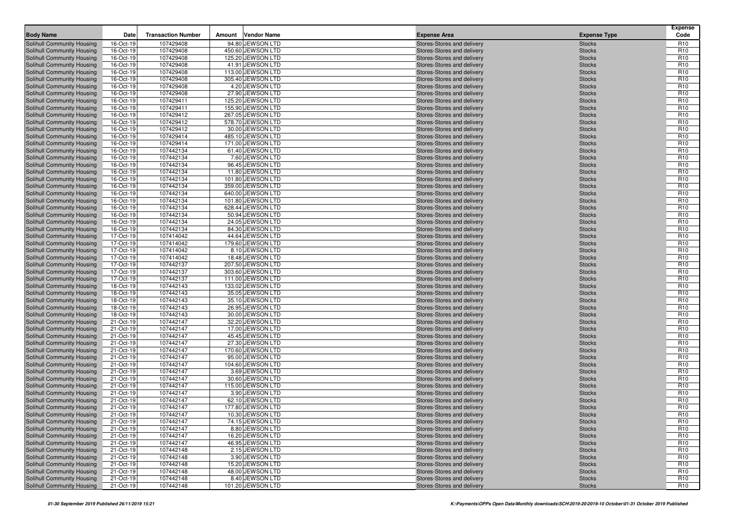| Body Name | Date | Transaction Number | Amount | Vendor Name | Expense Area | Expense Type | Expense Code |
|---|---|---|---|---|---|---|---|
| Solihull Community Housing | 16-Oct-19 | 107429408 | 94.80 | JEWSON LTD | Stores-Stores and delivery | Stocks | R10 |
| Solihull Community Housing | 16-Oct-19 | 107429408 | 450.60 | JEWSON LTD | Stores-Stores and delivery | Stocks | R10 |
| Solihull Community Housing | 16-Oct-19 | 107429408 | 125.20 | JEWSON LTD | Stores-Stores and delivery | Stocks | R10 |
| Solihull Community Housing | 16-Oct-19 | 107429408 | 41.91 | JEWSON LTD | Stores-Stores and delivery | Stocks | R10 |
| Solihull Community Housing | 16-Oct-19 | 107429408 | 113.00 | JEWSON LTD | Stores-Stores and delivery | Stocks | R10 |
| Solihull Community Housing | 16-Oct-19 | 107429408 | 305.40 | JEWSON LTD | Stores-Stores and delivery | Stocks | R10 |
| Solihull Community Housing | 16-Oct-19 | 107429408 | 4.20 | JEWSON LTD | Stores-Stores and delivery | Stocks | R10 |
| Solihull Community Housing | 16-Oct-19 | 107429408 | 27.90 | JEWSON LTD | Stores-Stores and delivery | Stocks | R10 |
| Solihull Community Housing | 16-Oct-19 | 107429411 | 125.20 | JEWSON LTD | Stores-Stores and delivery | Stocks | R10 |
| Solihull Community Housing | 16-Oct-19 | 107429411 | 155.90 | JEWSON LTD | Stores-Stores and delivery | Stocks | R10 |
| Solihull Community Housing | 16-Oct-19 | 107429412 | 267.05 | JEWSON LTD | Stores-Stores and delivery | Stocks | R10 |
| Solihull Community Housing | 16-Oct-19 | 107429412 | 578.70 | JEWSON LTD | Stores-Stores and delivery | Stocks | R10 |
| Solihull Community Housing | 16-Oct-19 | 107429412 | 30.00 | JEWSON LTD | Stores-Stores and delivery | Stocks | R10 |
| Solihull Community Housing | 16-Oct-19 | 107429414 | 485.10 | JEWSON LTD | Stores-Stores and delivery | Stocks | R10 |
| Solihull Community Housing | 16-Oct-19 | 107429414 | 171.00 | JEWSON LTD | Stores-Stores and delivery | Stocks | R10 |
| Solihull Community Housing | 16-Oct-19 | 107442134 | 61.40 | JEWSON LTD | Stores-Stores and delivery | Stocks | R10 |
| Solihull Community Housing | 16-Oct-19 | 107442134 | 7.60 | JEWSON LTD | Stores-Stores and delivery | Stocks | R10 |
| Solihull Community Housing | 16-Oct-19 | 107442134 | 96.45 | JEWSON LTD | Stores-Stores and delivery | Stocks | R10 |
| Solihull Community Housing | 16-Oct-19 | 107442134 | 11.80 | JEWSON LTD | Stores-Stores and delivery | Stocks | R10 |
| Solihull Community Housing | 16-Oct-19 | 107442134 | 101.80 | JEWSON LTD | Stores-Stores and delivery | Stocks | R10 |
| Solihull Community Housing | 16-Oct-19 | 107442134 | 359.00 | JEWSON LTD | Stores-Stores and delivery | Stocks | R10 |
| Solihull Community Housing | 16-Oct-19 | 107442134 | 640.00 | JEWSON LTD | Stores-Stores and delivery | Stocks | R10 |
| Solihull Community Housing | 16-Oct-19 | 107442134 | 101.80 | JEWSON LTD | Stores-Stores and delivery | Stocks | R10 |
| Solihull Community Housing | 16-Oct-19 | 107442134 | 628.44 | JEWSON LTD | Stores-Stores and delivery | Stocks | R10 |
| Solihull Community Housing | 16-Oct-19 | 107442134 | 50.94 | JEWSON LTD | Stores-Stores and delivery | Stocks | R10 |
| Solihull Community Housing | 16-Oct-19 | 107442134 | 24.05 | JEWSON LTD | Stores-Stores and delivery | Stocks | R10 |
| Solihull Community Housing | 16-Oct-19 | 107442134 | 84.30 | JEWSON LTD | Stores-Stores and delivery | Stocks | R10 |
| Solihull Community Housing | 17-Oct-19 | 107414042 | 44.64 | JEWSON LTD | Stores-Stores and delivery | Stocks | R10 |
| Solihull Community Housing | 17-Oct-19 | 107414042 | 179.60 | JEWSON LTD | Stores-Stores and delivery | Stocks | R10 |
| Solihull Community Housing | 17-Oct-19 | 107414042 | 8.10 | JEWSON LTD | Stores-Stores and delivery | Stocks | R10 |
| Solihull Community Housing | 17-Oct-19 | 107414042 | 18.48 | JEWSON LTD | Stores-Stores and delivery | Stocks | R10 |
| Solihull Community Housing | 17-Oct-19 | 107442137 | 207.50 | JEWSON LTD | Stores-Stores and delivery | Stocks | R10 |
| Solihull Community Housing | 17-Oct-19 | 107442137 | 303.60 | JEWSON LTD | Stores-Stores and delivery | Stocks | R10 |
| Solihull Community Housing | 17-Oct-19 | 107442137 | 111.00 | JEWSON LTD | Stores-Stores and delivery | Stocks | R10 |
| Solihull Community Housing | 18-Oct-19 | 107442143 | 133.02 | JEWSON LTD | Stores-Stores and delivery | Stocks | R10 |
| Solihull Community Housing | 18-Oct-19 | 107442143 | 35.05 | JEWSON LTD | Stores-Stores and delivery | Stocks | R10 |
| Solihull Community Housing | 18-Oct-19 | 107442143 | 35.10 | JEWSON LTD | Stores-Stores and delivery | Stocks | R10 |
| Solihull Community Housing | 18-Oct-19 | 107442143 | 26.95 | JEWSON LTD | Stores-Stores and delivery | Stocks | R10 |
| Solihull Community Housing | 18-Oct-19 | 107442143 | 30.00 | JEWSON LTD | Stores-Stores and delivery | Stocks | R10 |
| Solihull Community Housing | 21-Oct-19 | 107442147 | 32.20 | JEWSON LTD | Stores-Stores and delivery | Stocks | R10 |
| Solihull Community Housing | 21-Oct-19 | 107442147 | 17.00 | JEWSON LTD | Stores-Stores and delivery | Stocks | R10 |
| Solihull Community Housing | 21-Oct-19 | 107442147 | 45.45 | JEWSON LTD | Stores-Stores and delivery | Stocks | R10 |
| Solihull Community Housing | 21-Oct-19 | 107442147 | 27.30 | JEWSON LTD | Stores-Stores and delivery | Stocks | R10 |
| Solihull Community Housing | 21-Oct-19 | 107442147 | 170.60 | JEWSON LTD | Stores-Stores and delivery | Stocks | R10 |
| Solihull Community Housing | 21-Oct-19 | 107442147 | 95.00 | JEWSON LTD | Stores-Stores and delivery | Stocks | R10 |
| Solihull Community Housing | 21-Oct-19 | 107442147 | 104.60 | JEWSON LTD | Stores-Stores and delivery | Stocks | R10 |
| Solihull Community Housing | 21-Oct-19 | 107442147 | 3.69 | JEWSON LTD | Stores-Stores and delivery | Stocks | R10 |
| Solihull Community Housing | 21-Oct-19 | 107442147 | 30.60 | JEWSON LTD | Stores-Stores and delivery | Stocks | R10 |
| Solihull Community Housing | 21-Oct-19 | 107442147 | 115.00 | JEWSON LTD | Stores-Stores and delivery | Stocks | R10 |
| Solihull Community Housing | 21-Oct-19 | 107442147 | 3.90 | JEWSON LTD | Stores-Stores and delivery | Stocks | R10 |
| Solihull Community Housing | 21-Oct-19 | 107442147 | 62.10 | JEWSON LTD | Stores-Stores and delivery | Stocks | R10 |
| Solihull Community Housing | 21-Oct-19 | 107442147 | 177.80 | JEWSON LTD | Stores-Stores and delivery | Stocks | R10 |
| Solihull Community Housing | 21-Oct-19 | 107442147 | 10.30 | JEWSON LTD | Stores-Stores and delivery | Stocks | R10 |
| Solihull Community Housing | 21-Oct-19 | 107442147 | 74.15 | JEWSON LTD | Stores-Stores and delivery | Stocks | R10 |
| Solihull Community Housing | 21-Oct-19 | 107442147 | 8.80 | JEWSON LTD | Stores-Stores and delivery | Stocks | R10 |
| Solihull Community Housing | 21-Oct-19 | 107442147 | 16.20 | JEWSON LTD | Stores-Stores and delivery | Stocks | R10 |
| Solihull Community Housing | 21-Oct-19 | 107442147 | 46.95 | JEWSON LTD | Stores-Stores and delivery | Stocks | R10 |
| Solihull Community Housing | 21-Oct-19 | 107442148 | 2.15 | JEWSON LTD | Stores-Stores and delivery | Stocks | R10 |
| Solihull Community Housing | 21-Oct-19 | 107442148 | 3.90 | JEWSON LTD | Stores-Stores and delivery | Stocks | R10 |
| Solihull Community Housing | 21-Oct-19 | 107442148 | 15.20 | JEWSON LTD | Stores-Stores and delivery | Stocks | R10 |
| Solihull Community Housing | 21-Oct-19 | 107442148 | 48.00 | JEWSON LTD | Stores-Stores and delivery | Stocks | R10 |
| Solihull Community Housing | 21-Oct-19 | 107442148 | 8.40 | JEWSON LTD | Stores-Stores and delivery | Stocks | R10 |
| Solihull Community Housing | 21-Oct-19 | 107442148 | 101.20 | JEWSON LTD | Stores-Stores and delivery | Stocks | R10 |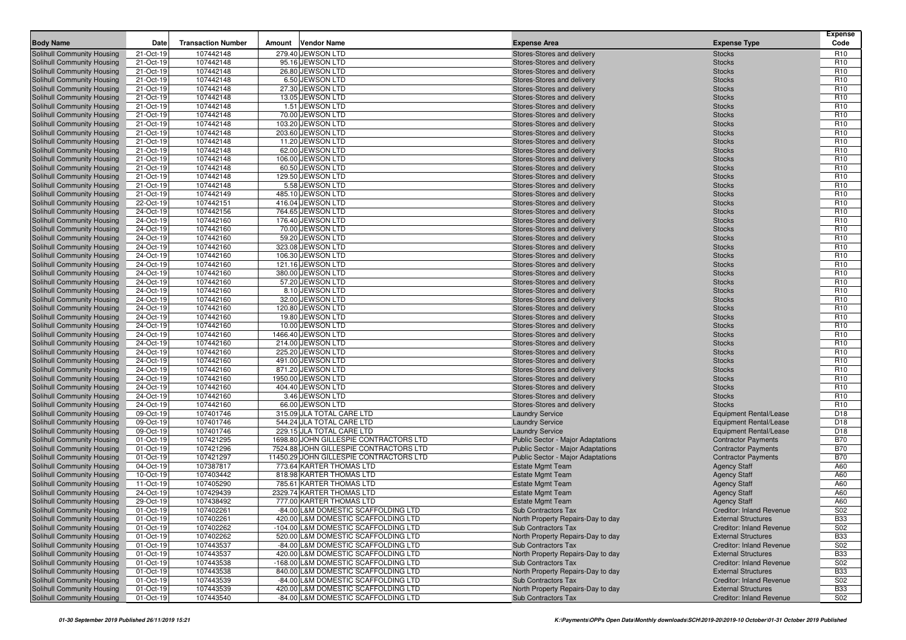| Body Name | Date | Transaction Number | Amount | Vendor Name | Expense Area | Expense Type | Expense Code |
|---|---|---|---|---|---|---|---|
| Solihull Community Housing | 21-Oct-19 | 107442148 | 279.40 | JEWSON LTD | Stores-Stores and delivery | Stocks | R10 |
| Solihull Community Housing | 21-Oct-19 | 107442148 | 95.16 | JEWSON LTD | Stores-Stores and delivery | Stocks | R10 |
| Solihull Community Housing | 21-Oct-19 | 107442148 | 26.80 | JEWSON LTD | Stores-Stores and delivery | Stocks | R10 |
| Solihull Community Housing | 21-Oct-19 | 107442148 | 6.50 | JEWSON LTD | Stores-Stores and delivery | Stocks | R10 |
| Solihull Community Housing | 21-Oct-19 | 107442148 | 27.30 | JEWSON LTD | Stores-Stores and delivery | Stocks | R10 |
| Solihull Community Housing | 21-Oct-19 | 107442148 | 13.05 | JEWSON LTD | Stores-Stores and delivery | Stocks | R10 |
| Solihull Community Housing | 21-Oct-19 | 107442148 | 1.51 | JEWSON LTD | Stores-Stores and delivery | Stocks | R10 |
| Solihull Community Housing | 21-Oct-19 | 107442148 | 70.00 | JEWSON LTD | Stores-Stores and delivery | Stocks | R10 |
| Solihull Community Housing | 21-Oct-19 | 107442148 | 103.20 | JEWSON LTD | Stores-Stores and delivery | Stocks | R10 |
| Solihull Community Housing | 21-Oct-19 | 107442148 | 203.60 | JEWSON LTD | Stores-Stores and delivery | Stocks | R10 |
| Solihull Community Housing | 21-Oct-19 | 107442148 | 11.20 | JEWSON LTD | Stores-Stores and delivery | Stocks | R10 |
| Solihull Community Housing | 21-Oct-19 | 107442148 | 62.00 | JEWSON LTD | Stores-Stores and delivery | Stocks | R10 |
| Solihull Community Housing | 21-Oct-19 | 107442148 | 106.00 | JEWSON LTD | Stores-Stores and delivery | Stocks | R10 |
| Solihull Community Housing | 21-Oct-19 | 107442148 | 60.50 | JEWSON LTD | Stores-Stores and delivery | Stocks | R10 |
| Solihull Community Housing | 21-Oct-19 | 107442148 | 129.50 | JEWSON LTD | Stores-Stores and delivery | Stocks | R10 |
| Solihull Community Housing | 21-Oct-19 | 107442148 | 5.58 | JEWSON LTD | Stores-Stores and delivery | Stocks | R10 |
| Solihull Community Housing | 21-Oct-19 | 107442149 | 485.10 | JEWSON LTD | Stores-Stores and delivery | Stocks | R10 |
| Solihull Community Housing | 22-Oct-19 | 107442151 | 416.04 | JEWSON LTD | Stores-Stores and delivery | Stocks | R10 |
| Solihull Community Housing | 24-Oct-19 | 107442156 | 764.65 | JEWSON LTD | Stores-Stores and delivery | Stocks | R10 |
| Solihull Community Housing | 24-Oct-19 | 107442160 | 176.40 | JEWSON LTD | Stores-Stores and delivery | Stocks | R10 |
| Solihull Community Housing | 24-Oct-19 | 107442160 | 70.00 | JEWSON LTD | Stores-Stores and delivery | Stocks | R10 |
| Solihull Community Housing | 24-Oct-19 | 107442160 | 59.20 | JEWSON LTD | Stores-Stores and delivery | Stocks | R10 |
| Solihull Community Housing | 24-Oct-19 | 107442160 | 323.08 | JEWSON LTD | Stores-Stores and delivery | Stocks | R10 |
| Solihull Community Housing | 24-Oct-19 | 107442160 | 106.30 | JEWSON LTD | Stores-Stores and delivery | Stocks | R10 |
| Solihull Community Housing | 24-Oct-19 | 107442160 | 121.16 | JEWSON LTD | Stores-Stores and delivery | Stocks | R10 |
| Solihull Community Housing | 24-Oct-19 | 107442160 | 380.00 | JEWSON LTD | Stores-Stores and delivery | Stocks | R10 |
| Solihull Community Housing | 24-Oct-19 | 107442160 | 57.20 | JEWSON LTD | Stores-Stores and delivery | Stocks | R10 |
| Solihull Community Housing | 24-Oct-19 | 107442160 | 8.10 | JEWSON LTD | Stores-Stores and delivery | Stocks | R10 |
| Solihull Community Housing | 24-Oct-19 | 107442160 | 32.00 | JEWSON LTD | Stores-Stores and delivery | Stocks | R10 |
| Solihull Community Housing | 24-Oct-19 | 107442160 | 120.80 | JEWSON LTD | Stores-Stores and delivery | Stocks | R10 |
| Solihull Community Housing | 24-Oct-19 | 107442160 | 19.80 | JEWSON LTD | Stores-Stores and delivery | Stocks | R10 |
| Solihull Community Housing | 24-Oct-19 | 107442160 | 10.00 | JEWSON LTD | Stores-Stores and delivery | Stocks | R10 |
| Solihull Community Housing | 24-Oct-19 | 107442160 | 1466.40 | JEWSON LTD | Stores-Stores and delivery | Stocks | R10 |
| Solihull Community Housing | 24-Oct-19 | 107442160 | 214.00 | JEWSON LTD | Stores-Stores and delivery | Stocks | R10 |
| Solihull Community Housing | 24-Oct-19 | 107442160 | 225.20 | JEWSON LTD | Stores-Stores and delivery | Stocks | R10 |
| Solihull Community Housing | 24-Oct-19 | 107442160 | 491.00 | JEWSON LTD | Stores-Stores and delivery | Stocks | R10 |
| Solihull Community Housing | 24-Oct-19 | 107442160 | 871.20 | JEWSON LTD | Stores-Stores and delivery | Stocks | R10 |
| Solihull Community Housing | 24-Oct-19 | 107442160 | 1950.00 | JEWSON LTD | Stores-Stores and delivery | Stocks | R10 |
| Solihull Community Housing | 24-Oct-19 | 107442160 | 404.40 | JEWSON LTD | Stores-Stores and delivery | Stocks | R10 |
| Solihull Community Housing | 24-Oct-19 | 107442160 | 3.46 | JEWSON LTD | Stores-Stores and delivery | Stocks | R10 |
| Solihull Community Housing | 24-Oct-19 | 107442160 | 66.00 | JEWSON LTD | Stores-Stores and delivery | Stocks | R10 |
| Solihull Community Housing | 09-Oct-19 | 107401746 | 315.09 | JLA TOTAL CARE LTD | Laundry Service | Equipment Rental/Lease | D18 |
| Solihull Community Housing | 09-Oct-19 | 107401746 | 544.24 | JLA TOTAL CARE LTD | Laundry Service | Equipment Rental/Lease | D18 |
| Solihull Community Housing | 09-Oct-19 | 107401746 | 229.15 | JLA TOTAL CARE LTD | Laundry Service | Equipment Rental/Lease | D18 |
| Solihull Community Housing | 01-Oct-19 | 107421295 | 1698.80 | JOHN GILLESPIE CONTRACTORS LTD | Public Sector - Major Adaptations | Contractor Payments | B70 |
| Solihull Community Housing | 01-Oct-19 | 107421296 | 7524.88 | JOHN GILLESPIE CONTRACTORS LTD | Public Sector - Major Adaptations | Contractor Payments | B70 |
| Solihull Community Housing | 01-Oct-19 | 107421297 | 11450.29 | JOHN GILLESPIE CONTRACTORS LTD | Public Sector - Major Adaptations | Contractor Payments | B70 |
| Solihull Community Housing | 04-Oct-19 | 107387817 | 773.64 | KARTER THOMAS LTD | Estate Mgmt Team | Agency Staff | A60 |
| Solihull Community Housing | 10-Oct-19 | 107403442 | 818.98 | KARTER THOMAS LTD | Estate Mgmt Team | Agency Staff | A60 |
| Solihull Community Housing | 11-Oct-19 | 107405290 | 785.61 | KARTER THOMAS LTD | Estate Mgmt Team | Agency Staff | A60 |
| Solihull Community Housing | 24-Oct-19 | 107429439 | 2329.74 | KARTER THOMAS LTD | Estate Mgmt Team | Agency Staff | A60 |
| Solihull Community Housing | 29-Oct-19 | 107438492 | 777.00 | KARTER THOMAS LTD | Estate Mgmt Team | Agency Staff | A60 |
| Solihull Community Housing | 01-Oct-19 | 107402261 | -84.00 | L&M DOMESTIC SCAFFOLDING LTD | Sub Contractors Tax | Creditor: Inland Revenue | S02 |
| Solihull Community Housing | 01-Oct-19 | 107402261 | 420.00 | L&M DOMESTIC SCAFFOLDING LTD | North Property Repairs-Day to day | External Structures | B33 |
| Solihull Community Housing | 01-Oct-19 | 107402262 | -104.00 | L&M DOMESTIC SCAFFOLDING LTD | Sub Contractors Tax | Creditor: Inland Revenue | S02 |
| Solihull Community Housing | 01-Oct-19 | 107402262 | 520.00 | L&M DOMESTIC SCAFFOLDING LTD | North Property Repairs-Day to day | External Structures | B33 |
| Solihull Community Housing | 01-Oct-19 | 107443537 | -84.00 | L&M DOMESTIC SCAFFOLDING LTD | Sub Contractors Tax | Creditor: Inland Revenue | S02 |
| Solihull Community Housing | 01-Oct-19 | 107443537 | 420.00 | L&M DOMESTIC SCAFFOLDING LTD | North Property Repairs-Day to day | External Structures | B33 |
| Solihull Community Housing | 01-Oct-19 | 107443538 | -168.00 | L&M DOMESTIC SCAFFOLDING LTD | Sub Contractors Tax | Creditor: Inland Revenue | S02 |
| Solihull Community Housing | 01-Oct-19 | 107443538 | 840.00 | L&M DOMESTIC SCAFFOLDING LTD | North Property Repairs-Day to day | External Structures | B33 |
| Solihull Community Housing | 01-Oct-19 | 107443539 | -84.00 | L&M DOMESTIC SCAFFOLDING LTD | Sub Contractors Tax | Creditor: Inland Revenue | S02 |
| Solihull Community Housing | 01-Oct-19 | 107443539 | 420.00 | L&M DOMESTIC SCAFFOLDING LTD | North Property Repairs-Day to day | External Structures | B33 |
| Solihull Community Housing | 01-Oct-19 | 107443540 | -84.00 | L&M DOMESTIC SCAFFOLDING LTD | Sub Contractors Tax | Creditor: Inland Revenue | S02 |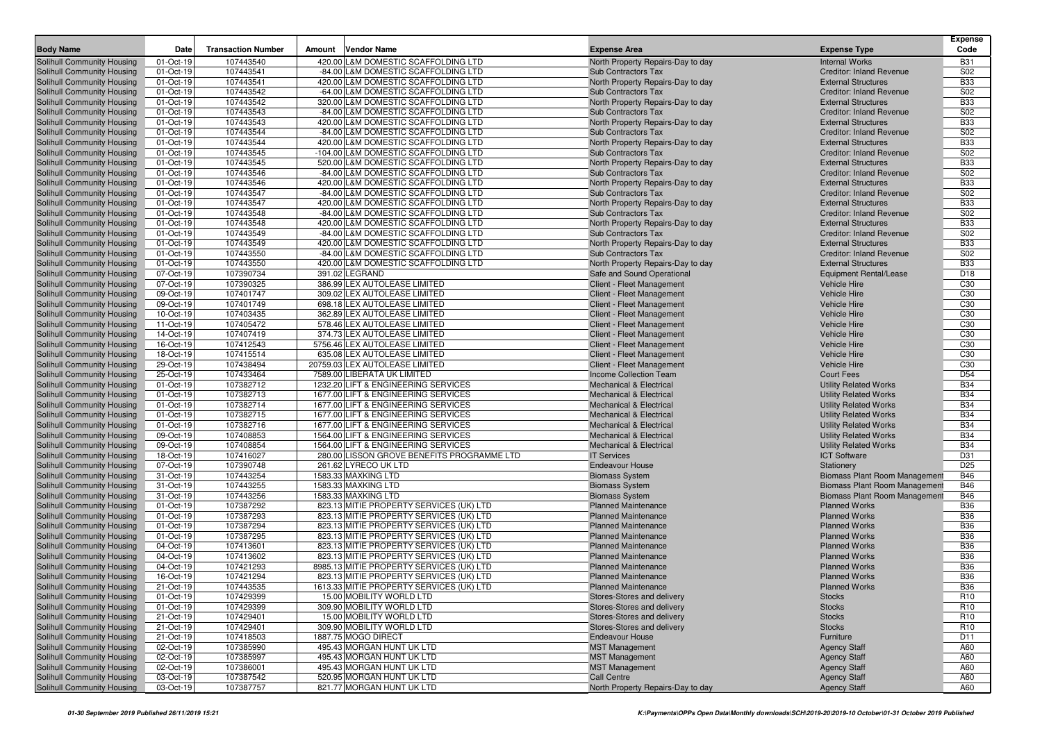| Body Name | Date | Transaction Number | Amount | Vendor Name | Expense Area | Expense Type | Expense Code |
|---|---|---|---|---|---|---|---|
| Solihull Community Housing | 01-Oct-19 | 107443540 | 420.00 | L&M DOMESTIC SCAFFOLDING LTD | North Property Repairs-Day to day | Internal Works | B31 |
| Solihull Community Housing | 01-Oct-19 | 107443541 | -84.00 | L&M DOMESTIC SCAFFOLDING LTD | Sub Contractors Tax | Creditor: Inland Revenue | S02 |
| Solihull Community Housing | 01-Oct-19 | 107443541 | 420.00 | L&M DOMESTIC SCAFFOLDING LTD | North Property Repairs-Day to day | External Structures | B33 |
| Solihull Community Housing | 01-Oct-19 | 107443542 | -64.00 | L&M DOMESTIC SCAFFOLDING LTD | Sub Contractors Tax | Creditor: Inland Revenue | S02 |
| Solihull Community Housing | 01-Oct-19 | 107443542 | 320.00 | L&M DOMESTIC SCAFFOLDING LTD | North Property Repairs-Day to day | External Structures | B33 |
| Solihull Community Housing | 01-Oct-19 | 107443543 | -84.00 | L&M DOMESTIC SCAFFOLDING LTD | Sub Contractors Tax | Creditor: Inland Revenue | S02 |
| Solihull Community Housing | 01-Oct-19 | 107443543 | 420.00 | L&M DOMESTIC SCAFFOLDING LTD | North Property Repairs-Day to day | External Structures | B33 |
| Solihull Community Housing | 01-Oct-19 | 107443544 | -84.00 | L&M DOMESTIC SCAFFOLDING LTD | Sub Contractors Tax | Creditor: Inland Revenue | S02 |
| Solihull Community Housing | 01-Oct-19 | 107443544 | 420.00 | L&M DOMESTIC SCAFFOLDING LTD | North Property Repairs-Day to day | External Structures | B33 |
| Solihull Community Housing | 01-Oct-19 | 107443545 | -104.00 | L&M DOMESTIC SCAFFOLDING LTD | Sub Contractors Tax | Creditor: Inland Revenue | S02 |
| Solihull Community Housing | 01-Oct-19 | 107443545 | 520.00 | L&M DOMESTIC SCAFFOLDING LTD | North Property Repairs-Day to day | External Structures | B33 |
| Solihull Community Housing | 01-Oct-19 | 107443546 | -84.00 | L&M DOMESTIC SCAFFOLDING LTD | Sub Contractors Tax | Creditor: Inland Revenue | S02 |
| Solihull Community Housing | 01-Oct-19 | 107443546 | 420.00 | L&M DOMESTIC SCAFFOLDING LTD | North Property Repairs-Day to day | External Structures | B33 |
| Solihull Community Housing | 01-Oct-19 | 107443547 | -84.00 | L&M DOMESTIC SCAFFOLDING LTD | Sub Contractors Tax | Creditor: Inland Revenue | S02 |
| Solihull Community Housing | 01-Oct-19 | 107443547 | 420.00 | L&M DOMESTIC SCAFFOLDING LTD | North Property Repairs-Day to day | External Structures | B33 |
| Solihull Community Housing | 01-Oct-19 | 107443548 | -84.00 | L&M DOMESTIC SCAFFOLDING LTD | Sub Contractors Tax | Creditor: Inland Revenue | S02 |
| Solihull Community Housing | 01-Oct-19 | 107443548 | 420.00 | L&M DOMESTIC SCAFFOLDING LTD | North Property Repairs-Day to day | External Structures | B33 |
| Solihull Community Housing | 01-Oct-19 | 107443549 | -84.00 | L&M DOMESTIC SCAFFOLDING LTD | Sub Contractors Tax | Creditor: Inland Revenue | S02 |
| Solihull Community Housing | 01-Oct-19 | 107443549 | 420.00 | L&M DOMESTIC SCAFFOLDING LTD | North Property Repairs-Day to day | External Structures | B33 |
| Solihull Community Housing | 01-Oct-19 | 107443550 | -84.00 | L&M DOMESTIC SCAFFOLDING LTD | Sub Contractors Tax | Creditor: Inland Revenue | S02 |
| Solihull Community Housing | 01-Oct-19 | 107443550 | 420.00 | L&M DOMESTIC SCAFFOLDING LTD | North Property Repairs-Day to day | External Structures | B33 |
| Solihull Community Housing | 07-Oct-19 | 107390734 | 391.02 | LEGRAND | Safe and Sound Operational | Equipment Rental/Lease | D18 |
| Solihull Community Housing | 07-Oct-19 | 107390325 | 386.99 | LEX AUTOLEASE LIMITED | Client - Fleet Management | Vehicle Hire | C30 |
| Solihull Community Housing | 09-Oct-19 | 107401747 | 309.02 | LEX AUTOLEASE LIMITED | Client - Fleet Management | Vehicle Hire | C30 |
| Solihull Community Housing | 09-Oct-19 | 107401749 | 698.18 | LEX AUTOLEASE LIMITED | Client - Fleet Management | Vehicle Hire | C30 |
| Solihull Community Housing | 10-Oct-19 | 107403435 | 362.89 | LEX AUTOLEASE LIMITED | Client - Fleet Management | Vehicle Hire | C30 |
| Solihull Community Housing | 11-Oct-19 | 107405472 | 578.46 | LEX AUTOLEASE LIMITED | Client - Fleet Management | Vehicle Hire | C30 |
| Solihull Community Housing | 14-Oct-19 | 107407419 | 374.73 | LEX AUTOLEASE LIMITED | Client - Fleet Management | Vehicle Hire | C30 |
| Solihull Community Housing | 16-Oct-19 | 107412543 | 5756.46 | LEX AUTOLEASE LIMITED | Client - Fleet Management | Vehicle Hire | C30 |
| Solihull Community Housing | 18-Oct-19 | 107415514 | 635.08 | LEX AUTOLEASE LIMITED | Client - Fleet Management | Vehicle Hire | C30 |
| Solihull Community Housing | 29-Oct-19 | 107438494 | 20759.03 | LEX AUTOLEASE LIMITED | Client - Fleet Management | Vehicle Hire | C30 |
| Solihull Community Housing | 25-Oct-19 | 107433464 | 7589.00 | LIBERATA UK LIMITED | Income Collection Team | Court Fees | D54 |
| Solihull Community Housing | 01-Oct-19 | 107382712 | 1232.20 | LIFT & ENGINEERING SERVICES | Mechanical & Electrical | Utility Related Works | B34 |
| Solihull Community Housing | 01-Oct-19 | 107382713 | 1677.00 | LIFT & ENGINEERING SERVICES | Mechanical & Electrical | Utility Related Works | B34 |
| Solihull Community Housing | 01-Oct-19 | 107382714 | 1677.00 | LIFT & ENGINEERING SERVICES | Mechanical & Electrical | Utility Related Works | B34 |
| Solihull Community Housing | 01-Oct-19 | 107382715 | 1677.00 | LIFT & ENGINEERING SERVICES | Mechanical & Electrical | Utility Related Works | B34 |
| Solihull Community Housing | 01-Oct-19 | 107382716 | 1677.00 | LIFT & ENGINEERING SERVICES | Mechanical & Electrical | Utility Related Works | B34 |
| Solihull Community Housing | 09-Oct-19 | 107408853 | 1564.00 | LIFT & ENGINEERING SERVICES | Mechanical & Electrical | Utility Related Works | B34 |
| Solihull Community Housing | 09-Oct-19 | 107408854 | 1564.00 | LIFT & ENGINEERING SERVICES | Mechanical & Electrical | Utility Related Works | B34 |
| Solihull Community Housing | 18-Oct-19 | 107416027 | 280.00 | LISSON GROVE BENEFITS PROGRAMME LTD | IT Services | ICT Software | D31 |
| Solihull Community Housing | 07-Oct-19 | 107390748 | 261.62 | LYRECO UK LTD | Endeavour House | Stationery | D25 |
| Solihull Community Housing | 31-Oct-19 | 107443254 | 1583.33 | MAXKING LTD | Biomass System | Biomass Plant Room Management | B46 |
| Solihull Community Housing | 31-Oct-19 | 107443255 | 1583.33 | MAXKING LTD | Biomass System | Biomass Plant Room Management | B46 |
| Solihull Community Housing | 31-Oct-19 | 107443256 | 1583.33 | MAXKING LTD | Biomass System | Biomass Plant Room Management | B46 |
| Solihull Community Housing | 01-Oct-19 | 107387292 | 823.13 | MITIE PROPERTY SERVICES (UK) LTD | Planned Maintenance | Planned Works | B36 |
| Solihull Community Housing | 01-Oct-19 | 107387293 | 823.13 | MITIE PROPERTY SERVICES (UK) LTD | Planned Maintenance | Planned Works | B36 |
| Solihull Community Housing | 01-Oct-19 | 107387294 | 823.13 | MITIE PROPERTY SERVICES (UK) LTD | Planned Maintenance | Planned Works | B36 |
| Solihull Community Housing | 01-Oct-19 | 107387295 | 823.13 | MITIE PROPERTY SERVICES (UK) LTD | Planned Maintenance | Planned Works | B36 |
| Solihull Community Housing | 04-Oct-19 | 107413601 | 823.13 | MITIE PROPERTY SERVICES (UK) LTD | Planned Maintenance | Planned Works | B36 |
| Solihull Community Housing | 04-Oct-19 | 107413602 | 823.13 | MITIE PROPERTY SERVICES (UK) LTD | Planned Maintenance | Planned Works | B36 |
| Solihull Community Housing | 04-Oct-19 | 107421293 | 8985.13 | MITIE PROPERTY SERVICES (UK) LTD | Planned Maintenance | Planned Works | B36 |
| Solihull Community Housing | 16-Oct-19 | 107421294 | 823.13 | MITIE PROPERTY SERVICES (UK) LTD | Planned Maintenance | Planned Works | B36 |
| Solihull Community Housing | 21-Oct-19 | 107443535 | 1613.33 | MITIE PROPERTY SERVICES (UK) LTD | Planned Maintenance | Planned Works | B36 |
| Solihull Community Housing | 01-Oct-19 | 107429399 | 15.00 | MOBILITY WORLD LTD | Stores-Stores and delivery | Stocks | R10 |
| Solihull Community Housing | 01-Oct-19 | 107429399 | 309.90 | MOBILITY WORLD LTD | Stores-Stores and delivery | Stocks | R10 |
| Solihull Community Housing | 21-Oct-19 | 107429401 | 15.00 | MOBILITY WORLD LTD | Stores-Stores and delivery | Stocks | R10 |
| Solihull Community Housing | 21-Oct-19 | 107429401 | 309.90 | MOBILITY WORLD LTD | Stores-Stores and delivery | Stocks | R10 |
| Solihull Community Housing | 21-Oct-19 | 107418503 | 1887.75 | MOGO DIRECT | Endeavour House | Furniture | D11 |
| Solihull Community Housing | 02-Oct-19 | 107385990 | 495.43 | MORGAN HUNT UK LTD | MST Management | Agency Staff | A60 |
| Solihull Community Housing | 02-Oct-19 | 107385997 | 495.43 | MORGAN HUNT UK LTD | MST Management | Agency Staff | A60 |
| Solihull Community Housing | 02-Oct-19 | 107386001 | 495.43 | MORGAN HUNT UK LTD | MST Management | Agency Staff | A60 |
| Solihull Community Housing | 03-Oct-19 | 107387542 | 520.95 | MORGAN HUNT UK LTD | Call Centre | Agency Staff | A60 |
| Solihull Community Housing | 03-Oct-19 | 107387757 | 821.77 | MORGAN HUNT UK LTD | North Property Repairs-Day to day | Agency Staff | A60 |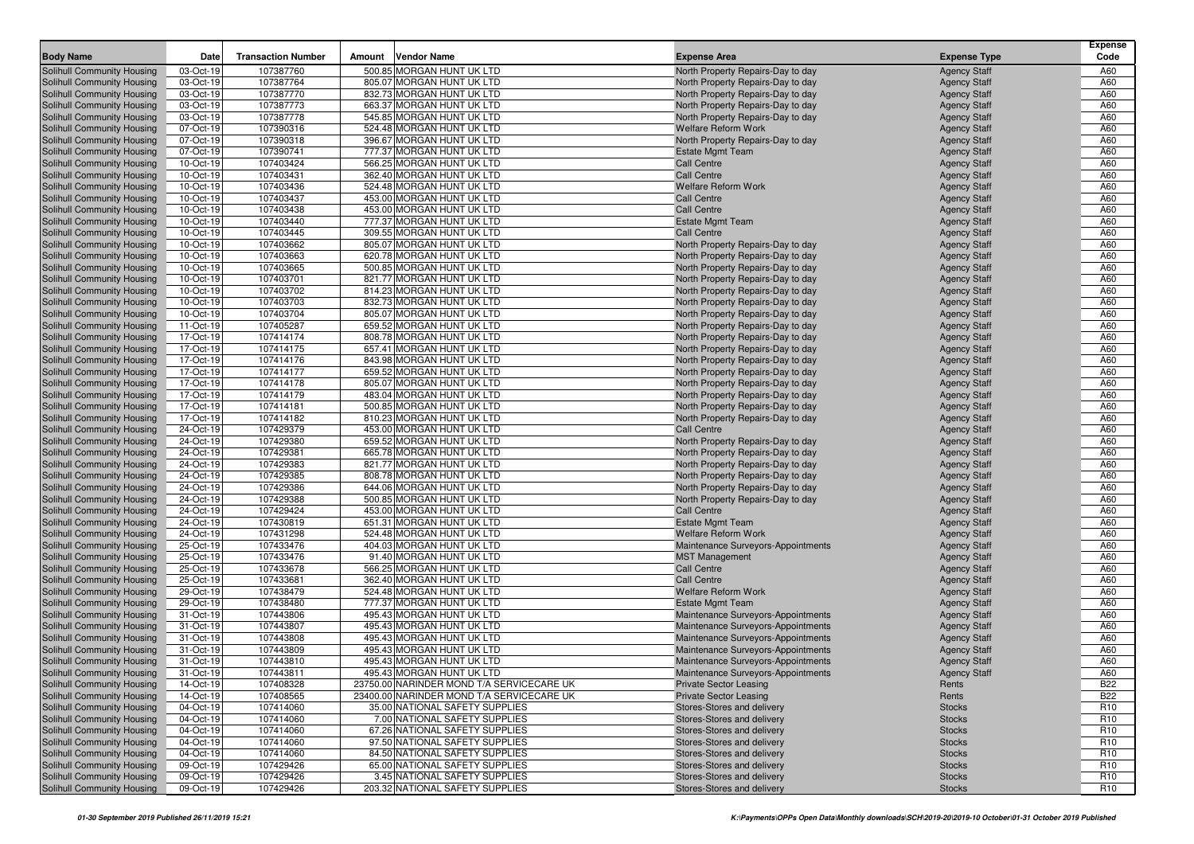| Body Name | Date | Transaction Number | Amount | Vendor Name | Expense Area | Expense Type | Expense Code |
|---|---|---|---|---|---|---|---|
| Solihull Community Housing | 03-Oct-19 | 107387760 | 500.85 | MORGAN HUNT UK LTD | North Property Repairs-Day to day | Agency Staff | A60 |
| Solihull Community Housing | 03-Oct-19 | 107387764 | 805.07 | MORGAN HUNT UK LTD | North Property Repairs-Day to day | Agency Staff | A60 |
| Solihull Community Housing | 03-Oct-19 | 107387770 | 832.73 | MORGAN HUNT UK LTD | North Property Repairs-Day to day | Agency Staff | A60 |
| Solihull Community Housing | 03-Oct-19 | 107387773 | 663.37 | MORGAN HUNT UK LTD | North Property Repairs-Day to day | Agency Staff | A60 |
| Solihull Community Housing | 03-Oct-19 | 107387778 | 545.85 | MORGAN HUNT UK LTD | North Property Repairs-Day to day | Agency Staff | A60 |
| Solihull Community Housing | 07-Oct-19 | 107390316 | 524.48 | MORGAN HUNT UK LTD | Welfare Reform Work | Agency Staff | A60 |
| Solihull Community Housing | 07-Oct-19 | 107390318 | 396.67 | MORGAN HUNT UK LTD | North Property Repairs-Day to day | Agency Staff | A60 |
| Solihull Community Housing | 07-Oct-19 | 107390741 | 777.37 | MORGAN HUNT UK LTD | Estate Mgmt Team | Agency Staff | A60 |
| Solihull Community Housing | 10-Oct-19 | 107403424 | 566.25 | MORGAN HUNT UK LTD | Call Centre | Agency Staff | A60 |
| Solihull Community Housing | 10-Oct-19 | 107403431 | 362.40 | MORGAN HUNT UK LTD | Call Centre | Agency Staff | A60 |
| Solihull Community Housing | 10-Oct-19 | 107403436 | 524.48 | MORGAN HUNT UK LTD | Welfare Reform Work | Agency Staff | A60 |
| Solihull Community Housing | 10-Oct-19 | 107403437 | 453.00 | MORGAN HUNT UK LTD | Call Centre | Agency Staff | A60 |
| Solihull Community Housing | 10-Oct-19 | 107403438 | 453.00 | MORGAN HUNT UK LTD | Call Centre | Agency Staff | A60 |
| Solihull Community Housing | 10-Oct-19 | 107403440 | 777.37 | MORGAN HUNT UK LTD | Estate Mgmt Team | Agency Staff | A60 |
| Solihull Community Housing | 10-Oct-19 | 107403445 | 309.55 | MORGAN HUNT UK LTD | Call Centre | Agency Staff | A60 |
| Solihull Community Housing | 10-Oct-19 | 107403662 | 805.07 | MORGAN HUNT UK LTD | North Property Repairs-Day to day | Agency Staff | A60 |
| Solihull Community Housing | 10-Oct-19 | 107403663 | 620.78 | MORGAN HUNT UK LTD | North Property Repairs-Day to day | Agency Staff | A60 |
| Solihull Community Housing | 10-Oct-19 | 107403665 | 500.85 | MORGAN HUNT UK LTD | North Property Repairs-Day to day | Agency Staff | A60 |
| Solihull Community Housing | 10-Oct-19 | 107403701 | 821.77 | MORGAN HUNT UK LTD | North Property Repairs-Day to day | Agency Staff | A60 |
| Solihull Community Housing | 10-Oct-19 | 107403702 | 814.23 | MORGAN HUNT UK LTD | North Property Repairs-Day to day | Agency Staff | A60 |
| Solihull Community Housing | 10-Oct-19 | 107403703 | 832.73 | MORGAN HUNT UK LTD | North Property Repairs-Day to day | Agency Staff | A60 |
| Solihull Community Housing | 10-Oct-19 | 107403704 | 805.07 | MORGAN HUNT UK LTD | North Property Repairs-Day to day | Agency Staff | A60 |
| Solihull Community Housing | 11-Oct-19 | 107405287 | 659.52 | MORGAN HUNT UK LTD | North Property Repairs-Day to day | Agency Staff | A60 |
| Solihull Community Housing | 17-Oct-19 | 107414174 | 808.78 | MORGAN HUNT UK LTD | North Property Repairs-Day to day | Agency Staff | A60 |
| Solihull Community Housing | 17-Oct-19 | 107414175 | 657.41 | MORGAN HUNT UK LTD | North Property Repairs-Day to day | Agency Staff | A60 |
| Solihull Community Housing | 17-Oct-19 | 107414176 | 843.98 | MORGAN HUNT UK LTD | North Property Repairs-Day to day | Agency Staff | A60 |
| Solihull Community Housing | 17-Oct-19 | 107414177 | 659.52 | MORGAN HUNT UK LTD | North Property Repairs-Day to day | Agency Staff | A60 |
| Solihull Community Housing | 17-Oct-19 | 107414178 | 805.07 | MORGAN HUNT UK LTD | North Property Repairs-Day to day | Agency Staff | A60 |
| Solihull Community Housing | 17-Oct-19 | 107414179 | 483.04 | MORGAN HUNT UK LTD | North Property Repairs-Day to day | Agency Staff | A60 |
| Solihull Community Housing | 17-Oct-19 | 107414181 | 500.85 | MORGAN HUNT UK LTD | North Property Repairs-Day to day | Agency Staff | A60 |
| Solihull Community Housing | 17-Oct-19 | 107414182 | 810.23 | MORGAN HUNT UK LTD | North Property Repairs-Day to day | Agency Staff | A60 |
| Solihull Community Housing | 24-Oct-19 | 107429379 | 453.00 | MORGAN HUNT UK LTD | Call Centre | Agency Staff | A60 |
| Solihull Community Housing | 24-Oct-19 | 107429380 | 659.52 | MORGAN HUNT UK LTD | North Property Repairs-Day to day | Agency Staff | A60 |
| Solihull Community Housing | 24-Oct-19 | 107429381 | 665.78 | MORGAN HUNT UK LTD | North Property Repairs-Day to day | Agency Staff | A60 |
| Solihull Community Housing | 24-Oct-19 | 107429383 | 821.77 | MORGAN HUNT UK LTD | North Property Repairs-Day to day | Agency Staff | A60 |
| Solihull Community Housing | 24-Oct-19 | 107429385 | 808.78 | MORGAN HUNT UK LTD | North Property Repairs-Day to day | Agency Staff | A60 |
| Solihull Community Housing | 24-Oct-19 | 107429386 | 644.06 | MORGAN HUNT UK LTD | North Property Repairs-Day to day | Agency Staff | A60 |
| Solihull Community Housing | 24-Oct-19 | 107429388 | 500.85 | MORGAN HUNT UK LTD | North Property Repairs-Day to day | Agency Staff | A60 |
| Solihull Community Housing | 24-Oct-19 | 107429424 | 453.00 | MORGAN HUNT UK LTD | Call Centre | Agency Staff | A60 |
| Solihull Community Housing | 24-Oct-19 | 107430819 | 651.31 | MORGAN HUNT UK LTD | Estate Mgmt Team | Agency Staff | A60 |
| Solihull Community Housing | 24-Oct-19 | 107431298 | 524.48 | MORGAN HUNT UK LTD | Welfare Reform Work | Agency Staff | A60 |
| Solihull Community Housing | 25-Oct-19 | 107433476 | 404.03 | MORGAN HUNT UK LTD | Maintenance Surveyors-Appointments | Agency Staff | A60 |
| Solihull Community Housing | 25-Oct-19 | 107433476 | 91.40 | MORGAN HUNT UK LTD | MST Management | Agency Staff | A60 |
| Solihull Community Housing | 25-Oct-19 | 107433678 | 566.25 | MORGAN HUNT UK LTD | Call Centre | Agency Staff | A60 |
| Solihull Community Housing | 25-Oct-19 | 107433681 | 362.40 | MORGAN HUNT UK LTD | Call Centre | Agency Staff | A60 |
| Solihull Community Housing | 29-Oct-19 | 107438479 | 524.48 | MORGAN HUNT UK LTD | Welfare Reform Work | Agency Staff | A60 |
| Solihull Community Housing | 29-Oct-19 | 107438480 | 777.37 | MORGAN HUNT UK LTD | Estate Mgmt Team | Agency Staff | A60 |
| Solihull Community Housing | 31-Oct-19 | 107443806 | 495.43 | MORGAN HUNT UK LTD | Maintenance Surveyors-Appointments | Agency Staff | A60 |
| Solihull Community Housing | 31-Oct-19 | 107443807 | 495.43 | MORGAN HUNT UK LTD | Maintenance Surveyors-Appointments | Agency Staff | A60 |
| Solihull Community Housing | 31-Oct-19 | 107443808 | 495.43 | MORGAN HUNT UK LTD | Maintenance Surveyors-Appointments | Agency Staff | A60 |
| Solihull Community Housing | 31-Oct-19 | 107443809 | 495.43 | MORGAN HUNT UK LTD | Maintenance Surveyors-Appointments | Agency Staff | A60 |
| Solihull Community Housing | 31-Oct-19 | 107443810 | 495.43 | MORGAN HUNT UK LTD | Maintenance Surveyors-Appointments | Agency Staff | A60 |
| Solihull Community Housing | 31-Oct-19 | 107443811 | 495.43 | MORGAN HUNT UK LTD | Maintenance Surveyors-Appointments | Agency Staff | A60 |
| Solihull Community Housing | 14-Oct-19 | 107408328 | 23750.00 | NARINDER MOND T/A SERVICECARE UK | Private Sector Leasing | Rents | B22 |
| Solihull Community Housing | 14-Oct-19 | 107408565 | 23400.00 | NARINDER MOND T/A SERVICECARE UK | Private Sector Leasing | Rents | B22 |
| Solihull Community Housing | 04-Oct-19 | 107414060 | 35.00 | NATIONAL SAFETY SUPPLIES | Stores-Stores and delivery | Stocks | R10 |
| Solihull Community Housing | 04-Oct-19 | 107414060 | 7.00 | NATIONAL SAFETY SUPPLIES | Stores-Stores and delivery | Stocks | R10 |
| Solihull Community Housing | 04-Oct-19 | 107414060 | 67.26 | NATIONAL SAFETY SUPPLIES | Stores-Stores and delivery | Stocks | R10 |
| Solihull Community Housing | 04-Oct-19 | 107414060 | 97.50 | NATIONAL SAFETY SUPPLIES | Stores-Stores and delivery | Stocks | R10 |
| Solihull Community Housing | 04-Oct-19 | 107414060 | 84.50 | NATIONAL SAFETY SUPPLIES | Stores-Stores and delivery | Stocks | R10 |
| Solihull Community Housing | 09-Oct-19 | 107429426 | 65.00 | NATIONAL SAFETY SUPPLIES | Stores-Stores and delivery | Stocks | R10 |
| Solihull Community Housing | 09-Oct-19 | 107429426 | 3.45 | NATIONAL SAFETY SUPPLIES | Stores-Stores and delivery | Stocks | R10 |
| Solihull Community Housing | 09-Oct-19 | 107429426 | 203.32 | NATIONAL SAFETY SUPPLIES | Stores-Stores and delivery | Stocks | R10 |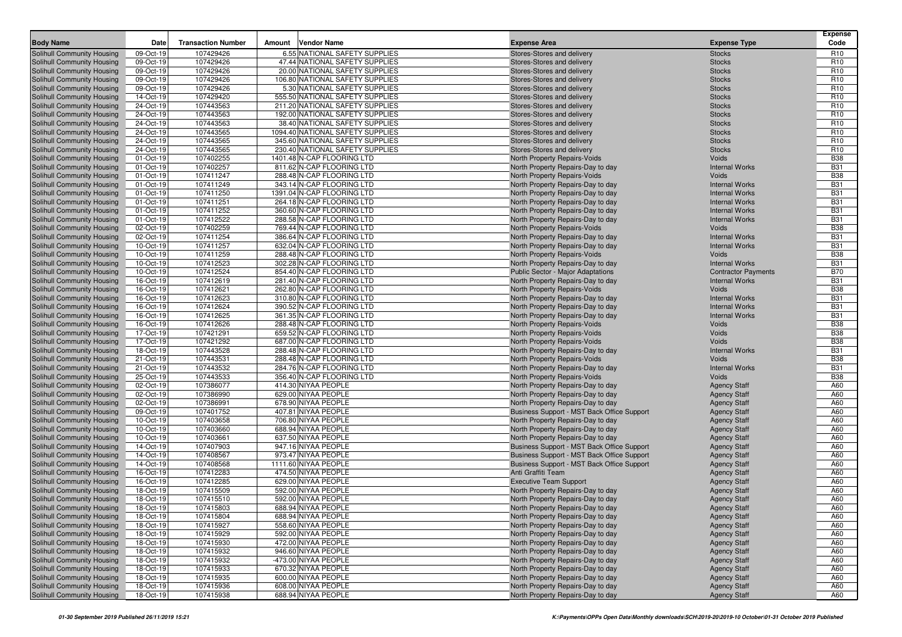| Body Name | Date | Transaction Number | Amount | Vendor Name | Expense Area | Expense Type | Expense Code |
|---|---|---|---|---|---|---|---|
| Solihull Community Housing | 09-Oct-19 | 107429426 | 6.55 | NATIONAL SAFETY SUPPLIES | Stores-Stores and delivery | Stocks | R10 |
| Solihull Community Housing | 09-Oct-19 | 107429426 | 47.44 | NATIONAL SAFETY SUPPLIES | Stores-Stores and delivery | Stocks | R10 |
| Solihull Community Housing | 09-Oct-19 | 107429426 | 20.00 | NATIONAL SAFETY SUPPLIES | Stores-Stores and delivery | Stocks | R10 |
| Solihull Community Housing | 09-Oct-19 | 107429426 | 106.80 | NATIONAL SAFETY SUPPLIES | Stores-Stores and delivery | Stocks | R10 |
| Solihull Community Housing | 09-Oct-19 | 107429426 | 5.30 | NATIONAL SAFETY SUPPLIES | Stores-Stores and delivery | Stocks | R10 |
| Solihull Community Housing | 14-Oct-19 | 107429420 | 555.50 | NATIONAL SAFETY SUPPLIES | Stores-Stores and delivery | Stocks | R10 |
| Solihull Community Housing | 24-Oct-19 | 107443563 | 211.20 | NATIONAL SAFETY SUPPLIES | Stores-Stores and delivery | Stocks | R10 |
| Solihull Community Housing | 24-Oct-19 | 107443563 | 192.00 | NATIONAL SAFETY SUPPLIES | Stores-Stores and delivery | Stocks | R10 |
| Solihull Community Housing | 24-Oct-19 | 107443563 | 38.40 | NATIONAL SAFETY SUPPLIES | Stores-Stores and delivery | Stocks | R10 |
| Solihull Community Housing | 24-Oct-19 | 107443565 | 1094.40 | NATIONAL SAFETY SUPPLIES | Stores-Stores and delivery | Stocks | R10 |
| Solihull Community Housing | 24-Oct-19 | 107443565 | 345.60 | NATIONAL SAFETY SUPPLIES | Stores-Stores and delivery | Stocks | R10 |
| Solihull Community Housing | 24-Oct-19 | 107443565 | 230.40 | NATIONAL SAFETY SUPPLIES | Stores-Stores and delivery | Stocks | R10 |
| Solihull Community Housing | 01-Oct-19 | 107402255 | 1401.48 | N-CAP FLOORING LTD | North Property Repairs-Voids | Voids | B38 |
| Solihull Community Housing | 01-Oct-19 | 107402257 | 811.62 | N-CAP FLOORING LTD | North Property Repairs-Day to day | Internal Works | B31 |
| Solihull Community Housing | 01-Oct-19 | 107411247 | 288.48 | N-CAP FLOORING LTD | North Property Repairs-Voids | Voids | B38 |
| Solihull Community Housing | 01-Oct-19 | 107411249 | 343.14 | N-CAP FLOORING LTD | North Property Repairs-Day to day | Internal Works | B31 |
| Solihull Community Housing | 01-Oct-19 | 107411250 | 1391.04 | N-CAP FLOORING LTD | North Property Repairs-Day to day | Internal Works | B31 |
| Solihull Community Housing | 01-Oct-19 | 107411251 | 264.18 | N-CAP FLOORING LTD | North Property Repairs-Day to day | Internal Works | B31 |
| Solihull Community Housing | 01-Oct-19 | 107411252 | 360.60 | N-CAP FLOORING LTD | North Property Repairs-Day to day | Internal Works | B31 |
| Solihull Community Housing | 01-Oct-19 | 107412522 | 288.58 | N-CAP FLOORING LTD | North Property Repairs-Day to day | Internal Works | B31 |
| Solihull Community Housing | 02-Oct-19 | 107402259 | 769.44 | N-CAP FLOORING LTD | North Property Repairs-Voids | Voids | B38 |
| Solihull Community Housing | 02-Oct-19 | 107411254 | 386.64 | N-CAP FLOORING LTD | North Property Repairs-Day to day | Internal Works | B31 |
| Solihull Community Housing | 10-Oct-19 | 107411257 | 632.04 | N-CAP FLOORING LTD | North Property Repairs-Day to day | Internal Works | B31 |
| Solihull Community Housing | 10-Oct-19 | 107411259 | 288.48 | N-CAP FLOORING LTD | North Property Repairs-Voids | Voids | B38 |
| Solihull Community Housing | 10-Oct-19 | 107412523 | 302.28 | N-CAP FLOORING LTD | North Property Repairs-Day to day | Internal Works | B31 |
| Solihull Community Housing | 10-Oct-19 | 107412524 | 854.40 | N-CAP FLOORING LTD | Public Sector - Major Adaptations | Contractor Payments | B70 |
| Solihull Community Housing | 16-Oct-19 | 107412619 | 281.40 | N-CAP FLOORING LTD | North Property Repairs-Day to day | Internal Works | B31 |
| Solihull Community Housing | 16-Oct-19 | 107412621 | 262.80 | N-CAP FLOORING LTD | North Property Repairs-Voids | Voids | B38 |
| Solihull Community Housing | 16-Oct-19 | 107412623 | 310.80 | N-CAP FLOORING LTD | North Property Repairs-Day to day | Internal Works | B31 |
| Solihull Community Housing | 16-Oct-19 | 107412624 | 390.52 | N-CAP FLOORING LTD | North Property Repairs-Day to day | Internal Works | B31 |
| Solihull Community Housing | 16-Oct-19 | 107412625 | 361.35 | N-CAP FLOORING LTD | North Property Repairs-Day to day | Internal Works | B31 |
| Solihull Community Housing | 16-Oct-19 | 107412626 | 288.48 | N-CAP FLOORING LTD | North Property Repairs-Voids | Voids | B38 |
| Solihull Community Housing | 17-Oct-19 | 107421291 | 659.52 | N-CAP FLOORING LTD | North Property Repairs-Voids | Voids | B38 |
| Solihull Community Housing | 17-Oct-19 | 107421292 | 687.00 | N-CAP FLOORING LTD | North Property Repairs-Voids | Voids | B38 |
| Solihull Community Housing | 18-Oct-19 | 107443528 | 288.48 | N-CAP FLOORING LTD | North Property Repairs-Day to day | Internal Works | B31 |
| Solihull Community Housing | 21-Oct-19 | 107443531 | 288.48 | N-CAP FLOORING LTD | North Property Repairs-Voids | Voids | B38 |
| Solihull Community Housing | 21-Oct-19 | 107443532 | 284.76 | N-CAP FLOORING LTD | North Property Repairs-Day to day | Internal Works | B31 |
| Solihull Community Housing | 25-Oct-19 | 107443533 | 356.40 | N-CAP FLOORING LTD | North Property Repairs-Voids | Voids | B38 |
| Solihull Community Housing | 02-Oct-19 | 107386077 | 414.30 | NIYAA PEOPLE | North Property Repairs-Day to day | Agency Staff | A60 |
| Solihull Community Housing | 02-Oct-19 | 107386990 | 629.00 | NIYAA PEOPLE | North Property Repairs-Day to day | Agency Staff | A60 |
| Solihull Community Housing | 02-Oct-19 | 107386991 | 678.90 | NIYAA PEOPLE | North Property Repairs-Day to day | Agency Staff | A60 |
| Solihull Community Housing | 09-Oct-19 | 107401752 | 407.81 | NIYAA PEOPLE | Business Support - MST Back Office Support | Agency Staff | A60 |
| Solihull Community Housing | 10-Oct-19 | 107403658 | 706.80 | NIYAA PEOPLE | North Property Repairs-Day to day | Agency Staff | A60 |
| Solihull Community Housing | 10-Oct-19 | 107403660 | 688.94 | NIYAA PEOPLE | North Property Repairs-Day to day | Agency Staff | A60 |
| Solihull Community Housing | 10-Oct-19 | 107403661 | 637.50 | NIYAA PEOPLE | North Property Repairs-Day to day | Agency Staff | A60 |
| Solihull Community Housing | 14-Oct-19 | 107407903 | 947.16 | NIYAA PEOPLE | Business Support - MST Back Office Support | Agency Staff | A60 |
| Solihull Community Housing | 14-Oct-19 | 107408567 | 973.47 | NIYAA PEOPLE | Business Support - MST Back Office Support | Agency Staff | A60 |
| Solihull Community Housing | 14-Oct-19 | 107408568 | 1111.60 | NIYAA PEOPLE | Business Support - MST Back Office Support | Agency Staff | A60 |
| Solihull Community Housing | 16-Oct-19 | 107412283 | 474.50 | NIYAA PEOPLE | Anti Graffiti Team | Agency Staff | A60 |
| Solihull Community Housing | 16-Oct-19 | 107412285 | 629.00 | NIYAA PEOPLE | Executive Team Support | Agency Staff | A60 |
| Solihull Community Housing | 18-Oct-19 | 107415509 | 592.00 | NIYAA PEOPLE | North Property Repairs-Day to day | Agency Staff | A60 |
| Solihull Community Housing | 18-Oct-19 | 107415510 | 592.00 | NIYAA PEOPLE | North Property Repairs-Day to day | Agency Staff | A60 |
| Solihull Community Housing | 18-Oct-19 | 107415803 | 688.94 | NIYAA PEOPLE | North Property Repairs-Day to day | Agency Staff | A60 |
| Solihull Community Housing | 18-Oct-19 | 107415804 | 688.94 | NIYAA PEOPLE | North Property Repairs-Day to day | Agency Staff | A60 |
| Solihull Community Housing | 18-Oct-19 | 107415927 | 558.60 | NIYAA PEOPLE | North Property Repairs-Day to day | Agency Staff | A60 |
| Solihull Community Housing | 18-Oct-19 | 107415929 | 592.00 | NIYAA PEOPLE | North Property Repairs-Day to day | Agency Staff | A60 |
| Solihull Community Housing | 18-Oct-19 | 107415930 | 472.00 | NIYAA PEOPLE | North Property Repairs-Day to day | Agency Staff | A60 |
| Solihull Community Housing | 18-Oct-19 | 107415932 | 946.60 | NIYAA PEOPLE | North Property Repairs-Day to day | Agency Staff | A60 |
| Solihull Community Housing | 18-Oct-19 | 107415932 | -473.00 | NIYAA PEOPLE | North Property Repairs-Day to day | Agency Staff | A60 |
| Solihull Community Housing | 18-Oct-19 | 107415933 | 670.32 | NIYAA PEOPLE | North Property Repairs-Day to day | Agency Staff | A60 |
| Solihull Community Housing | 18-Oct-19 | 107415935 | 600.00 | NIYAA PEOPLE | North Property Repairs-Day to day | Agency Staff | A60 |
| Solihull Community Housing | 18-Oct-19 | 107415936 | 608.00 | NIYAA PEOPLE | North Property Repairs-Day to day | Agency Staff | A60 |
| Solihull Community Housing | 18-Oct-19 | 107415938 | 688.94 | NIYAA PEOPLE | North Property Repairs-Day to day | Agency Staff | A60 |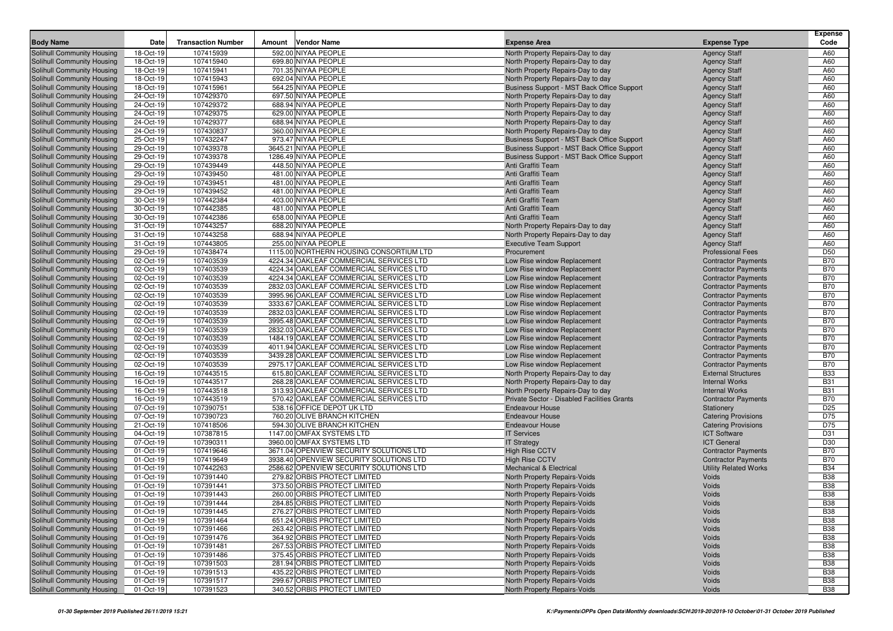| Body Name | Date | Transaction Number | Amount | Vendor Name | Expense Area | Expense Type | Expense Code |
|---|---|---|---|---|---|---|---|
| Solihull Community Housing | 18-Oct-19 | 107415939 | 592.00 | NIYAA PEOPLE | North Property Repairs-Day to day | Agency Staff | A60 |
| Solihull Community Housing | 18-Oct-19 | 107415940 | 699.80 | NIYAA PEOPLE | North Property Repairs-Day to day | Agency Staff | A60 |
| Solihull Community Housing | 18-Oct-19 | 107415941 | 701.35 | NIYAA PEOPLE | North Property Repairs-Day to day | Agency Staff | A60 |
| Solihull Community Housing | 18-Oct-19 | 107415943 | 692.04 | NIYAA PEOPLE | North Property Repairs-Day to day | Agency Staff | A60 |
| Solihull Community Housing | 18-Oct-19 | 107415961 | 564.25 | NIYAA PEOPLE | Business Support - MST Back Office Support | Agency Staff | A60 |
| Solihull Community Housing | 24-Oct-19 | 107429370 | 697.50 | NIYAA PEOPLE | North Property Repairs-Day to day | Agency Staff | A60 |
| Solihull Community Housing | 24-Oct-19 | 107429372 | 688.94 | NIYAA PEOPLE | North Property Repairs-Day to day | Agency Staff | A60 |
| Solihull Community Housing | 24-Oct-19 | 107429375 | 629.00 | NIYAA PEOPLE | North Property Repairs-Day to day | Agency Staff | A60 |
| Solihull Community Housing | 24-Oct-19 | 107429377 | 688.94 | NIYAA PEOPLE | North Property Repairs-Day to day | Agency Staff | A60 |
| Solihull Community Housing | 24-Oct-19 | 107430837 | 360.00 | NIYAA PEOPLE | North Property Repairs-Day to day | Agency Staff | A60 |
| Solihull Community Housing | 25-Oct-19 | 107432247 | 973.47 | NIYAA PEOPLE | Business Support - MST Back Office Support | Agency Staff | A60 |
| Solihull Community Housing | 29-Oct-19 | 107439378 | 3645.21 | NIYAA PEOPLE | Business Support - MST Back Office Support | Agency Staff | A60 |
| Solihull Community Housing | 29-Oct-19 | 107439378 | 1286.49 | NIYAA PEOPLE | Business Support - MST Back Office Support | Agency Staff | A60 |
| Solihull Community Housing | 29-Oct-19 | 107439449 | 448.50 | NIYAA PEOPLE | Anti Graffiti Team | Agency Staff | A60 |
| Solihull Community Housing | 29-Oct-19 | 107439450 | 481.00 | NIYAA PEOPLE | Anti Graffiti Team | Agency Staff | A60 |
| Solihull Community Housing | 29-Oct-19 | 107439451 | 481.00 | NIYAA PEOPLE | Anti Graffiti Team | Agency Staff | A60 |
| Solihull Community Housing | 29-Oct-19 | 107439452 | 481.00 | NIYAA PEOPLE | Anti Graffiti Team | Agency Staff | A60 |
| Solihull Community Housing | 30-Oct-19 | 107442384 | 403.00 | NIYAA PEOPLE | Anti Graffiti Team | Agency Staff | A60 |
| Solihull Community Housing | 30-Oct-19 | 107442385 | 481.00 | NIYAA PEOPLE | Anti Graffiti Team | Agency Staff | A60 |
| Solihull Community Housing | 30-Oct-19 | 107442386 | 658.00 | NIYAA PEOPLE | Anti Graffiti Team | Agency Staff | A60 |
| Solihull Community Housing | 31-Oct-19 | 107443257 | 688.20 | NIYAA PEOPLE | North Property Repairs-Day to day | Agency Staff | A60 |
| Solihull Community Housing | 31-Oct-19 | 107443258 | 688.94 | NIYAA PEOPLE | North Property Repairs-Day to day | Agency Staff | A60 |
| Solihull Community Housing | 31-Oct-19 | 107443805 | 255.00 | NIYAA PEOPLE | Executive Team Support | Agency Staff | A60 |
| Solihull Community Housing | 29-Oct-19 | 107438474 | 1115.00 | NORTHERN HOUSING CONSORTIUM LTD | Procurement | Professional Fees | D50 |
| Solihull Community Housing | 02-Oct-19 | 107403539 | 4224.34 | OAKLEAF COMMERCIAL SERVICES LTD | Low Rise window Replacement | Contractor Payments | B70 |
| Solihull Community Housing | 02-Oct-19 | 107403539 | 4224.34 | OAKLEAF COMMERCIAL SERVICES LTD | Low Rise window Replacement | Contractor Payments | B70 |
| Solihull Community Housing | 02-Oct-19 | 107403539 | 4224.34 | OAKLEAF COMMERCIAL SERVICES LTD | Low Rise window Replacement | Contractor Payments | B70 |
| Solihull Community Housing | 02-Oct-19 | 107403539 | 2832.03 | OAKLEAF COMMERCIAL SERVICES LTD | Low Rise window Replacement | Contractor Payments | B70 |
| Solihull Community Housing | 02-Oct-19 | 107403539 | 3995.96 | OAKLEAF COMMERCIAL SERVICES LTD | Low Rise window Replacement | Contractor Payments | B70 |
| Solihull Community Housing | 02-Oct-19 | 107403539 | 3333.67 | OAKLEAF COMMERCIAL SERVICES LTD | Low Rise window Replacement | Contractor Payments | B70 |
| Solihull Community Housing | 02-Oct-19 | 107403539 | 2832.03 | OAKLEAF COMMERCIAL SERVICES LTD | Low Rise window Replacement | Contractor Payments | B70 |
| Solihull Community Housing | 02-Oct-19 | 107403539 | 3995.48 | OAKLEAF COMMERCIAL SERVICES LTD | Low Rise window Replacement | Contractor Payments | B70 |
| Solihull Community Housing | 02-Oct-19 | 107403539 | 2832.03 | OAKLEAF COMMERCIAL SERVICES LTD | Low Rise window Replacement | Contractor Payments | B70 |
| Solihull Community Housing | 02-Oct-19 | 107403539 | 1484.19 | OAKLEAF COMMERCIAL SERVICES LTD | Low Rise window Replacement | Contractor Payments | B70 |
| Solihull Community Housing | 02-Oct-19 | 107403539 | 4011.94 | OAKLEAF COMMERCIAL SERVICES LTD | Low Rise window Replacement | Contractor Payments | B70 |
| Solihull Community Housing | 02-Oct-19 | 107403539 | 3439.28 | OAKLEAF COMMERCIAL SERVICES LTD | Low Rise window Replacement | Contractor Payments | B70 |
| Solihull Community Housing | 02-Oct-19 | 107403539 | 2975.17 | OAKLEAF COMMERCIAL SERVICES LTD | Low Rise window Replacement | Contractor Payments | B70 |
| Solihull Community Housing | 16-Oct-19 | 107443515 | 615.80 | OAKLEAF COMMERCIAL SERVICES LTD | North Property Repairs-Day to day | External Structures | B33 |
| Solihull Community Housing | 16-Oct-19 | 107443517 | 268.28 | OAKLEAF COMMERCIAL SERVICES LTD | North Property Repairs-Day to day | Internal Works | B31 |
| Solihull Community Housing | 16-Oct-19 | 107443518 | 313.93 | OAKLEAF COMMERCIAL SERVICES LTD | North Property Repairs-Day to day | Internal Works | B31 |
| Solihull Community Housing | 16-Oct-19 | 107443519 | 570.42 | OAKLEAF COMMERCIAL SERVICES LTD | Private Sector - Disabled Facilities Grants | Contractor Payments | B70 |
| Solihull Community Housing | 07-Oct-19 | 107390751 | 538.16 | OFFICE DEPOT UK LTD | Endeavour House | Stationery | D25 |
| Solihull Community Housing | 07-Oct-19 | 107390723 | 760.20 | OLIVE BRANCH KITCHEN | Endeavour House | Catering Provisions | D75 |
| Solihull Community Housing | 21-Oct-19 | 107418506 | 594.30 | OLIVE BRANCH KITCHEN | Endeavour House | Catering Provisions | D75 |
| Solihull Community Housing | 04-Oct-19 | 107387815 | 1147.00 | OMFAX SYSTEMS LTD | IT Services | ICT Software | D31 |
| Solihull Community Housing | 07-Oct-19 | 107390311 | 3960.00 | OMFAX SYSTEMS LTD | IT Strategy | ICT General | D30 |
| Solihull Community Housing | 01-Oct-19 | 107419646 | 3671.04 | OPENVIEW SECURITY SOLUTIONS LTD | High Rise CCTV | Contractor Payments | B70 |
| Solihull Community Housing | 01-Oct-19 | 107419649 | 3938.40 | OPENVIEW SECURITY SOLUTIONS LTD | High Rise CCTV | Contractor Payments | B70 |
| Solihull Community Housing | 01-Oct-19 | 107442263 | 2586.62 | OPENVIEW SECURITY SOLUTIONS LTD | Mechanical & Electrical | Utility Related Works | B34 |
| Solihull Community Housing | 01-Oct-19 | 107391440 | 279.82 | ORBIS PROTECT LIMITED | North Property Repairs-Voids | Voids | B38 |
| Solihull Community Housing | 01-Oct-19 | 107391441 | 373.50 | ORBIS PROTECT LIMITED | North Property Repairs-Voids | Voids | B38 |
| Solihull Community Housing | 01-Oct-19 | 107391443 | 260.00 | ORBIS PROTECT LIMITED | North Property Repairs-Voids | Voids | B38 |
| Solihull Community Housing | 01-Oct-19 | 107391444 | 284.85 | ORBIS PROTECT LIMITED | North Property Repairs-Voids | Voids | B38 |
| Solihull Community Housing | 01-Oct-19 | 107391445 | 276.27 | ORBIS PROTECT LIMITED | North Property Repairs-Voids | Voids | B38 |
| Solihull Community Housing | 01-Oct-19 | 107391464 | 651.24 | ORBIS PROTECT LIMITED | North Property Repairs-Voids | Voids | B38 |
| Solihull Community Housing | 01-Oct-19 | 107391466 | 263.42 | ORBIS PROTECT LIMITED | North Property Repairs-Voids | Voids | B38 |
| Solihull Community Housing | 01-Oct-19 | 107391476 | 364.92 | ORBIS PROTECT LIMITED | North Property Repairs-Voids | Voids | B38 |
| Solihull Community Housing | 01-Oct-19 | 107391481 | 267.53 | ORBIS PROTECT LIMITED | North Property Repairs-Voids | Voids | B38 |
| Solihull Community Housing | 01-Oct-19 | 107391486 | 375.45 | ORBIS PROTECT LIMITED | North Property Repairs-Voids | Voids | B38 |
| Solihull Community Housing | 01-Oct-19 | 107391503 | 281.94 | ORBIS PROTECT LIMITED | North Property Repairs-Voids | Voids | B38 |
| Solihull Community Housing | 01-Oct-19 | 107391513 | 435.22 | ORBIS PROTECT LIMITED | North Property Repairs-Voids | Voids | B38 |
| Solihull Community Housing | 01-Oct-19 | 107391517 | 299.67 | ORBIS PROTECT LIMITED | North Property Repairs-Voids | Voids | B38 |
| Solihull Community Housing | 01-Oct-19 | 107391523 | 340.52 | ORBIS PROTECT LIMITED | North Property Repairs-Voids | Voids | B38 |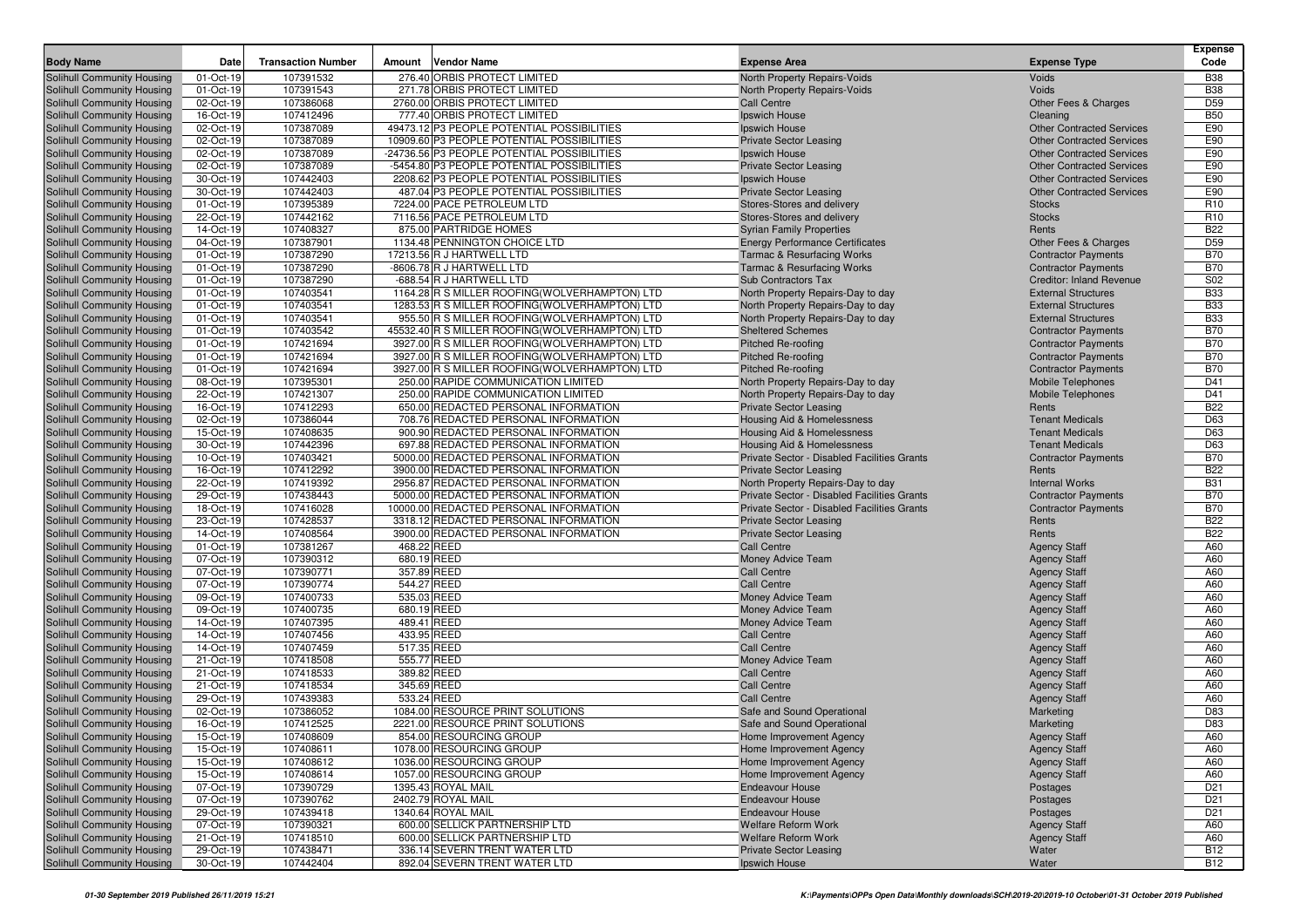| Body Name | Date | Transaction Number | Amount | Vendor Name | Expense Area | Expense Type | Expense Code |
|---|---|---|---|---|---|---|---|
| Solihull Community Housing | 01-Oct-19 | 107391532 | 276.40 | ORBIS PROTECT LIMITED | North Property Repairs-Voids | Voids | B38 |
| Solihull Community Housing | 01-Oct-19 | 107391543 | 271.78 | ORBIS PROTECT LIMITED | North Property Repairs-Voids | Voids | B38 |
| Solihull Community Housing | 02-Oct-19 | 107386068 | 2760.00 | ORBIS PROTECT LIMITED | Call Centre | Other Fees & Charges | D59 |
| Solihull Community Housing | 16-Oct-19 | 107412496 | 777.40 | ORBIS PROTECT LIMITED | Ipswich House | Cleaning | B50 |
| Solihull Community Housing | 02-Oct-19 | 107387089 | 49473.12 | P3 PEOPLE POTENTIAL POSSIBILITIES | Ipswich House | Other Contracted Services | E90 |
| Solihull Community Housing | 02-Oct-19 | 107387089 | 10909.60 | P3 PEOPLE POTENTIAL POSSIBILITIES | Private Sector Leasing | Other Contracted Services | E90 |
| Solihull Community Housing | 02-Oct-19 | 107387089 | -24736.56 | P3 PEOPLE POTENTIAL POSSIBILITIES | Ipswich House | Other Contracted Services | E90 |
| Solihull Community Housing | 02-Oct-19 | 107387089 | -5454.80 | P3 PEOPLE POTENTIAL POSSIBILITIES | Private Sector Leasing | Other Contracted Services | E90 |
| Solihull Community Housing | 30-Oct-19 | 107442403 | 2208.62 | P3 PEOPLE POTENTIAL POSSIBILITIES | Ipswich House | Other Contracted Services | E90 |
| Solihull Community Housing | 30-Oct-19 | 107442403 | 487.04 | P3 PEOPLE POTENTIAL POSSIBILITIES | Private Sector Leasing | Other Contracted Services | E90 |
| Solihull Community Housing | 01-Oct-19 | 107395389 | 7224.00 | PACE PETROLEUM LTD | Stores-Stores and delivery | Stocks | R10 |
| Solihull Community Housing | 22-Oct-19 | 107442162 | 7116.56 | PACE PETROLEUM LTD | Stores-Stores and delivery | Stocks | R10 |
| Solihull Community Housing | 14-Oct-19 | 107408327 | 875.00 | PARTRIDGE HOMES | Syrian Family Properties | Rents | B22 |
| Solihull Community Housing | 04-Oct-19 | 107387901 | 1134.48 | PENNINGTON CHOICE LTD | Energy Performance Certificates | Other Fees & Charges | D59 |
| Solihull Community Housing | 01-Oct-19 | 107387290 | 17213.56 | R J HARTWELL LTD | Tarmac & Resurfacing Works | Contractor Payments | B70 |
| Solihull Community Housing | 01-Oct-19 | 107387290 | -8606.78 | R J HARTWELL LTD | Tarmac & Resurfacing Works | Contractor Payments | B70 |
| Solihull Community Housing | 01-Oct-19 | 107387290 | -688.54 | R J HARTWELL LTD | Sub Contractors Tax | Creditor: Inland Revenue | S02 |
| Solihull Community Housing | 01-Oct-19 | 107403541 | 1164.28 | R S MILLER ROOFING(WOLVERHAMPTON) LTD | North Property Repairs-Day to day | External Structures | B33 |
| Solihull Community Housing | 01-Oct-19 | 107403541 | 1283.53 | R S MILLER ROOFING(WOLVERHAMPTON) LTD | North Property Repairs-Day to day | External Structures | B33 |
| Solihull Community Housing | 01-Oct-19 | 107403541 | 955.50 | R S MILLER ROOFING(WOLVERHAMPTON) LTD | North Property Repairs-Day to day | External Structures | B33 |
| Solihull Community Housing | 01-Oct-19 | 107403542 | 45532.40 | R S MILLER ROOFING(WOLVERHAMPTON) LTD | Sheltered Schemes | Contractor Payments | B70 |
| Solihull Community Housing | 01-Oct-19 | 107421694 | 3927.00 | R S MILLER ROOFING(WOLVERHAMPTON) LTD | Pitched Re-roofing | Contractor Payments | B70 |
| Solihull Community Housing | 01-Oct-19 | 107421694 | 3927.00 | R S MILLER ROOFING(WOLVERHAMPTON) LTD | Pitched Re-roofing | Contractor Payments | B70 |
| Solihull Community Housing | 01-Oct-19 | 107421694 | 3927.00 | R S MILLER ROOFING(WOLVERHAMPTON) LTD | Pitched Re-roofing | Contractor Payments | B70 |
| Solihull Community Housing | 08-Oct-19 | 107395301 | 250.00 | RAPIDE COMMUNICATION LIMITED | North Property Repairs-Day to day | Mobile Telephones | D41 |
| Solihull Community Housing | 22-Oct-19 | 107421307 | 250.00 | RAPIDE COMMUNICATION LIMITED | North Property Repairs-Day to day | Mobile Telephones | D41 |
| Solihull Community Housing | 16-Oct-19 | 107412293 | 650.00 | REDACTED PERSONAL INFORMATION | Private Sector Leasing | Rents | B22 |
| Solihull Community Housing | 02-Oct-19 | 107386044 | 708.76 | REDACTED PERSONAL INFORMATION | Housing Aid & Homelessness | Tenant Medicals | D63 |
| Solihull Community Housing | 15-Oct-19 | 107408635 | 900.90 | REDACTED PERSONAL INFORMATION | Housing Aid & Homelessness | Tenant Medicals | D63 |
| Solihull Community Housing | 30-Oct-19 | 107442396 | 697.88 | REDACTED PERSONAL INFORMATION | Housing Aid & Homelessness | Tenant Medicals | D63 |
| Solihull Community Housing | 10-Oct-19 | 107403421 | 5000.00 | REDACTED PERSONAL INFORMATION | Private Sector - Disabled Facilities Grants | Contractor Payments | B70 |
| Solihull Community Housing | 16-Oct-19 | 107412292 | 3900.00 | REDACTED PERSONAL INFORMATION | Private Sector Leasing | Rents | B22 |
| Solihull Community Housing | 22-Oct-19 | 107419392 | 2956.87 | REDACTED PERSONAL INFORMATION | North Property Repairs-Day to day | Internal Works | B31 |
| Solihull Community Housing | 29-Oct-19 | 107438443 | 5000.00 | REDACTED PERSONAL INFORMATION | Private Sector - Disabled Facilities Grants | Contractor Payments | B70 |
| Solihull Community Housing | 18-Oct-19 | 107416028 | 10000.00 | REDACTED PERSONAL INFORMATION | Private Sector - Disabled Facilities Grants | Contractor Payments | B70 |
| Solihull Community Housing | 23-Oct-19 | 107428537 | 3318.12 | REDACTED PERSONAL INFORMATION | Private Sector Leasing | Rents | B22 |
| Solihull Community Housing | 14-Oct-19 | 107408564 | 3900.00 | REDACTED PERSONAL INFORMATION | Private Sector Leasing | Rents | B22 |
| Solihull Community Housing | 01-Oct-19 | 107381267 | 468.22 | REED | Call Centre | Agency Staff | A60 |
| Solihull Community Housing | 07-Oct-19 | 107390312 | 680.19 | REED | Money Advice Team | Agency Staff | A60 |
| Solihull Community Housing | 07-Oct-19 | 107390771 | 357.89 | REED | Call Centre | Agency Staff | A60 |
| Solihull Community Housing | 07-Oct-19 | 107390774 | 544.27 | REED | Call Centre | Agency Staff | A60 |
| Solihull Community Housing | 09-Oct-19 | 107400733 | 535.03 | REED | Money Advice Team | Agency Staff | A60 |
| Solihull Community Housing | 09-Oct-19 | 107400735 | 680.19 | REED | Money Advice Team | Agency Staff | A60 |
| Solihull Community Housing | 14-Oct-19 | 107407395 | 489.41 | REED | Money Advice Team | Agency Staff | A60 |
| Solihull Community Housing | 14-Oct-19 | 107407456 | 433.95 | REED | Call Centre | Agency Staff | A60 |
| Solihull Community Housing | 14-Oct-19 | 107407459 | 517.35 | REED | Call Centre | Agency Staff | A60 |
| Solihull Community Housing | 21-Oct-19 | 107418508 | 555.77 | REED | Money Advice Team | Agency Staff | A60 |
| Solihull Community Housing | 21-Oct-19 | 107418533 | 389.82 | REED | Call Centre | Agency Staff | A60 |
| Solihull Community Housing | 21-Oct-19 | 107418534 | 345.69 | REED | Call Centre | Agency Staff | A60 |
| Solihull Community Housing | 29-Oct-19 | 107439383 | 533.24 | REED | Call Centre | Agency Staff | A60 |
| Solihull Community Housing | 02-Oct-19 | 107386052 | 1084.00 | RESOURCE PRINT SOLUTIONS | Safe and Sound Operational | Marketing | D83 |
| Solihull Community Housing | 16-Oct-19 | 107412525 | 2221.00 | RESOURCE PRINT SOLUTIONS | Safe and Sound Operational | Marketing | D83 |
| Solihull Community Housing | 15-Oct-19 | 107408609 | 854.00 | RESOURCING GROUP | Home Improvement Agency | Agency Staff | A60 |
| Solihull Community Housing | 15-Oct-19 | 107408611 | 1078.00 | RESOURCING GROUP | Home Improvement Agency | Agency Staff | A60 |
| Solihull Community Housing | 15-Oct-19 | 107408612 | 1036.00 | RESOURCING GROUP | Home Improvement Agency | Agency Staff | A60 |
| Solihull Community Housing | 15-Oct-19 | 107408614 | 1057.00 | RESOURCING GROUP | Home Improvement Agency | Agency Staff | A60 |
| Solihull Community Housing | 07-Oct-19 | 107390729 | 1395.43 | ROYAL MAIL | Endeavour House | Postages | D21 |
| Solihull Community Housing | 07-Oct-19 | 107390762 | 2402.79 | ROYAL MAIL | Endeavour House | Postages | D21 |
| Solihull Community Housing | 29-Oct-19 | 107439418 | 1340.64 | ROYAL MAIL | Endeavour House | Postages | D21 |
| Solihull Community Housing | 07-Oct-19 | 107390321 | 600.00 | SELLICK PARTNERSHIP LTD | Welfare Reform Work | Agency Staff | A60 |
| Solihull Community Housing | 21-Oct-19 | 107418510 | 600.00 | SELLICK PARTNERSHIP LTD | Welfare Reform Work | Agency Staff | A60 |
| Solihull Community Housing | 29-Oct-19 | 107438471 | 336.14 | SEVERN TRENT WATER LTD | Private Sector Leasing | Water | B12 |
| Solihull Community Housing | 30-Oct-19 | 107442404 | 892.04 | SEVERN TRENT WATER LTD | Ipswich House | Water | B12 |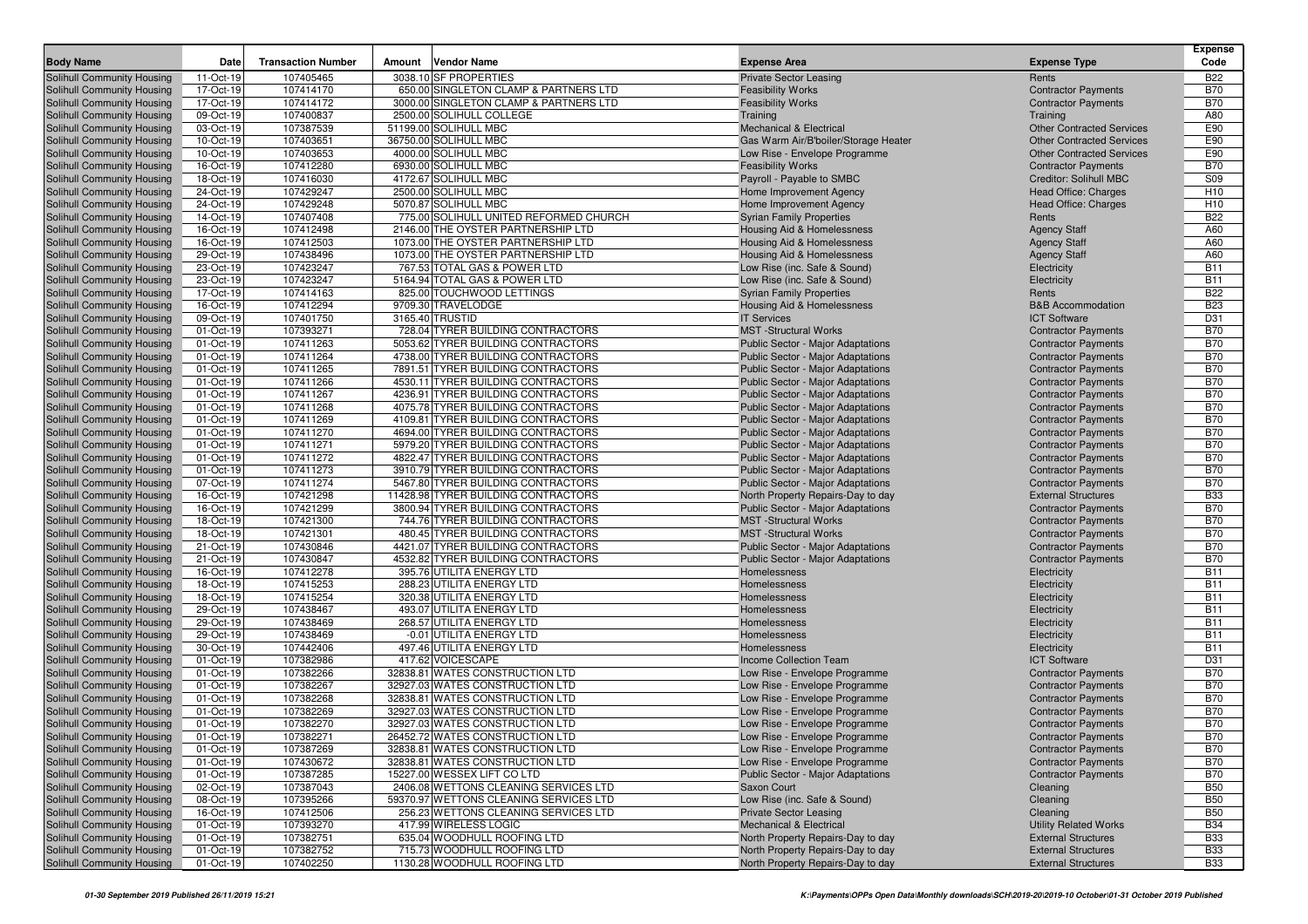| Body Name | Date | Transaction Number | Amount | Vendor Name | Expense Area | Expense Type | Expense Code |
|---|---|---|---|---|---|---|---|
| Solihull Community Housing | 11-Oct-19 | 107405465 | 3038.10 | SF PROPERTIES | Private Sector Leasing | Rents | B22 |
| Solihull Community Housing | 17-Oct-19 | 107414170 | 650.00 | SINGLETON CLAMP & PARTNERS LTD | Feasibility Works | Contractor Payments | B70 |
| Solihull Community Housing | 17-Oct-19 | 107414172 | 3000.00 | SINGLETON CLAMP & PARTNERS LTD | Feasibility Works | Contractor Payments | B70 |
| Solihull Community Housing | 09-Oct-19 | 107400837 | 2500.00 | SOLIHULL COLLEGE | Training | Training | A80 |
| Solihull Community Housing | 03-Oct-19 | 107387539 | 51199.00 | SOLIHULL MBC | Mechanical & Electrical | Other Contracted Services | E90 |
| Solihull Community Housing | 10-Oct-19 | 107403651 | 36750.00 | SOLIHULL MBC | Gas Warm Air/B'boiler/Storage Heater | Other Contracted Services | E90 |
| Solihull Community Housing | 10-Oct-19 | 107403653 | 4000.00 | SOLIHULL MBC | Low Rise - Envelope Programme | Other Contracted Services | E90 |
| Solihull Community Housing | 16-Oct-19 | 107412280 | 6930.00 | SOLIHULL MBC | Feasibility Works | Contractor Payments | B70 |
| Solihull Community Housing | 18-Oct-19 | 107416030 | 4172.67 | SOLIHULL MBC | Payroll - Payable to SMBC | Creditor: Solihull MBC | S09 |
| Solihull Community Housing | 24-Oct-19 | 107429247 | 2500.00 | SOLIHULL MBC | Home Improvement Agency | Head Office: Charges | H10 |
| Solihull Community Housing | 24-Oct-19 | 107429248 | 5070.87 | SOLIHULL MBC | Home Improvement Agency | Head Office: Charges | H10 |
| Solihull Community Housing | 14-Oct-19 | 107407408 | 775.00 | SOLIHULL UNITED REFORMED CHURCH | Syrian Family Properties | Rents | B22 |
| Solihull Community Housing | 16-Oct-19 | 107412498 | 2146.00 | THE OYSTER PARTNERSHIP LTD | Housing Aid & Homelessness | Agency Staff | A60 |
| Solihull Community Housing | 16-Oct-19 | 107412503 | 1073.00 | THE OYSTER PARTNERSHIP LTD | Housing Aid & Homelessness | Agency Staff | A60 |
| Solihull Community Housing | 29-Oct-19 | 107438496 | 1073.00 | THE OYSTER PARTNERSHIP LTD | Housing Aid & Homelessness | Agency Staff | A60 |
| Solihull Community Housing | 23-Oct-19 | 107423247 | 767.53 | TOTAL GAS & POWER LTD | Low Rise (inc. Safe & Sound) | Electricity | B11 |
| Solihull Community Housing | 23-Oct-19 | 107423247 | 5164.94 | TOTAL GAS & POWER LTD | Low Rise (inc. Safe & Sound) | Electricity | B11 |
| Solihull Community Housing | 17-Oct-19 | 107414163 | 825.00 | TOUCHWOOD LETTINGS | Syrian Family Properties | Rents | B22 |
| Solihull Community Housing | 16-Oct-19 | 107412294 | 9709.30 | TRAVELODGE | Housing Aid & Homelessness | B&B Accommodation | B23 |
| Solihull Community Housing | 09-Oct-19 | 107401750 | 3165.40 | TRUSTID | IT Services | ICT Software | D31 |
| Solihull Community Housing | 01-Oct-19 | 107393271 | 728.04 | TYRER BUILDING CONTRACTORS | MST -Structural Works | Contractor Payments | B70 |
| Solihull Community Housing | 01-Oct-19 | 107411263 | 5053.62 | TYRER BUILDING CONTRACTORS | Public Sector - Major Adaptations | Contractor Payments | B70 |
| Solihull Community Housing | 01-Oct-19 | 107411264 | 4738.00 | TYRER BUILDING CONTRACTORS | Public Sector - Major Adaptations | Contractor Payments | B70 |
| Solihull Community Housing | 01-Oct-19 | 107411265 | 7891.51 | TYRER BUILDING CONTRACTORS | Public Sector - Major Adaptations | Contractor Payments | B70 |
| Solihull Community Housing | 01-Oct-19 | 107411266 | 4530.11 | TYRER BUILDING CONTRACTORS | Public Sector - Major Adaptations | Contractor Payments | B70 |
| Solihull Community Housing | 01-Oct-19 | 107411267 | 4236.91 | TYRER BUILDING CONTRACTORS | Public Sector - Major Adaptations | Contractor Payments | B70 |
| Solihull Community Housing | 01-Oct-19 | 107411268 | 4075.78 | TYRER BUILDING CONTRACTORS | Public Sector - Major Adaptations | Contractor Payments | B70 |
| Solihull Community Housing | 01-Oct-19 | 107411269 | 4109.81 | TYRER BUILDING CONTRACTORS | Public Sector - Major Adaptations | Contractor Payments | B70 |
| Solihull Community Housing | 01-Oct-19 | 107411270 | 4694.00 | TYRER BUILDING CONTRACTORS | Public Sector - Major Adaptations | Contractor Payments | B70 |
| Solihull Community Housing | 01-Oct-19 | 107411271 | 5979.20 | TYRER BUILDING CONTRACTORS | Public Sector - Major Adaptations | Contractor Payments | B70 |
| Solihull Community Housing | 01-Oct-19 | 107411272 | 4822.47 | TYRER BUILDING CONTRACTORS | Public Sector - Major Adaptations | Contractor Payments | B70 |
| Solihull Community Housing | 01-Oct-19 | 107411273 | 3910.79 | TYRER BUILDING CONTRACTORS | Public Sector - Major Adaptations | Contractor Payments | B70 |
| Solihull Community Housing | 07-Oct-19 | 107411274 | 5467.80 | TYRER BUILDING CONTRACTORS | Public Sector - Major Adaptations | Contractor Payments | B70 |
| Solihull Community Housing | 16-Oct-19 | 107421298 | 11428.98 | TYRER BUILDING CONTRACTORS | North Property Repairs-Day to day | External Structures | B33 |
| Solihull Community Housing | 16-Oct-19 | 107421299 | 3800.94 | TYRER BUILDING CONTRACTORS | Public Sector - Major Adaptations | Contractor Payments | B70 |
| Solihull Community Housing | 18-Oct-19 | 107421300 | 744.76 | TYRER BUILDING CONTRACTORS | MST -Structural Works | Contractor Payments | B70 |
| Solihull Community Housing | 18-Oct-19 | 107421301 | 480.45 | TYRER BUILDING CONTRACTORS | MST -Structural Works | Contractor Payments | B70 |
| Solihull Community Housing | 21-Oct-19 | 107430846 | 4421.07 | TYRER BUILDING CONTRACTORS | Public Sector - Major Adaptations | Contractor Payments | B70 |
| Solihull Community Housing | 21-Oct-19 | 107430847 | 4532.82 | TYRER BUILDING CONTRACTORS | Public Sector - Major Adaptations | Contractor Payments | B70 |
| Solihull Community Housing | 16-Oct-19 | 107412278 | 395.76 | UTILITA ENERGY LTD | Homelessness | Electricity | B11 |
| Solihull Community Housing | 18-Oct-19 | 107415253 | 288.23 | UTILITA ENERGY LTD | Homelessness | Electricity | B11 |
| Solihull Community Housing | 18-Oct-19 | 107415254 | 320.38 | UTILITA ENERGY LTD | Homelessness | Electricity | B11 |
| Solihull Community Housing | 29-Oct-19 | 107438467 | 493.07 | UTILITA ENERGY LTD | Homelessness | Electricity | B11 |
| Solihull Community Housing | 29-Oct-19 | 107438469 | 268.57 | UTILITA ENERGY LTD | Homelessness | Electricity | B11 |
| Solihull Community Housing | 29-Oct-19 | 107438469 | -0.01 | UTILITA ENERGY LTD | Homelessness | Electricity | B11 |
| Solihull Community Housing | 30-Oct-19 | 107442406 | 497.46 | UTILITA ENERGY LTD | Homelessness | Electricity | B11 |
| Solihull Community Housing | 01-Oct-19 | 107382986 | 417.62 | VOICESCAPE | Income Collection Team | ICT Software | D31 |
| Solihull Community Housing | 01-Oct-19 | 107382266 | 32838.81 | WATES CONSTRUCTION LTD | Low Rise - Envelope Programme | Contractor Payments | B70 |
| Solihull Community Housing | 01-Oct-19 | 107382267 | 32927.03 | WATES CONSTRUCTION LTD | Low Rise - Envelope Programme | Contractor Payments | B70 |
| Solihull Community Housing | 01-Oct-19 | 107382268 | 32838.81 | WATES CONSTRUCTION LTD | Low Rise - Envelope Programme | Contractor Payments | B70 |
| Solihull Community Housing | 01-Oct-19 | 107382269 | 32927.03 | WATES CONSTRUCTION LTD | Low Rise - Envelope Programme | Contractor Payments | B70 |
| Solihull Community Housing | 01-Oct-19 | 107382270 | 32927.03 | WATES CONSTRUCTION LTD | Low Rise - Envelope Programme | Contractor Payments | B70 |
| Solihull Community Housing | 01-Oct-19 | 107382271 | 26452.72 | WATES CONSTRUCTION LTD | Low Rise - Envelope Programme | Contractor Payments | B70 |
| Solihull Community Housing | 01-Oct-19 | 107387269 | 32838.81 | WATES CONSTRUCTION LTD | Low Rise - Envelope Programme | Contractor Payments | B70 |
| Solihull Community Housing | 01-Oct-19 | 107430672 | 32838.81 | WATES CONSTRUCTION LTD | Low Rise - Envelope Programme | Contractor Payments | B70 |
| Solihull Community Housing | 01-Oct-19 | 107387285 | 15227.00 | WESSEX LIFT CO LTD | Public Sector - Major Adaptations | Contractor Payments | B70 |
| Solihull Community Housing | 02-Oct-19 | 107387043 | 2406.08 | WETTONS CLEANING SERVICES LTD | Saxon Court | Cleaning | B50 |
| Solihull Community Housing | 08-Oct-19 | 107395266 | 59370.97 | WETTONS CLEANING SERVICES LTD | Low Rise (inc. Safe & Sound) | Cleaning | B50 |
| Solihull Community Housing | 16-Oct-19 | 107412506 | 256.23 | WETTONS CLEANING SERVICES LTD | Private Sector Leasing | Cleaning | B50 |
| Solihull Community Housing | 01-Oct-19 | 107393270 | 417.99 | WIRELESS LOGIC | Mechanical & Electrical | Utility Related Works | B34 |
| Solihull Community Housing | 01-Oct-19 | 107382751 | 635.04 | WOODHULL ROOFING LTD | North Property Repairs-Day to day | External Structures | B33 |
| Solihull Community Housing | 01-Oct-19 | 107382752 | 715.73 | WOODHULL ROOFING LTD | North Property Repairs-Day to day | External Structures | B33 |
| Solihull Community Housing | 01-Oct-19 | 107402250 | 1130.28 | WOODHULL ROOFING LTD | North Property Repairs-Day to day | External Structures | B33 |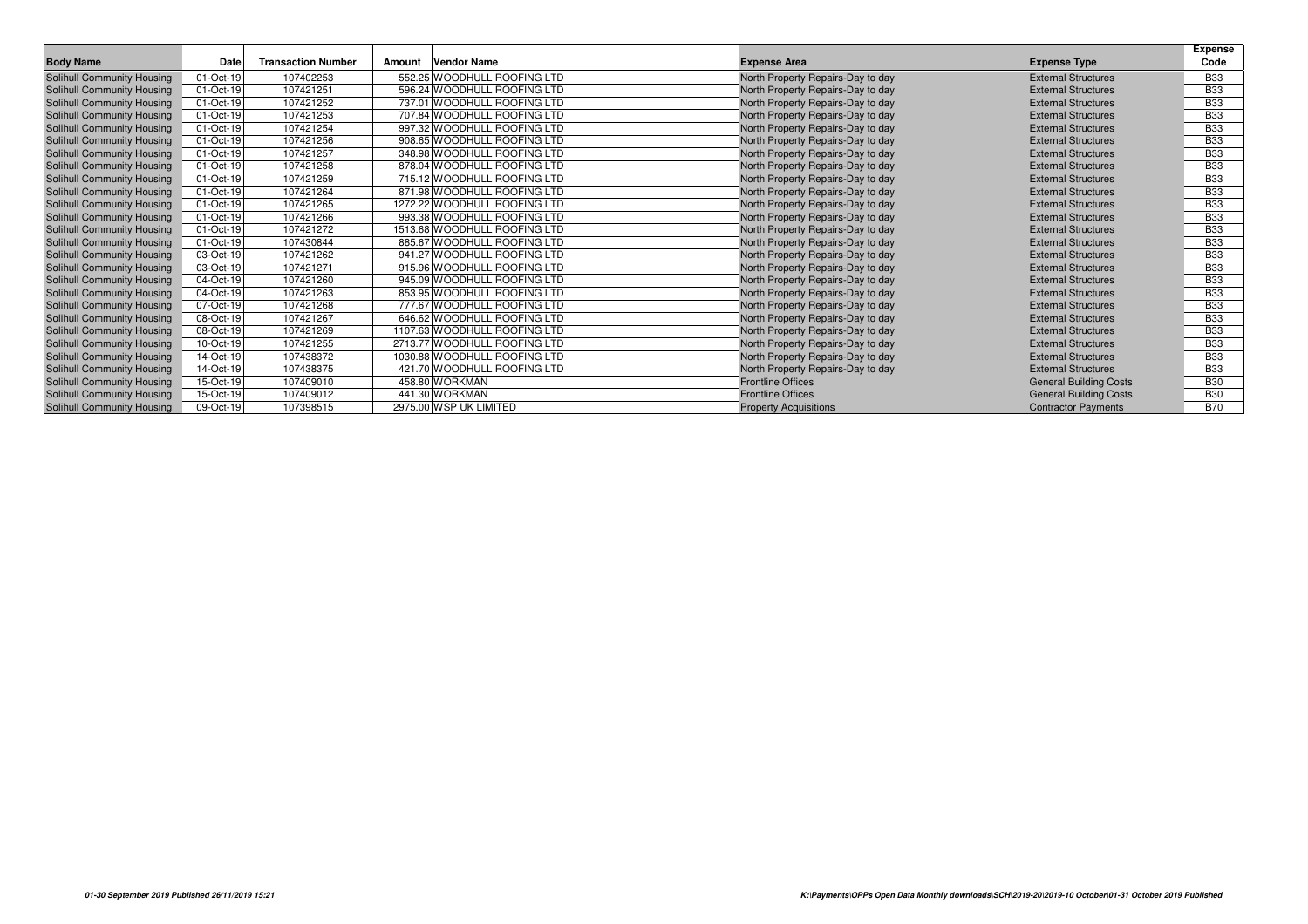| Body Name | Date | Transaction Number | Amount | Vendor Name | Expense Area | Expense Type | Expense Code |
|---|---|---|---|---|---|---|---|
| Solihull Community Housing | 01-Oct-19 | 107402253 | 552.25 | WOODHULL ROOFING LTD | North Property Repairs-Day to day | External Structures | B33 |
| Solihull Community Housing | 01-Oct-19 | 107421251 | 596.24 | WOODHULL ROOFING LTD | North Property Repairs-Day to day | External Structures | B33 |
| Solihull Community Housing | 01-Oct-19 | 107421252 | 737.01 | WOODHULL ROOFING LTD | North Property Repairs-Day to day | External Structures | B33 |
| Solihull Community Housing | 01-Oct-19 | 107421253 | 707.84 | WOODHULL ROOFING LTD | North Property Repairs-Day to day | External Structures | B33 |
| Solihull Community Housing | 01-Oct-19 | 107421254 | 997.32 | WOODHULL ROOFING LTD | North Property Repairs-Day to day | External Structures | B33 |
| Solihull Community Housing | 01-Oct-19 | 107421256 | 908.65 | WOODHULL ROOFING LTD | North Property Repairs-Day to day | External Structures | B33 |
| Solihull Community Housing | 01-Oct-19 | 107421257 | 348.98 | WOODHULL ROOFING LTD | North Property Repairs-Day to day | External Structures | B33 |
| Solihull Community Housing | 01-Oct-19 | 107421258 | 878.04 | WOODHULL ROOFING LTD | North Property Repairs-Day to day | External Structures | B33 |
| Solihull Community Housing | 01-Oct-19 | 107421259 | 715.12 | WOODHULL ROOFING LTD | North Property Repairs-Day to day | External Structures | B33 |
| Solihull Community Housing | 01-Oct-19 | 107421264 | 871.98 | WOODHULL ROOFING LTD | North Property Repairs-Day to day | External Structures | B33 |
| Solihull Community Housing | 01-Oct-19 | 107421265 | 1272.22 | WOODHULL ROOFING LTD | North Property Repairs-Day to day | External Structures | B33 |
| Solihull Community Housing | 01-Oct-19 | 107421266 | 993.38 | WOODHULL ROOFING LTD | North Property Repairs-Day to day | External Structures | B33 |
| Solihull Community Housing | 01-Oct-19 | 107421272 | 1513.68 | WOODHULL ROOFING LTD | North Property Repairs-Day to day | External Structures | B33 |
| Solihull Community Housing | 01-Oct-19 | 107430844 | 885.67 | WOODHULL ROOFING LTD | North Property Repairs-Day to day | External Structures | B33 |
| Solihull Community Housing | 03-Oct-19 | 107421262 | 941.27 | WOODHULL ROOFING LTD | North Property Repairs-Day to day | External Structures | B33 |
| Solihull Community Housing | 03-Oct-19 | 107421271 | 915.96 | WOODHULL ROOFING LTD | North Property Repairs-Day to day | External Structures | B33 |
| Solihull Community Housing | 04-Oct-19 | 107421260 | 945.09 | WOODHULL ROOFING LTD | North Property Repairs-Day to day | External Structures | B33 |
| Solihull Community Housing | 04-Oct-19 | 107421263 | 853.95 | WOODHULL ROOFING LTD | North Property Repairs-Day to day | External Structures | B33 |
| Solihull Community Housing | 07-Oct-19 | 107421268 | 777.67 | WOODHULL ROOFING LTD | North Property Repairs-Day to day | External Structures | B33 |
| Solihull Community Housing | 08-Oct-19 | 107421267 | 646.62 | WOODHULL ROOFING LTD | North Property Repairs-Day to day | External Structures | B33 |
| Solihull Community Housing | 08-Oct-19 | 107421269 | 1107.63 | WOODHULL ROOFING LTD | North Property Repairs-Day to day | External Structures | B33 |
| Solihull Community Housing | 10-Oct-19 | 107421255 | 2713.77 | WOODHULL ROOFING LTD | North Property Repairs-Day to day | External Structures | B33 |
| Solihull Community Housing | 14-Oct-19 | 107438372 | 1030.88 | WOODHULL ROOFING LTD | North Property Repairs-Day to day | External Structures | B33 |
| Solihull Community Housing | 14-Oct-19 | 107438375 | 421.70 | WOODHULL ROOFING LTD | North Property Repairs-Day to day | External Structures | B33 |
| Solihull Community Housing | 15-Oct-19 | 107409010 | 458.80 | WORKMAN | Frontline Offices | General Building Costs | B30 |
| Solihull Community Housing | 15-Oct-19 | 107409012 | 441.30 | WORKMAN | Frontline Offices | General Building Costs | B30 |
| Solihull Community Housing | 09-Oct-19 | 107398515 | 2975.00 | WSP UK LIMITED | Property Acquisitions | Contractor Payments | B70 |